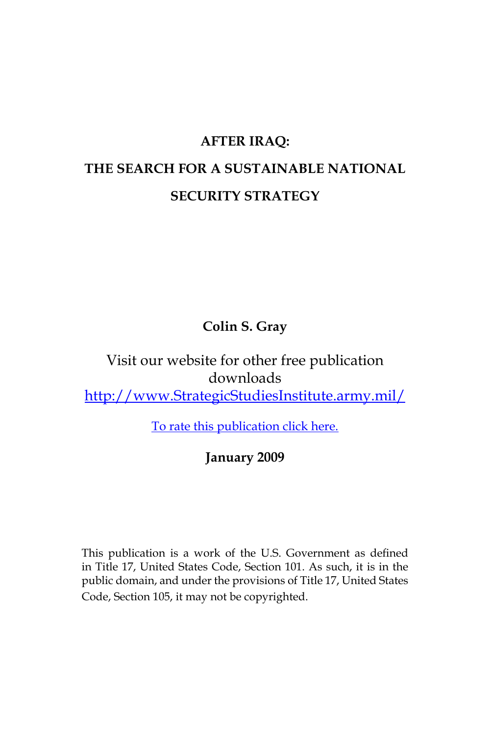# AFTER IRAQ:

# THE SEARCH FOR A SUSTAINABLE NATIONAL SECURITY STRATEGY

**Colin S. Gray**

Visit our website for other free publication downloads
http://www.StrategicStudiesInstitute.army.mil/

To rate this publication click here.

**January 2009**

This publication is a work of the U.S. Government as defined in Title 17, United States Code, Section 101. As such, it is in the public domain, and under the provisions of Title 17, United States Code, Section 105, it may not be copyrighted.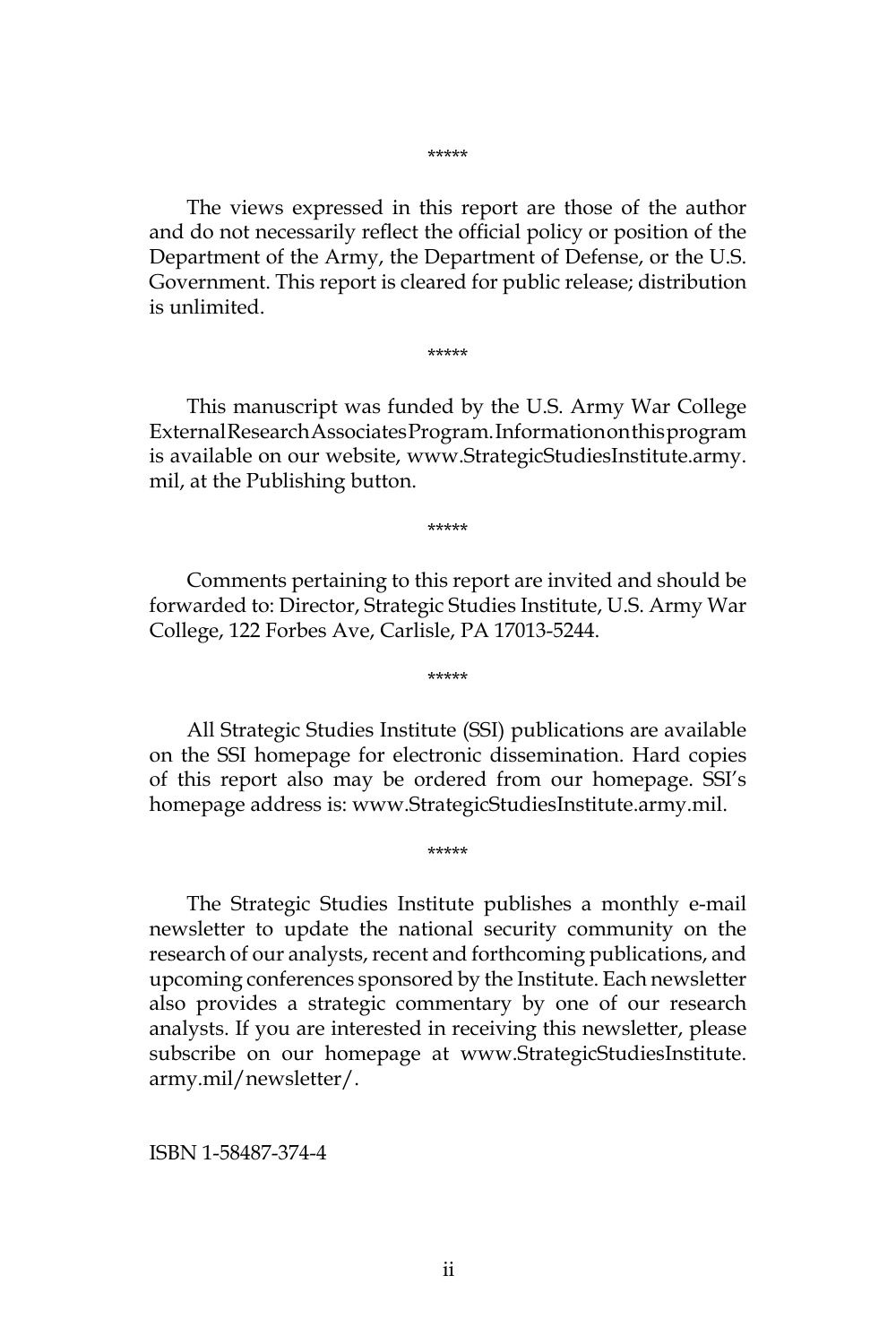*****

The views expressed in this report are those of the author and do not necessarily reflect the official policy or position of the Department of the Army, the Department of Defense, or the U.S. Government. This report is cleared for public release; distribution is unlimited.

*****

This manuscript was funded by the U.S. Army War College External Research Associates Program. Information on this program is available on our website, www.StrategicStudiesInstitute.army.mil, at the Publishing button.

*****

Comments pertaining to this report are invited and should be forwarded to: Director, Strategic Studies Institute, U.S. Army War College, 122 Forbes Ave, Carlisle, PA 17013-5244.

*****

All Strategic Studies Institute (SSI) publications are available on the SSI homepage for electronic dissemination. Hard copies of this report also may be ordered from our homepage. SSI's homepage address is: www.StrategicStudiesInstitute.army.mil.

*****

The Strategic Studies Institute publishes a monthly e-mail newsletter to update the national security community on the research of our analysts, recent and forthcoming publications, and upcoming conferences sponsored by the Institute. Each newsletter also provides a strategic commentary by one of our research analysts. If you are interested in receiving this newsletter, please subscribe on our homepage at www.StrategicStudiesInstitute.army.mil/newsletter/.

ISBN 1-58487-374-4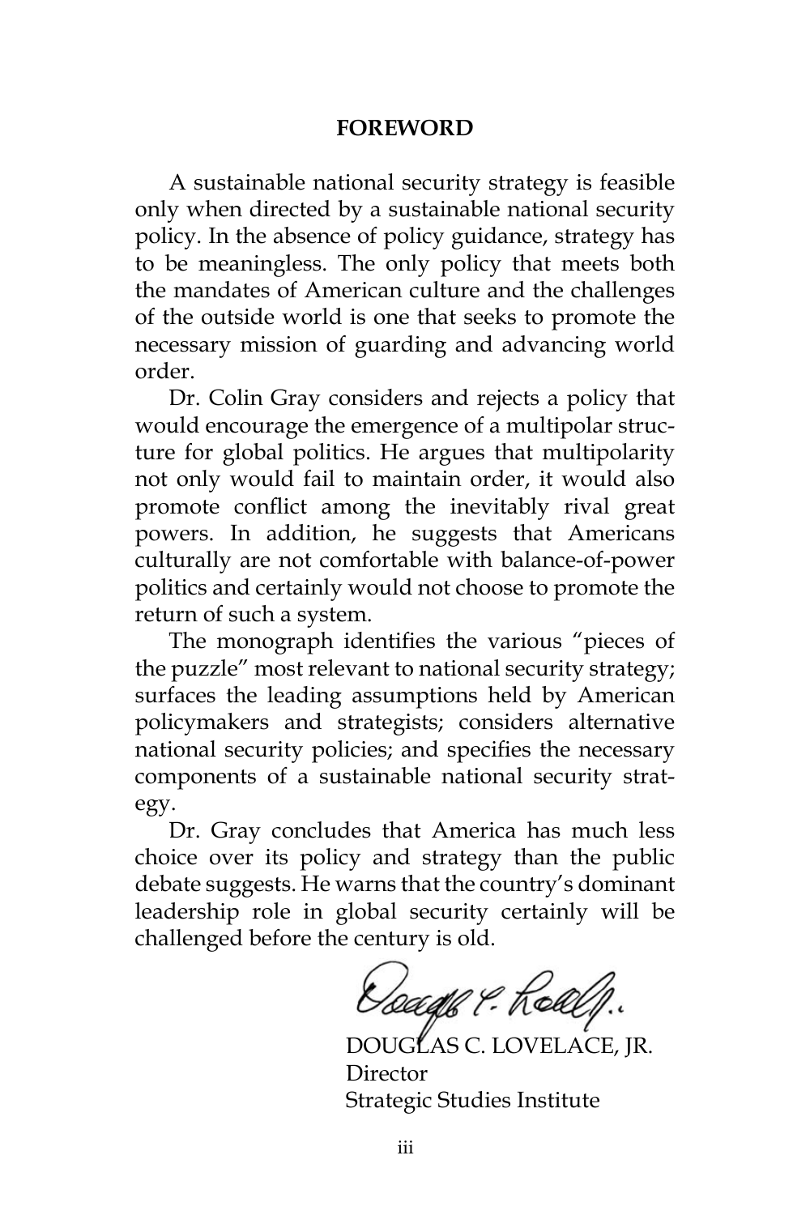## FOREWORD

A sustainable national security strategy is feasible only when directed by a sustainable national security policy. In the absence of policy guidance, strategy has to be meaningless. The only policy that meets both the mandates of American culture and the challenges of the outside world is one that seeks to promote the necessary mission of guarding and advancing world order.

Dr. Colin Gray considers and rejects a policy that would encourage the emergence of a multipolar structure for global politics. He argues that multipolarity not only would fail to maintain order, it would also promote conflict among the inevitably rival great powers. In addition, he suggests that Americans culturally are not comfortable with balance-of-power politics and certainly would not choose to promote the return of such a system.

The monograph identifies the various "pieces of the puzzle" most relevant to national security strategy; surfaces the leading assumptions held by American policymakers and strategists; considers alternative national security policies; and specifies the necessary components of a sustainable national security strategy.

Dr. Gray concludes that America has much less choice over its policy and strategy than the public debate suggests. He warns that the country's dominant leadership role in global security certainly will be challenged before the century is old.

DOUGLAS C. LOVELACE, JR.  
Director  
Strategic Studies Institute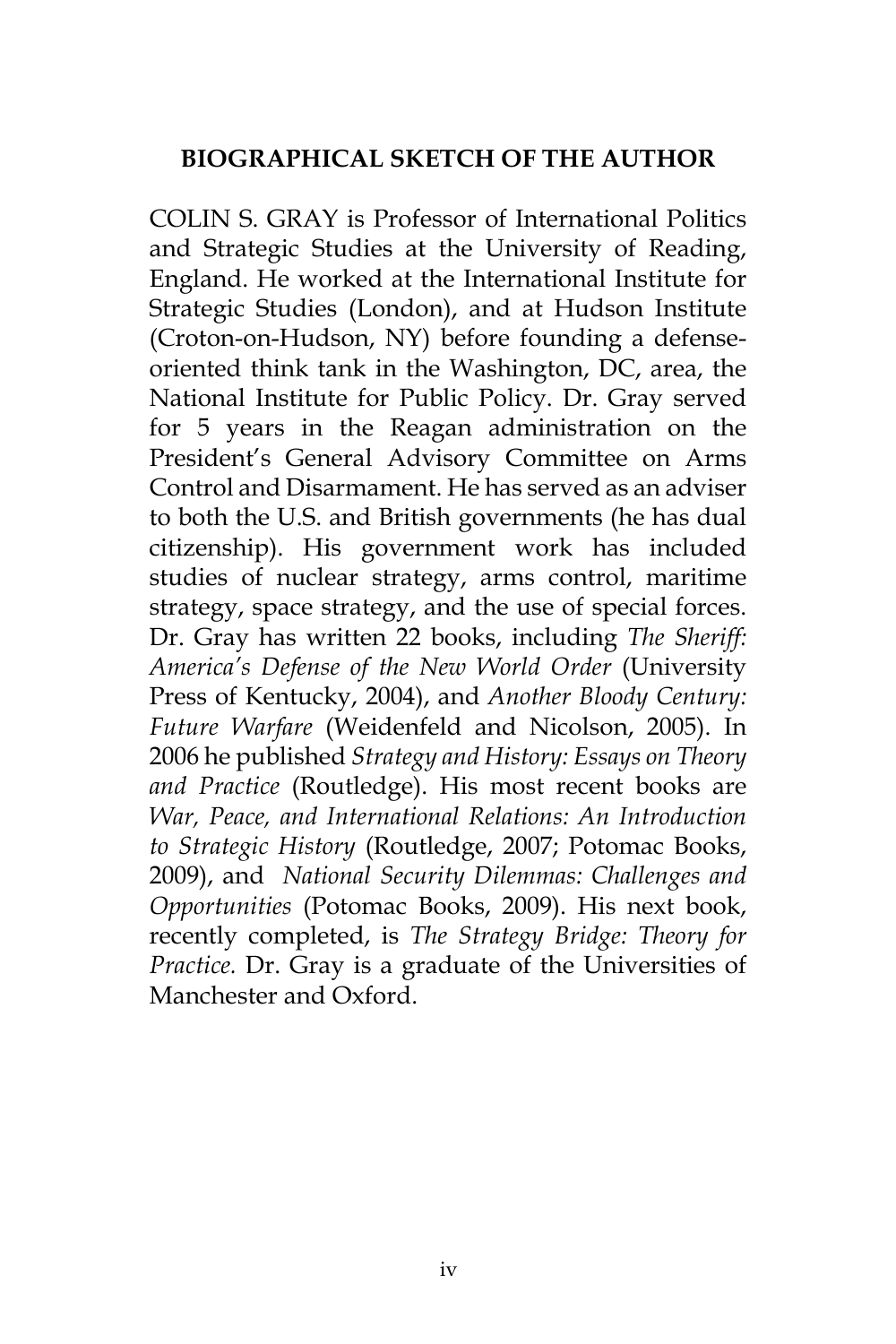## BIOGRAPHICAL SKETCH OF THE AUTHOR

COLIN S. GRAY is Professor of International Politics and Strategic Studies at the University of Reading, England. He worked at the International Institute for Strategic Studies (London), and at Hudson Institute (Croton-on-Hudson, NY) before founding a defense-oriented think tank in the Washington, DC, area, the National Institute for Public Policy. Dr. Gray served for 5 years in the Reagan administration on the President's General Advisory Committee on Arms Control and Disarmament. He has served as an adviser to both the U.S. and British governments (he has dual citizenship). His government work has included studies of nuclear strategy, arms control, maritime strategy, space strategy, and the use of special forces. Dr. Gray has written 22 books, including *The Sheriff: America's Defense of the New World Order* (University Press of Kentucky, 2004), and *Another Bloody Century: Future Warfare* (Weidenfeld and Nicolson, 2005). In 2006 he published *Strategy and History: Essays on Theory and Practice* (Routledge). His most recent books are *War, Peace, and International Relations: An Introduction to Strategic History* (Routledge, 2007; Potomac Books, 2009), and *National Security Dilemmas: Challenges and Opportunities* (Potomac Books, 2009). His next book, recently completed, is *The Strategy Bridge: Theory for Practice.* Dr. Gray is a graduate of the Universities of Manchester and Oxford.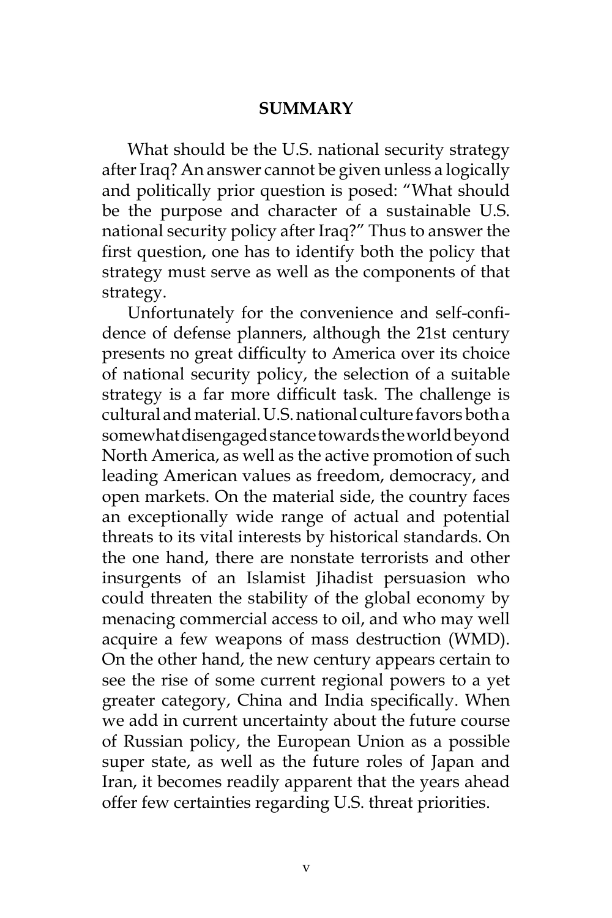## SUMMARY

What should be the U.S. national security strategy after Iraq? An answer cannot be given unless a logically and politically prior question is posed: "What should be the purpose and character of a sustainable U.S. national security policy after Iraq?" Thus to answer the first question, one has to identify both the policy that strategy must serve as well as the components of that strategy.

Unfortunately for the convenience and self-confidence of defense planners, although the 21st century presents no great difficulty to America over its choice of national security policy, the selection of a suitable strategy is a far more difficult task. The challenge is cultural and material. U.S. national culture favors both a somewhat disengaged stance towards the world beyond North America, as well as the active promotion of such leading American values as freedom, democracy, and open markets. On the material side, the country faces an exceptionally wide range of actual and potential threats to its vital interests by historical standards. On the one hand, there are nonstate terrorists and other insurgents of an Islamist Jihadist persuasion who could threaten the stability of the global economy by menacing commercial access to oil, and who may well acquire a few weapons of mass destruction (WMD). On the other hand, the new century appears certain to see the rise of some current regional powers to a yet greater category, China and India specifically. When we add in current uncertainty about the future course of Russian policy, the European Union as a possible super state, as well as the future roles of Japan and Iran, it becomes readily apparent that the years ahead offer few certainties regarding U.S. threat priorities.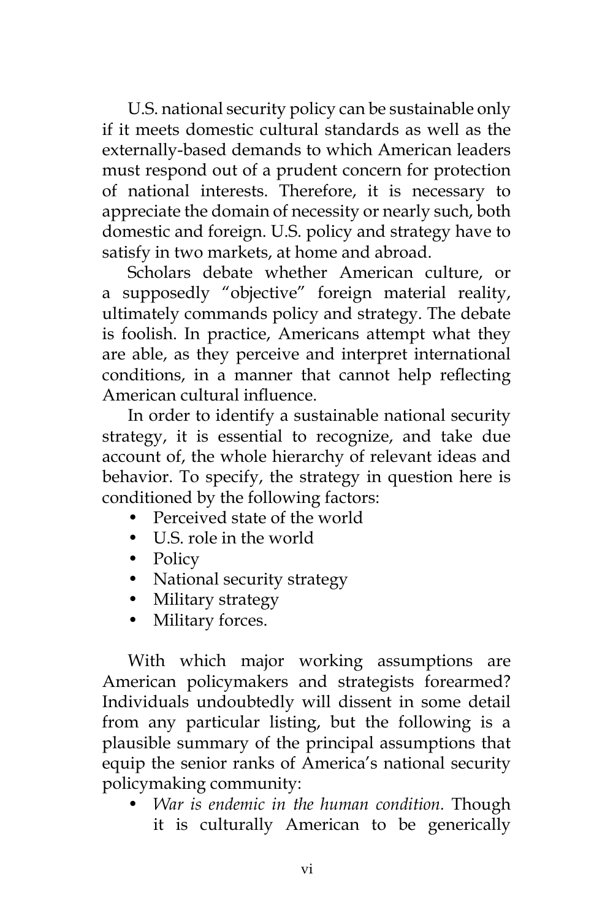U.S. national security policy can be sustainable only if it meets domestic cultural standards as well as the externally-based demands to which American leaders must respond out of a prudent concern for protection of national interests. Therefore, it is necessary to appreciate the domain of necessity or nearly such, both domestic and foreign. U.S. policy and strategy have to satisfy in two markets, at home and abroad.

Scholars debate whether American culture, or a supposedly "objective" foreign material reality, ultimately commands policy and strategy. The debate is foolish. In practice, Americans attempt what they are able, as they perceive and interpret international conditions, in a manner that cannot help reflecting American cultural influence.

In order to identify a sustainable national security strategy, it is essential to recognize, and take due account of, the whole hierarchy of relevant ideas and behavior. To specify, the strategy in question here is conditioned by the following factors:

- Perceived state of the world
- U.S. role in the world
- Policy
- National security strategy
- Military strategy
- Military forces.

With which major working assumptions are American policymakers and strategists forearmed? Individuals undoubtedly will dissent in some detail from any particular listing, but the following is a plausible summary of the principal assumptions that equip the senior ranks of America's national security policymaking community:

- *War is endemic in the human condition.* Though it is culturally American to be generically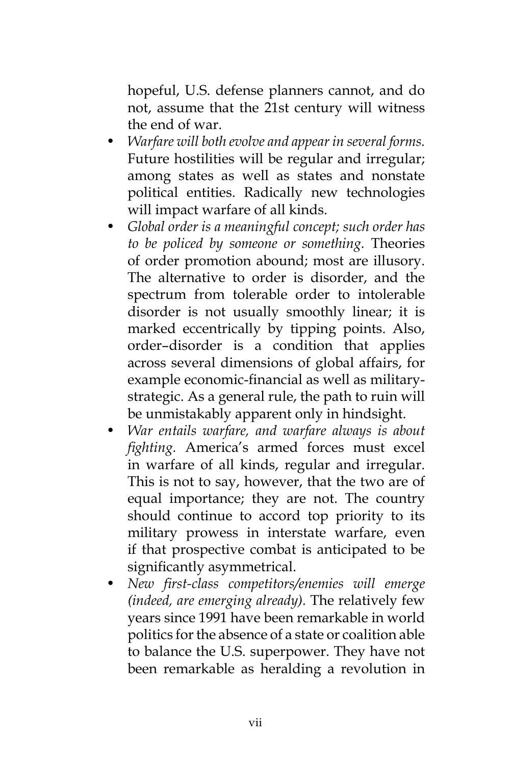hopeful, U.S. defense planners cannot, and do not, assume that the 21st century will witness the end of war.

- *Warfare will both evolve and appear in several forms.* Future hostilities will be regular and irregular; among states as well as states and nonstate political entities. Radically new technologies will impact warfare of all kinds.
- *Global order is a meaningful concept; such order has to be policed by someone or something.* Theories of order promotion abound; most are illusory. The alternative to order is disorder, and the spectrum from tolerable order to intolerable disorder is not usually smoothly linear; it is marked eccentrically by tipping points. Also, order–disorder is a condition that applies across several dimensions of global affairs, for example economic-financial as well as military-strategic. As a general rule, the path to ruin will be unmistakably apparent only in hindsight.
- *War entails warfare, and warfare always is about fighting.* America's armed forces must excel in warfare of all kinds, regular and irregular. This is not to say, however, that the two are of equal importance; they are not. The country should continue to accord top priority to its military prowess in interstate warfare, even if that prospective combat is anticipated to be significantly asymmetrical.
- *New first-class competitors/enemies will emerge (indeed, are emerging already).* The relatively few years since 1991 have been remarkable in world politics for the absence of a state or coalition able to balance the U.S. superpower. They have not been remarkable as heralding a revolution in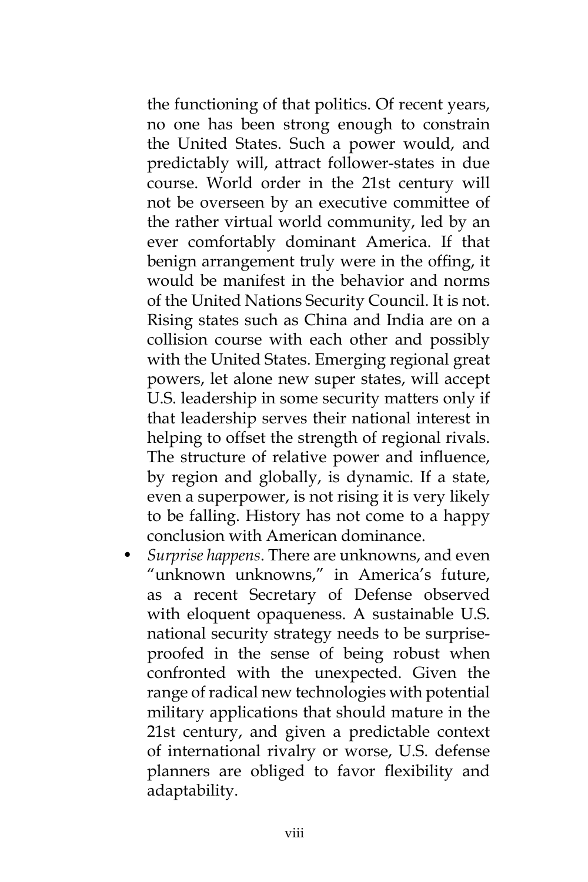the functioning of that politics. Of recent years, no one has been strong enough to constrain the United States. Such a power would, and predictably will, attract follower-states in due course. World order in the 21st century will not be overseen by an executive committee of the rather virtual world community, led by an ever comfortably dominant America. If that benign arrangement truly were in the offing, it would be manifest in the behavior and norms of the United Nations Security Council. It is not. Rising states such as China and India are on a collision course with each other and possibly with the United States. Emerging regional great powers, let alone new super states, will accept U.S. leadership in some security matters only if that leadership serves their national interest in helping to offset the strength of regional rivals. The structure of relative power and influence, by region and globally, is dynamic. If a state, even a superpower, is not rising it is very likely to be falling. History has not come to a happy conclusion with American dominance.

- *Surprise happens*. There are unknowns, and even "unknown unknowns," in America's future, as a recent Secretary of Defense observed with eloquent opaqueness. A sustainable U.S. national security strategy needs to be surprise-proofed in the sense of being robust when confronted with the unexpected. Given the range of radical new technologies with potential military applications that should mature in the 21st century, and given a predictable context of international rivalry or worse, U.S. defense planners are obliged to favor flexibility and adaptability.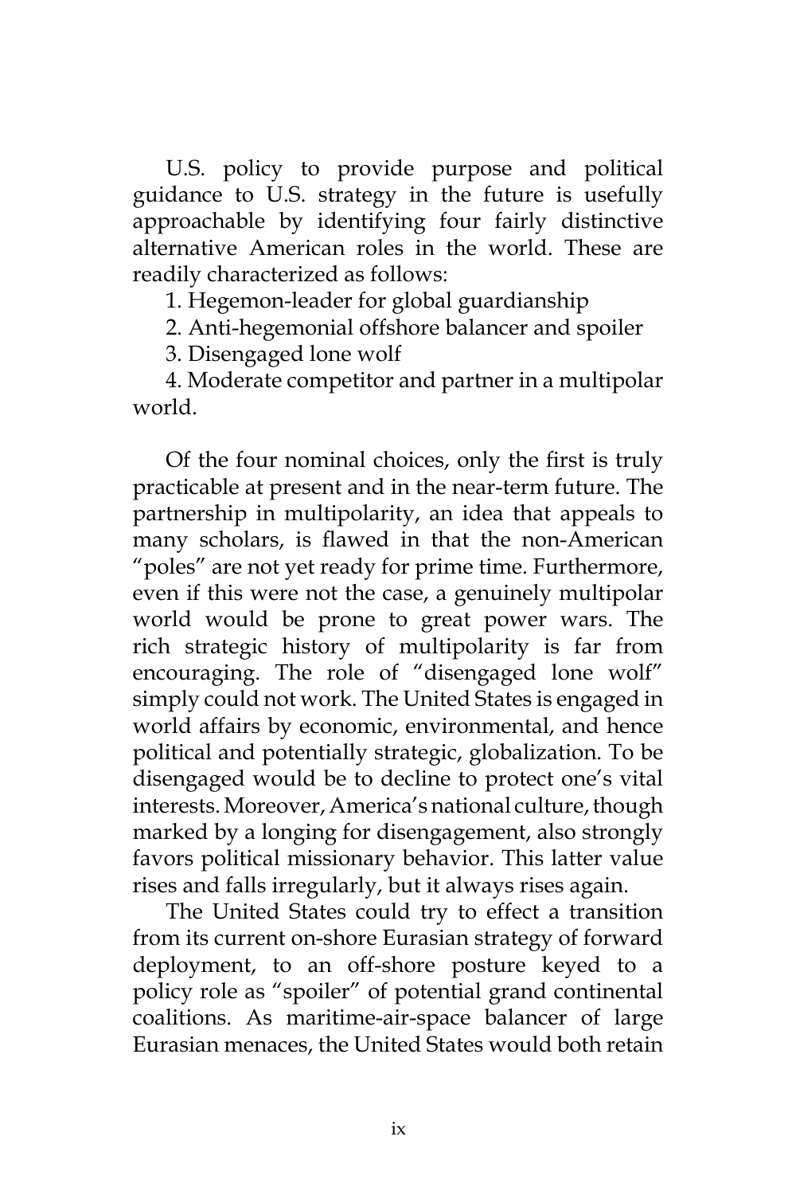U.S. policy to provide purpose and political guidance to U.S. strategy in the future is usefully approachable by identifying four fairly distinctive alternative American roles in the world. These are readily characterized as follows:

1. Hegemon-leader for global guardianship
2. Anti-hegemonial offshore balancer and spoiler
3. Disengaged lone wolf
4. Moderate competitor and partner in a multipolar world.

Of the four nominal choices, only the first is truly practicable at present and in the near-term future. The partnership in multipolarity, an idea that appeals to many scholars, is flawed in that the non-American "poles" are not yet ready for prime time. Furthermore, even if this were not the case, a genuinely multipolar world would be prone to great power wars. The rich strategic history of multipolarity is far from encouraging. The role of "disengaged lone wolf" simply could not work. The United States is engaged in world affairs by economic, environmental, and hence political and potentially strategic, globalization. To be disengaged would be to decline to protect one's vital interests. Moreover, America's national culture, though marked by a longing for disengagement, also strongly favors political missionary behavior. This latter value rises and falls irregularly, but it always rises again.

The United States could try to effect a transition from its current on-shore Eurasian strategy of forward deployment, to an off-shore posture keyed to a policy role as "spoiler" of potential grand continental coalitions. As maritime-air-space balancer of large Eurasian menaces, the United States would both retain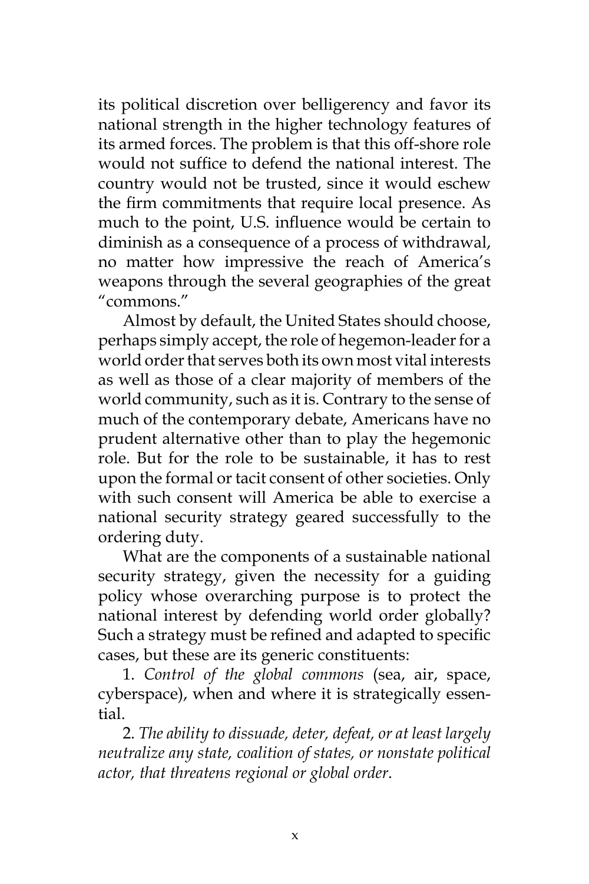its political discretion over belligerency and favor its national strength in the higher technology features of its armed forces. The problem is that this off-shore role would not suffice to defend the national interest. The country would not be trusted, since it would eschew the firm commitments that require local presence. As much to the point, U.S. influence would be certain to diminish as a consequence of a process of withdrawal, no matter how impressive the reach of America's weapons through the several geographies of the great "commons."

Almost by default, the United States should choose, perhaps simply accept, the role of hegemon-leader for a world order that serves both its own most vital interests as well as those of a clear majority of members of the world community, such as it is. Contrary to the sense of much of the contemporary debate, Americans have no prudent alternative other than to play the hegemonic role. But for the role to be sustainable, it has to rest upon the formal or tacit consent of other societies. Only with such consent will America be able to exercise a national security strategy geared successfully to the ordering duty.

What are the components of a sustainable national security strategy, given the necessity for a guiding policy whose overarching purpose is to protect the national interest by defending world order globally? Such a strategy must be refined and adapted to specific cases, but these are its generic constituents:

1. *Control of the global commons* (sea, air, space, cyberspace), when and where it is strategically essential.

2. *The ability to dissuade, deter, defeat, or at least largely neutralize any state, coalition of states, or nonstate political actor, that threatens regional or global order*.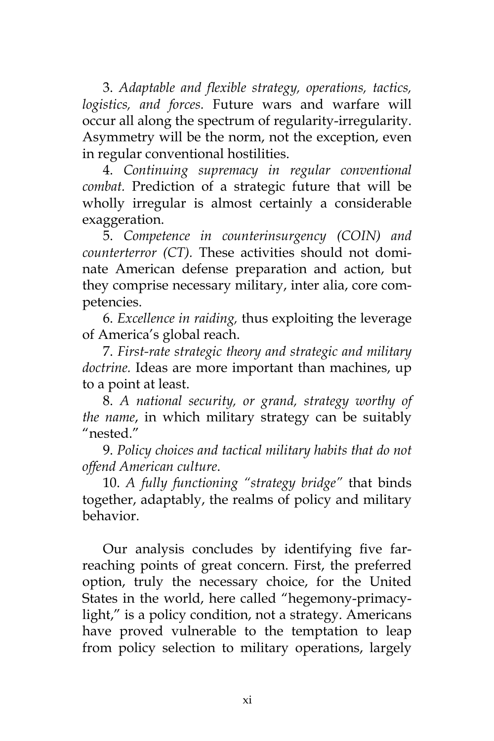3. *Adaptable and flexible strategy, operations, tactics, logistics, and forces.* Future wars and warfare will occur all along the spectrum of regularity-irregularity. Asymmetry will be the norm, not the exception, even in regular conventional hostilities.

4. *Continuing supremacy in regular conventional combat.* Prediction of a strategic future that will be wholly irregular is almost certainly a considerable exaggeration.

5. *Competence in counterinsurgency (COIN) and counterterror (CT).* These activities should not dominate American defense preparation and action, but they comprise necessary military, inter alia, core competencies.

6. *Excellence in raiding,* thus exploiting the leverage of America's global reach.

7. *First-rate strategic theory and strategic and military doctrine.* Ideas are more important than machines, up to a point at least.

8. *A national security, or grand, strategy worthy of the name*, in which military strategy can be suitably "nested."

9. *Policy choices and tactical military habits that do not offend American culture*.

10. *A fully functioning "strategy bridge"* that binds together, adaptably, the realms of policy and military behavior.

Our analysis concludes by identifying five far-reaching points of great concern. First, the preferred option, truly the necessary choice, for the United States in the world, here called "hegemony-primacy-light," is a policy condition, not a strategy. Americans have proved vulnerable to the temptation to leap from policy selection to military operations, largely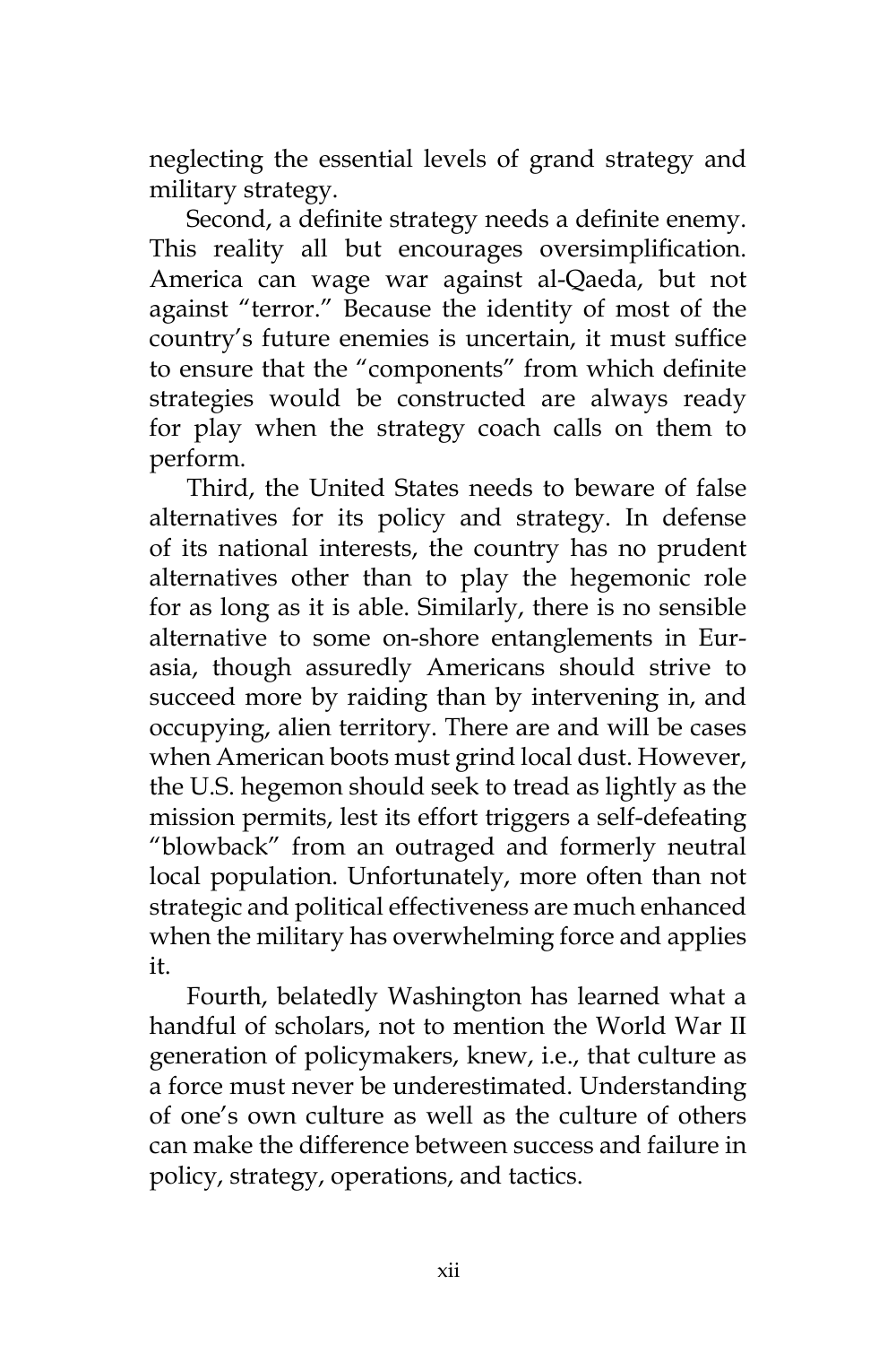neglecting the essential levels of grand strategy and military strategy.

Second, a definite strategy needs a definite enemy. This reality all but encourages oversimplification. America can wage war against al-Qaeda, but not against "terror." Because the identity of most of the country's future enemies is uncertain, it must suffice to ensure that the "components" from which definite strategies would be constructed are always ready for play when the strategy coach calls on them to perform.

Third, the United States needs to beware of false alternatives for its policy and strategy. In defense of its national interests, the country has no prudent alternatives other than to play the hegemonic role for as long as it is able. Similarly, there is no sensible alternative to some on-shore entanglements in Eurasia, though assuredly Americans should strive to succeed more by raiding than by intervening in, and occupying, alien territory. There are and will be cases when American boots must grind local dust. However, the U.S. hegemon should seek to tread as lightly as the mission permits, lest its effort triggers a self-defeating "blowback" from an outraged and formerly neutral local population. Unfortunately, more often than not strategic and political effectiveness are much enhanced when the military has overwhelming force and applies it.

Fourth, belatedly Washington has learned what a handful of scholars, not to mention the World War II generation of policymakers, knew, i.e., that culture as a force must never be underestimated. Understanding of one's own culture as well as the culture of others can make the difference between success and failure in policy, strategy, operations, and tactics.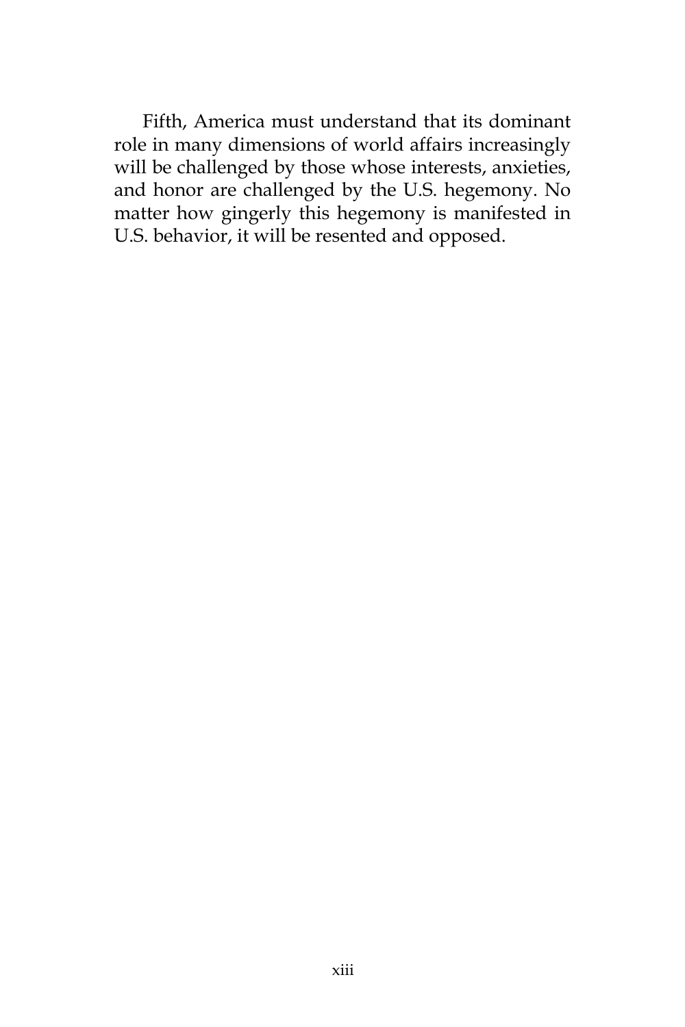Fifth, America must understand that its dominant role in many dimensions of world affairs increasingly will be challenged by those whose interests, anxieties, and honor are challenged by the U.S. hegemony. No matter how gingerly this hegemony is manifested in U.S. behavior, it will be resented and opposed.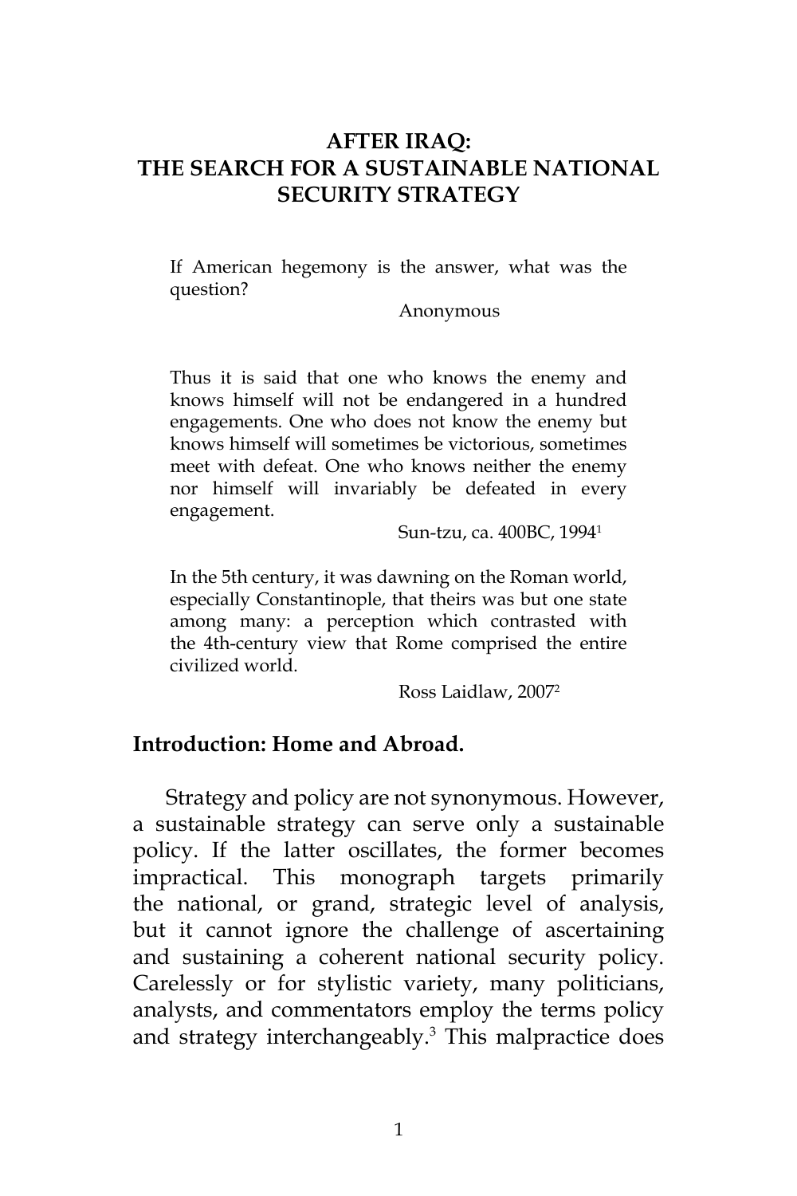# AFTER IRAQ: THE SEARCH FOR A SUSTAINABLE NATIONAL SECURITY STRATEGY

> If American hegemony is the answer, what was the question?
>
> Anonymous

> Thus it is said that one who knows the enemy and knows himself will not be endangered in a hundred engagements. One who does not know the enemy but knows himself will sometimes be victorious, sometimes meet with defeat. One who knows neither the enemy nor himself will invariably be defeated in every engagement.
>
> Sun-tzu, ca. 400BC, 1994[1]

> In the 5th century, it was dawning on the Roman world, especially Constantinople, that theirs was but one state among many: a perception which contrasted with the 4th-century view that Rome comprised the entire civilized world.
>
> Ross Laidlaw, 2007[2]

## Introduction: Home and Abroad.

Strategy and policy are not synonymous. However, a sustainable strategy can serve only a sustainable policy. If the latter oscillates, the former becomes impractical. This monograph targets primarily the national, or grand, strategic level of analysis, but it cannot ignore the challenge of ascertaining and sustaining a coherent national security policy. Carelessly or for stylistic variety, many politicians, analysts, and commentators employ the terms policy and strategy interchangeably.[3] This malpractice does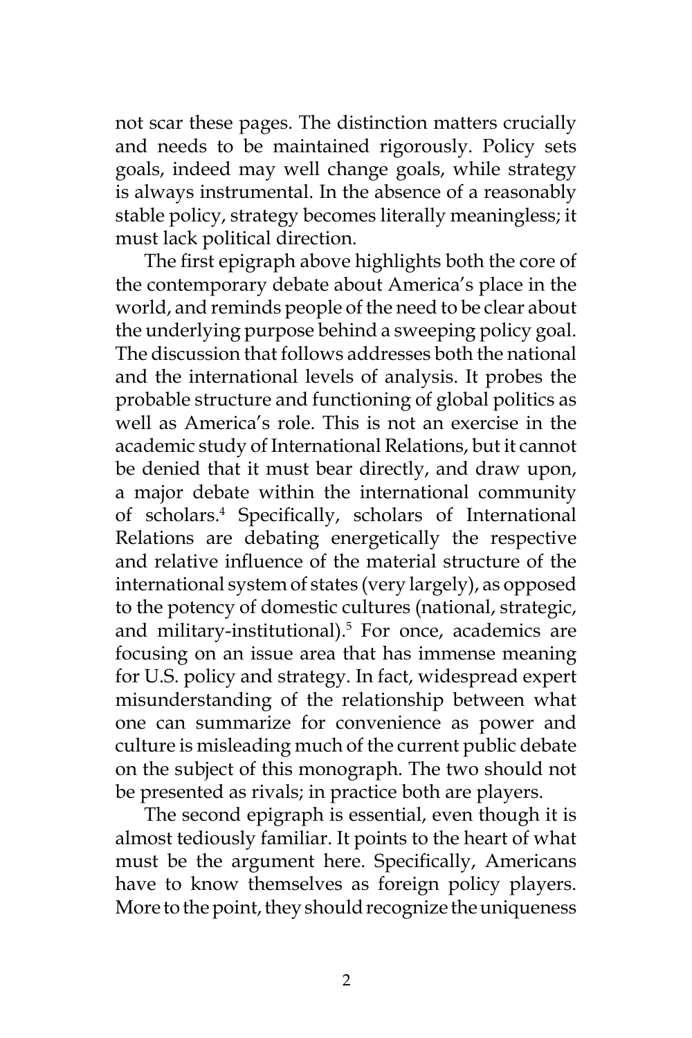not scar these pages. The distinction matters crucially and needs to be maintained rigorously. Policy sets goals, indeed may well change goals, while strategy is always instrumental. In the absence of a reasonably stable policy, strategy becomes literally meaningless; it must lack political direction.

The first epigraph above highlights both the core of the contemporary debate about America's place in the world, and reminds people of the need to be clear about the underlying purpose behind a sweeping policy goal. The discussion that follows addresses both the national and the international levels of analysis. It probes the probable structure and functioning of global politics as well as America's role. This is not an exercise in the academic study of International Relations, but it cannot be denied that it must bear directly, and draw upon, a major debate within the international community of scholars.[4] Specifically, scholars of International Relations are debating energetically the respective and relative influence of the material structure of the international system of states (very largely), as opposed to the potency of domestic cultures (national, strategic, and military-institutional).[5] For once, academics are focusing on an issue area that has immense meaning for U.S. policy and strategy. In fact, widespread expert misunderstanding of the relationship between what one can summarize for convenience as power and culture is misleading much of the current public debate on the subject of this monograph. The two should not be presented as rivals; in practice both are players.

The second epigraph is essential, even though it is almost tediously familiar. It points to the heart of what must be the argument here. Specifically, Americans have to know themselves as foreign policy players. More to the point, they should recognize the uniqueness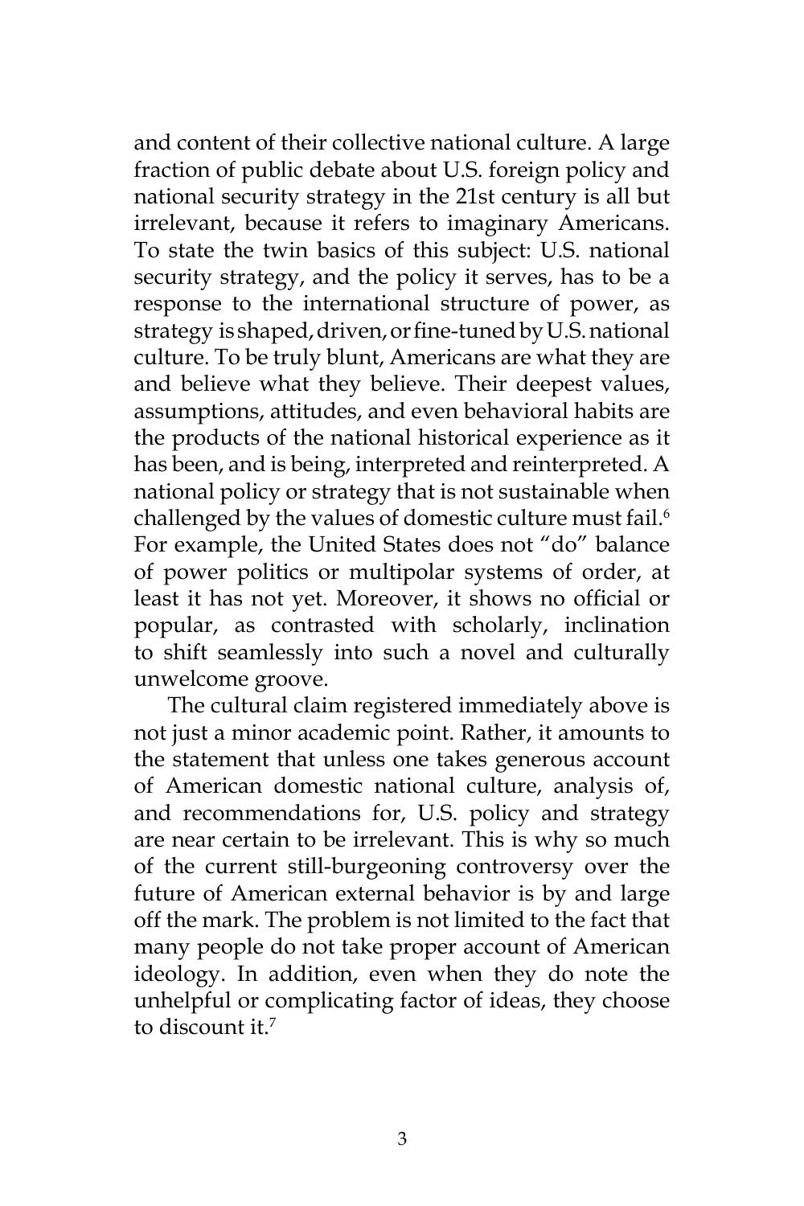and content of their collective national culture. A large fraction of public debate about U.S. foreign policy and national security strategy in the 21st century is all but irrelevant, because it refers to imaginary Americans. To state the twin basics of this subject: U.S. national security strategy, and the policy it serves, has to be a response to the international structure of power, as strategy is shaped, driven, or fine-tuned by U.S. national culture. To be truly blunt, Americans are what they are and believe what they believe. Their deepest values, assumptions, attitudes, and even behavioral habits are the products of the national historical experience as it has been, and is being, interpreted and reinterpreted. A national policy or strategy that is not sustainable when challenged by the values of domestic culture must fail.[6] For example, the United States does not "do" balance of power politics or multipolar systems of order, at least it has not yet. Moreover, it shows no official or popular, as contrasted with scholarly, inclination to shift seamlessly into such a novel and culturally unwelcome groove.

The cultural claim registered immediately above is not just a minor academic point. Rather, it amounts to the statement that unless one takes generous account of American domestic national culture, analysis of, and recommendations for, U.S. policy and strategy are near certain to be irrelevant. This is why so much of the current still-burgeoning controversy over the future of American external behavior is by and large off the mark. The problem is not limited to the fact that many people do not take proper account of American ideology. In addition, even when they do note the unhelpful or complicating factor of ideas, they choose to discount it.[7]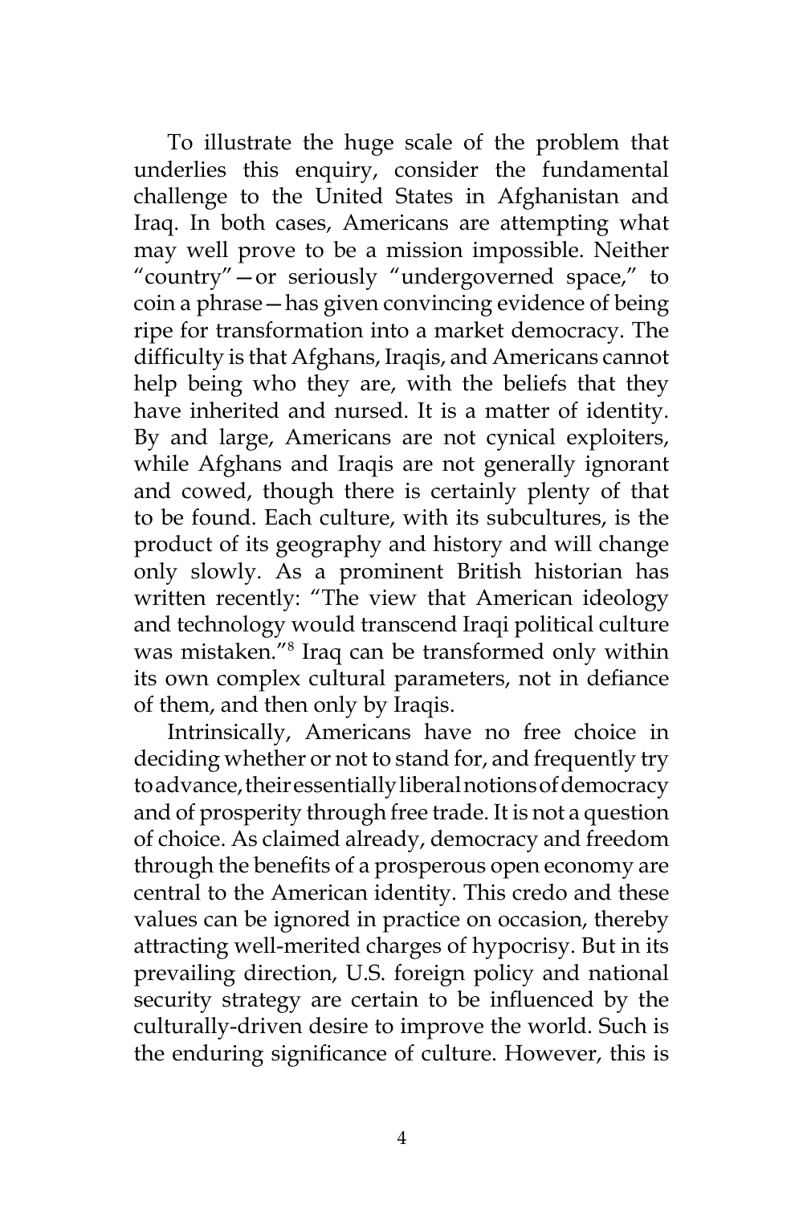To illustrate the huge scale of the problem that underlies this enquiry, consider the fundamental challenge to the United States in Afghanistan and Iraq. In both cases, Americans are attempting what may well prove to be a mission impossible. Neither "country"—or seriously "undergoverned space," to coin a phrase—has given convincing evidence of being ripe for transformation into a market democracy. The difficulty is that Afghans, Iraqis, and Americans cannot help being who they are, with the beliefs that they have inherited and nursed. It is a matter of identity. By and large, Americans are not cynical exploiters, while Afghans and Iraqis are not generally ignorant and cowed, though there is certainly plenty of that to be found. Each culture, with its subcultures, is the product of its geography and history and will change only slowly. As a prominent British historian has written recently: "The view that American ideology and technology would transcend Iraqi political culture was mistaken."[8] Iraq can be transformed only within its own complex cultural parameters, not in defiance of them, and then only by Iraqis.

Intrinsically, Americans have no free choice in deciding whether or not to stand for, and frequently try to advance, their essentially liberal notions of democracy and of prosperity through free trade. It is not a question of choice. As claimed already, democracy and freedom through the benefits of a prosperous open economy are central to the American identity. This credo and these values can be ignored in practice on occasion, thereby attracting well-merited charges of hypocrisy. But in its prevailing direction, U.S. foreign policy and national security strategy are certain to be influenced by the culturally-driven desire to improve the world. Such is the enduring significance of culture. However, this is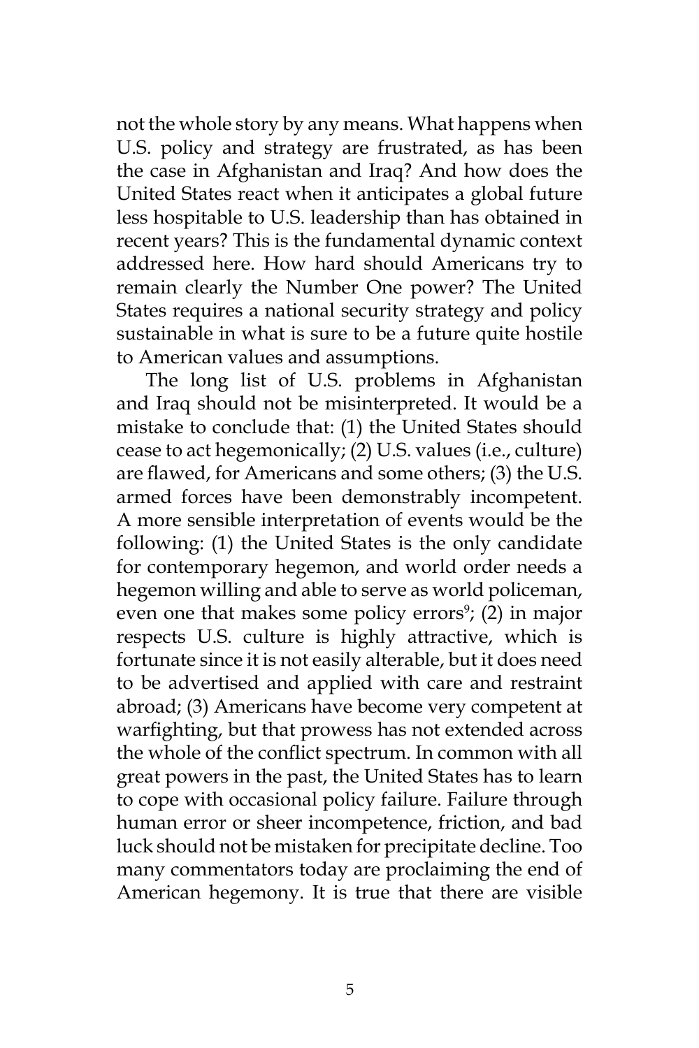not the whole story by any means. What happens when U.S. policy and strategy are frustrated, as has been the case in Afghanistan and Iraq? And how does the United States react when it anticipates a global future less hospitable to U.S. leadership than has obtained in recent years? This is the fundamental dynamic context addressed here. How hard should Americans try to remain clearly the Number One power? The United States requires a national security strategy and policy sustainable in what is sure to be a future quite hostile to American values and assumptions.

The long list of U.S. problems in Afghanistan and Iraq should not be misinterpreted. It would be a mistake to conclude that: (1) the United States should cease to act hegemonically; (2) U.S. values (i.e., culture) are flawed, for Americans and some others; (3) the U.S. armed forces have been demonstrably incompetent. A more sensible interpretation of events would be the following: (1) the United States is the only candidate for contemporary hegemon, and world order needs a hegemon willing and able to serve as world policeman, even one that makes some policy errors[9]; (2) in major respects U.S. culture is highly attractive, which is fortunate since it is not easily alterable, but it does need to be advertised and applied with care and restraint abroad; (3) Americans have become very competent at warfighting, but that prowess has not extended across the whole of the conflict spectrum. In common with all great powers in the past, the United States has to learn to cope with occasional policy failure. Failure through human error or sheer incompetence, friction, and bad luck should not be mistaken for precipitate decline. Too many commentators today are proclaiming the end of American hegemony. It is true that there are visible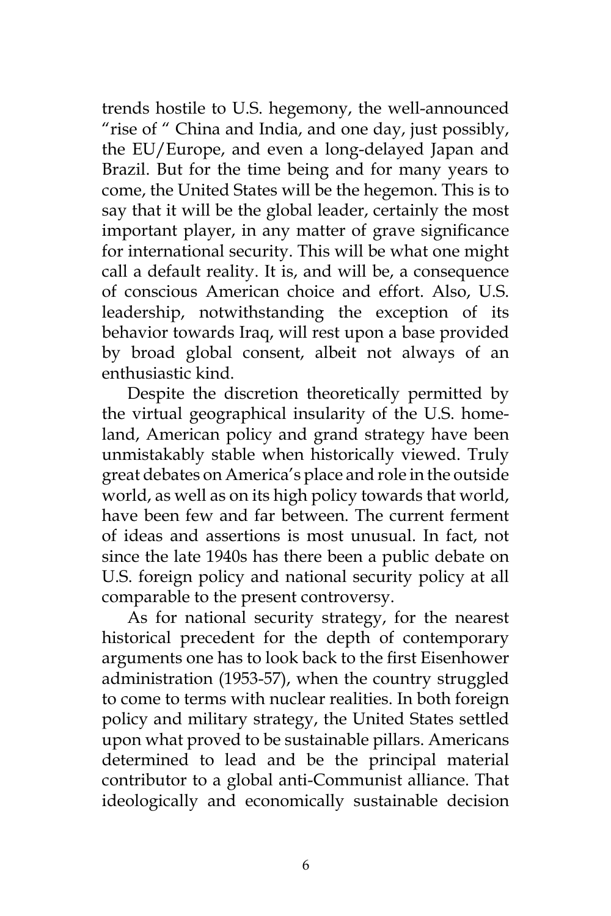trends hostile to U.S. hegemony, the well-announced "rise of " China and India, and one day, just possibly, the EU/Europe, and even a long-delayed Japan and Brazil. But for the time being and for many years to come, the United States will be the hegemon. This is to say that it will be the global leader, certainly the most important player, in any matter of grave significance for international security. This will be what one might call a default reality. It is, and will be, a consequence of conscious American choice and effort. Also, U.S. leadership, notwithstanding the exception of its behavior towards Iraq, will rest upon a base provided by broad global consent, albeit not always of an enthusiastic kind.

Despite the discretion theoretically permitted by the virtual geographical insularity of the U.S. homeland, American policy and grand strategy have been unmistakably stable when historically viewed. Truly great debates on America's place and role in the outside world, as well as on its high policy towards that world, have been few and far between. The current ferment of ideas and assertions is most unusual. In fact, not since the late 1940s has there been a public debate on U.S. foreign policy and national security policy at all comparable to the present controversy.

As for national security strategy, for the nearest historical precedent for the depth of contemporary arguments one has to look back to the first Eisenhower administration (1953-57), when the country struggled to come to terms with nuclear realities. In both foreign policy and military strategy, the United States settled upon what proved to be sustainable pillars. Americans determined to lead and be the principal material contributor to a global anti-Communist alliance. That ideologically and economically sustainable decision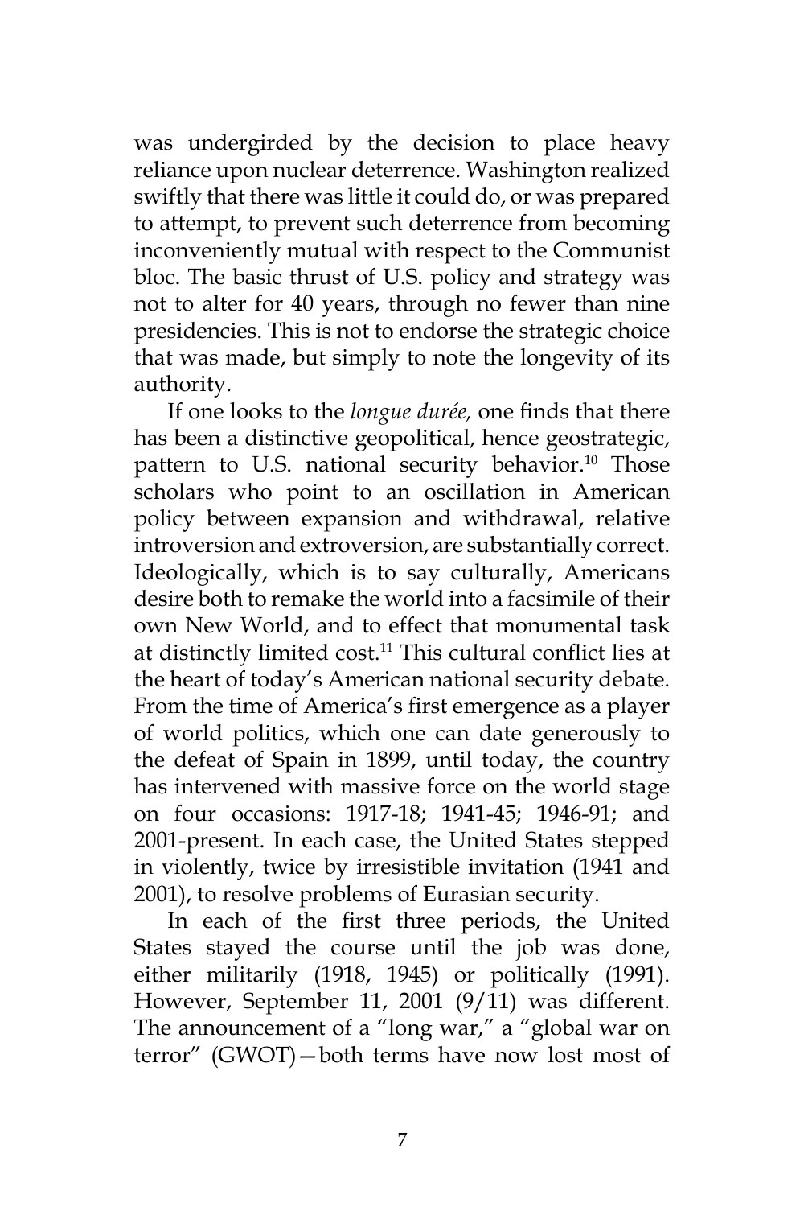was undergirded by the decision to place heavy reliance upon nuclear deterrence. Washington realized swiftly that there was little it could do, or was prepared to attempt, to prevent such deterrence from becoming inconveniently mutual with respect to the Communist bloc. The basic thrust of U.S. policy and strategy was not to alter for 40 years, through no fewer than nine presidencies. This is not to endorse the strategic choice that was made, but simply to note the longevity of its authority.

If one looks to the *longue durée,* one finds that there has been a distinctive geopolitical, hence geostrategic, pattern to U.S. national security behavior.[10] Those scholars who point to an oscillation in American policy between expansion and withdrawal, relative introversion and extroversion, are substantially correct. Ideologically, which is to say culturally, Americans desire both to remake the world into a facsimile of their own New World, and to effect that monumental task at distinctly limited cost.[11] This cultural conflict lies at the heart of today's American national security debate. From the time of America's first emergence as a player of world politics, which one can date generously to the defeat of Spain in 1899, until today, the country has intervened with massive force on the world stage on four occasions: 1917-18; 1941-45; 1946-91; and 2001-present. In each case, the United States stepped in violently, twice by irresistible invitation (1941 and 2001), to resolve problems of Eurasian security.

In each of the first three periods, the United States stayed the course until the job was done, either militarily (1918, 1945) or politically (1991). However, September 11, 2001 (9/11) was different. The announcement of a "long war," a "global war on terror" (GWOT)—both terms have now lost most of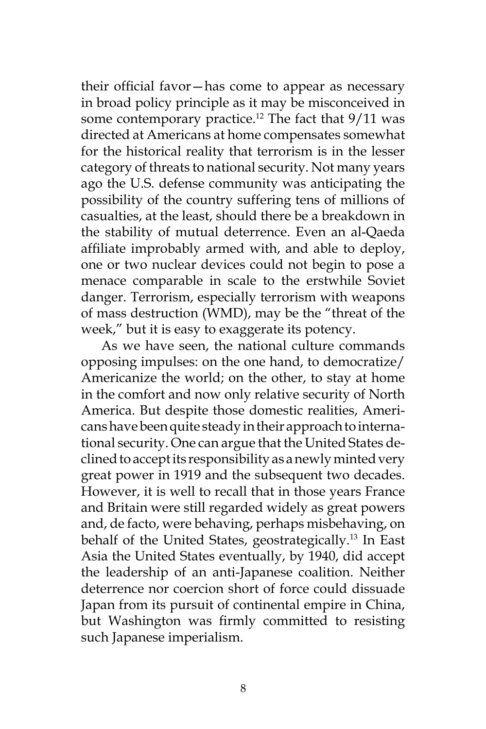their official favor—has come to appear as necessary in broad policy principle as it may be misconceived in some contemporary practice.[12] The fact that 9/11 was directed at Americans at home compensates somewhat for the historical reality that terrorism is in the lesser category of threats to national security. Not many years ago the U.S. defense community was anticipating the possibility of the country suffering tens of millions of casualties, at the least, should there be a breakdown in the stability of mutual deterrence. Even an al-Qaeda affiliate improbably armed with, and able to deploy, one or two nuclear devices could not begin to pose a menace comparable in scale to the erstwhile Soviet danger. Terrorism, especially terrorism with weapons of mass destruction (WMD), may be the "threat of the week," but it is easy to exaggerate its potency.

As we have seen, the national culture commands opposing impulses: on the one hand, to democratize/Americanize the world; on the other, to stay at home in the comfort and now only relative security of North America. But despite those domestic realities, Americans have been quite steady in their approach to international security. One can argue that the United States declined to accept its responsibility as a newly minted very great power in 1919 and the subsequent two decades. However, it is well to recall that in those years France and Britain were still regarded widely as great powers and, de facto, were behaving, perhaps misbehaving, on behalf of the United States, geostrategically.[13] In East Asia the United States eventually, by 1940, did accept the leadership of an anti-Japanese coalition. Neither deterrence nor coercion short of force could dissuade Japan from its pursuit of continental empire in China, but Washington was firmly committed to resisting such Japanese imperialism.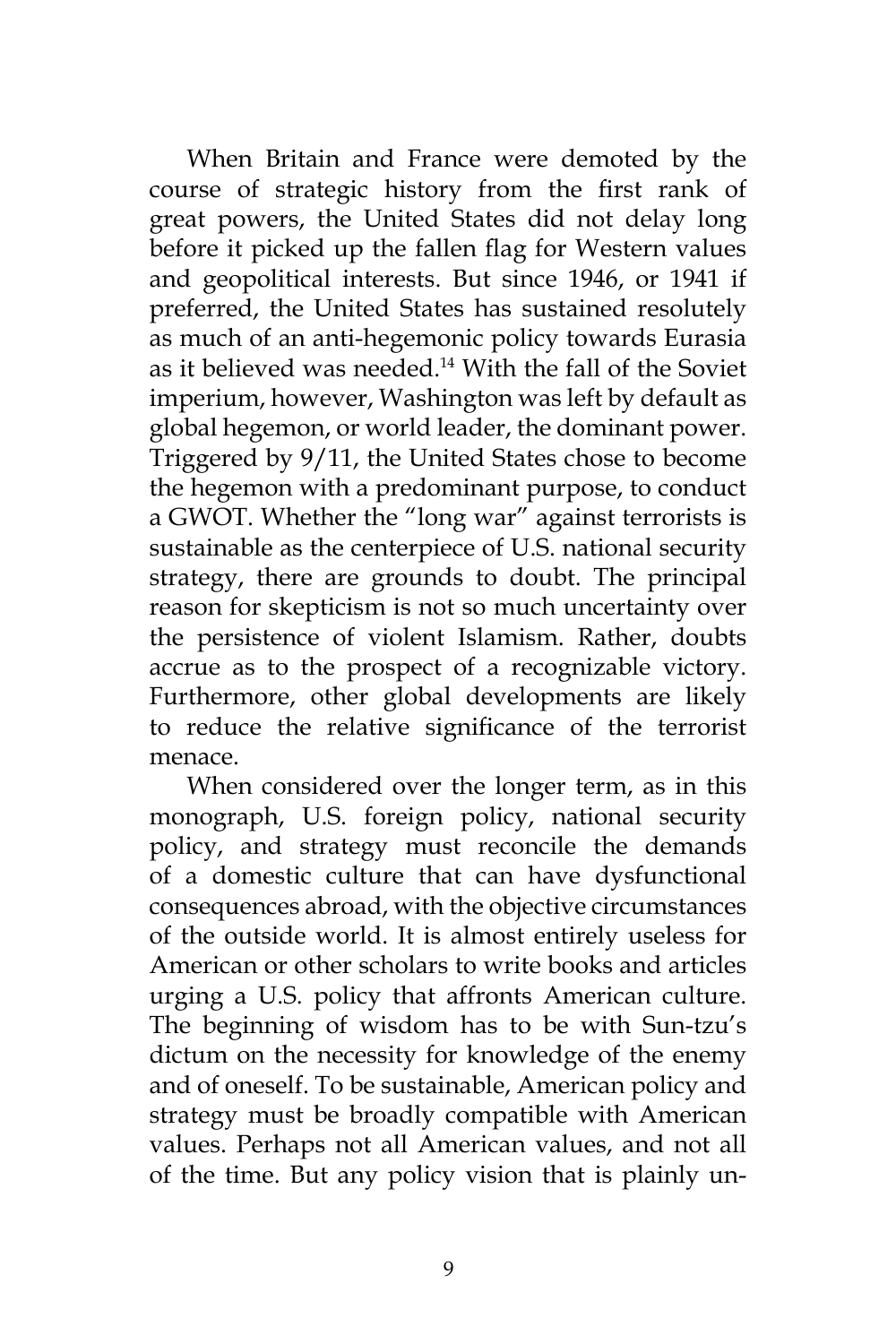When Britain and France were demoted by the course of strategic history from the first rank of great powers, the United States did not delay long before it picked up the fallen flag for Western values and geopolitical interests. But since 1946, or 1941 if preferred, the United States has sustained resolutely as much of an anti-hegemonic policy towards Eurasia as it believed was needed.[14] With the fall of the Soviet imperium, however, Washington was left by default as global hegemon, or world leader, the dominant power. Triggered by 9/11, the United States chose to become the hegemon with a predominant purpose, to conduct a GWOT. Whether the "long war" against terrorists is sustainable as the centerpiece of U.S. national security strategy, there are grounds to doubt. The principal reason for skepticism is not so much uncertainty over the persistence of violent Islamism. Rather, doubts accrue as to the prospect of a recognizable victory. Furthermore, other global developments are likely to reduce the relative significance of the terrorist menace.

When considered over the longer term, as in this monograph, U.S. foreign policy, national security policy, and strategy must reconcile the demands of a domestic culture that can have dysfunctional consequences abroad, with the objective circumstances of the outside world. It is almost entirely useless for American or other scholars to write books and articles urging a U.S. policy that affronts American culture. The beginning of wisdom has to be with Sun-tzu's dictum on the necessity for knowledge of the enemy and of oneself. To be sustainable, American policy and strategy must be broadly compatible with American values. Perhaps not all American values, and not all of the time. But any policy vision that is plainly un-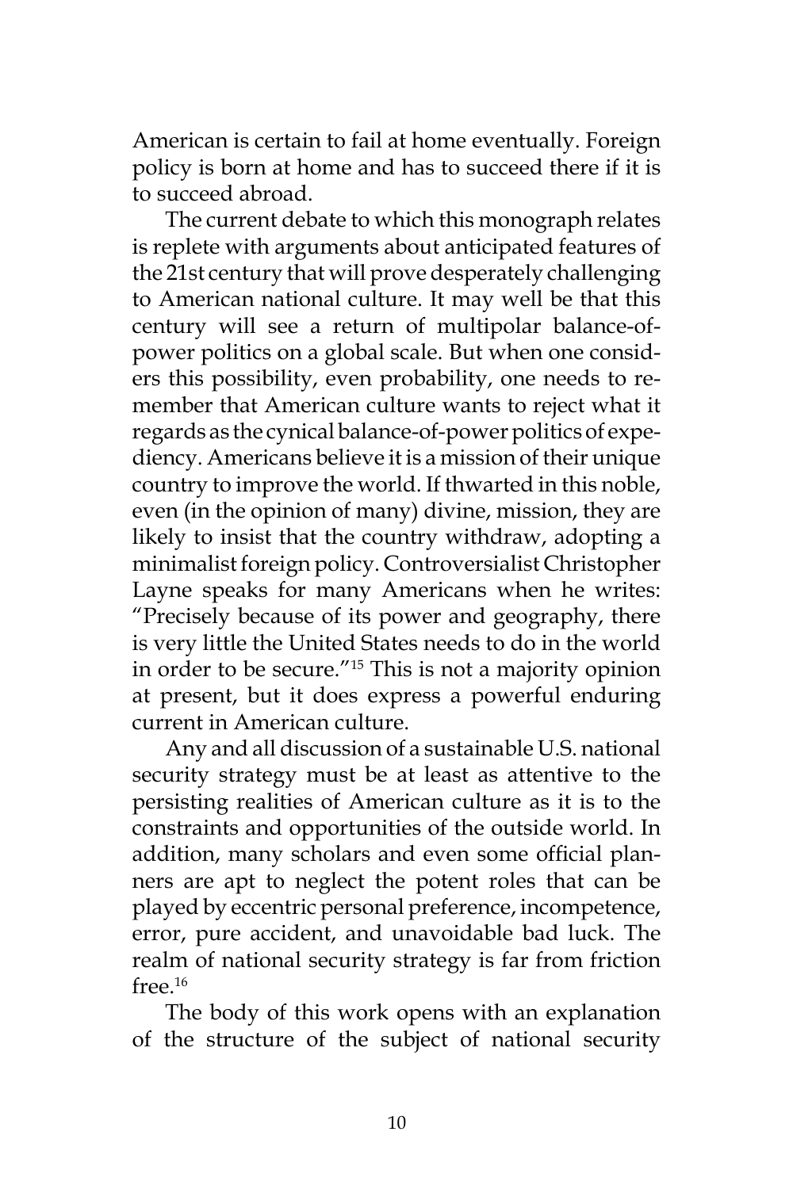American is certain to fail at home eventually. Foreign policy is born at home and has to succeed there if it is to succeed abroad.

The current debate to which this monograph relates is replete with arguments about anticipated features of the 21st century that will prove desperately challenging to American national culture. It may well be that this century will see a return of multipolar balance-of-power politics on a global scale. But when one considers this possibility, even probability, one needs to remember that American culture wants to reject what it regards as the cynical balance-of-power politics of expediency. Americans believe it is a mission of their unique country to improve the world. If thwarted in this noble, even (in the opinion of many) divine, mission, they are likely to insist that the country withdraw, adopting a minimalist foreign policy. Controversialist Christopher Layne speaks for many Americans when he writes: "Precisely because of its power and geography, there is very little the United States needs to do in the world in order to be secure."[15] This is not a majority opinion at present, but it does express a powerful enduring current in American culture.

Any and all discussion of a sustainable U.S. national security strategy must be at least as attentive to the persisting realities of American culture as it is to the constraints and opportunities of the outside world. In addition, many scholars and even some official planners are apt to neglect the potent roles that can be played by eccentric personal preference, incompetence, error, pure accident, and unavoidable bad luck. The realm of national security strategy is far from friction free.[16]

The body of this work opens with an explanation of the structure of the subject of national security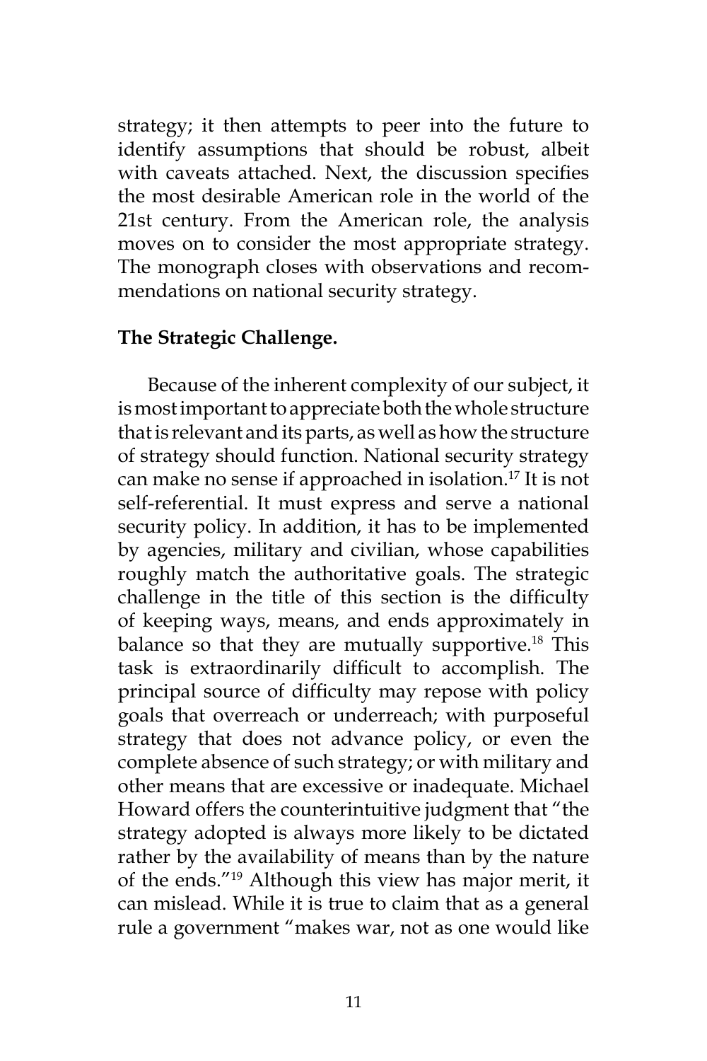strategy; it then attempts to peer into the future to identify assumptions that should be robust, albeit with caveats attached. Next, the discussion specifies the most desirable American role in the world of the 21st century. From the American role, the analysis moves on to consider the most appropriate strategy. The monograph closes with observations and recommendations on national security strategy.

**The Strategic Challenge.**

Because of the inherent complexity of our subject, it is most important to appreciate both the whole structure that is relevant and its parts, as well as how the structure of strategy should function. National security strategy can make no sense if approached in isolation.[17] It is not self-referential. It must express and serve a national security policy. In addition, it has to be implemented by agencies, military and civilian, whose capabilities roughly match the authoritative goals. The strategic challenge in the title of this section is the difficulty of keeping ways, means, and ends approximately in balance so that they are mutually supportive.[18] This task is extraordinarily difficult to accomplish. The principal source of difficulty may repose with policy goals that overreach or underreach; with purposeful strategy that does not advance policy, or even the complete absence of such strategy; or with military and other means that are excessive or inadequate. Michael Howard offers the counterintuitive judgment that "the strategy adopted is always more likely to be dictated rather by the availability of means than by the nature of the ends."[19] Although this view has major merit, it can mislead. While it is true to claim that as a general rule a government "makes war, not as one would like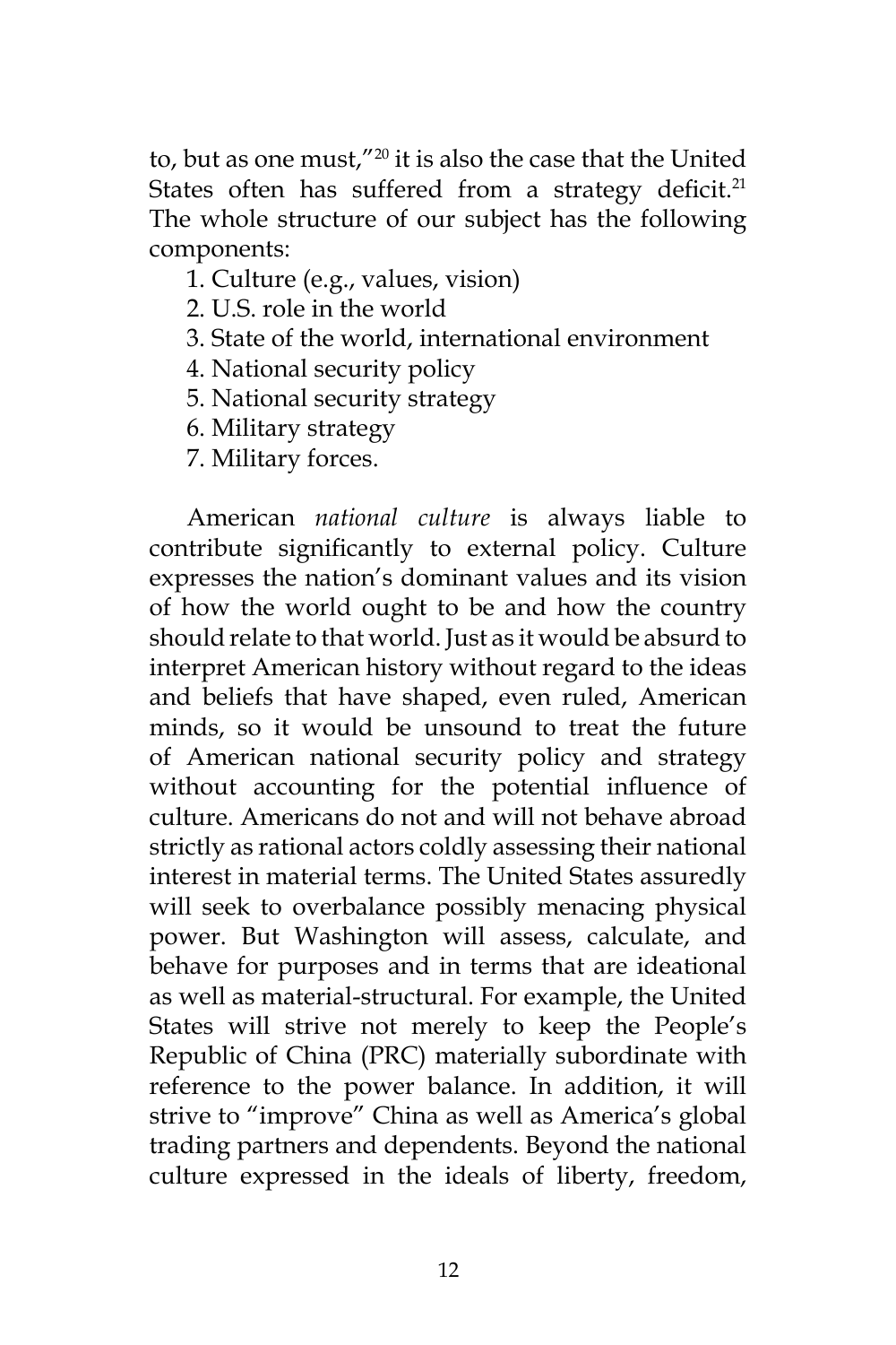to, but as one must,"[20] it is also the case that the United States often has suffered from a strategy deficit.[21] The whole structure of our subject has the following components:

1. Culture (e.g., values, vision)
2. U.S. role in the world
3. State of the world, international environment
4. National security policy
5. National security strategy
6. Military strategy
7. Military forces.

American *national culture* is always liable to contribute significantly to external policy. Culture expresses the nation's dominant values and its vision of how the world ought to be and how the country should relate to that world. Just as it would be absurd to interpret American history without regard to the ideas and beliefs that have shaped, even ruled, American minds, so it would be unsound to treat the future of American national security policy and strategy without accounting for the potential influence of culture. Americans do not and will not behave abroad strictly as rational actors coldly assessing their national interest in material terms. The United States assuredly will seek to overbalance possibly menacing physical power. But Washington will assess, calculate, and behave for purposes and in terms that are ideational as well as material-structural. For example, the United States will strive not merely to keep the People's Republic of China (PRC) materially subordinate with reference to the power balance. In addition, it will strive to "improve" China as well as America's global trading partners and dependents. Beyond the national culture expressed in the ideals of liberty, freedom,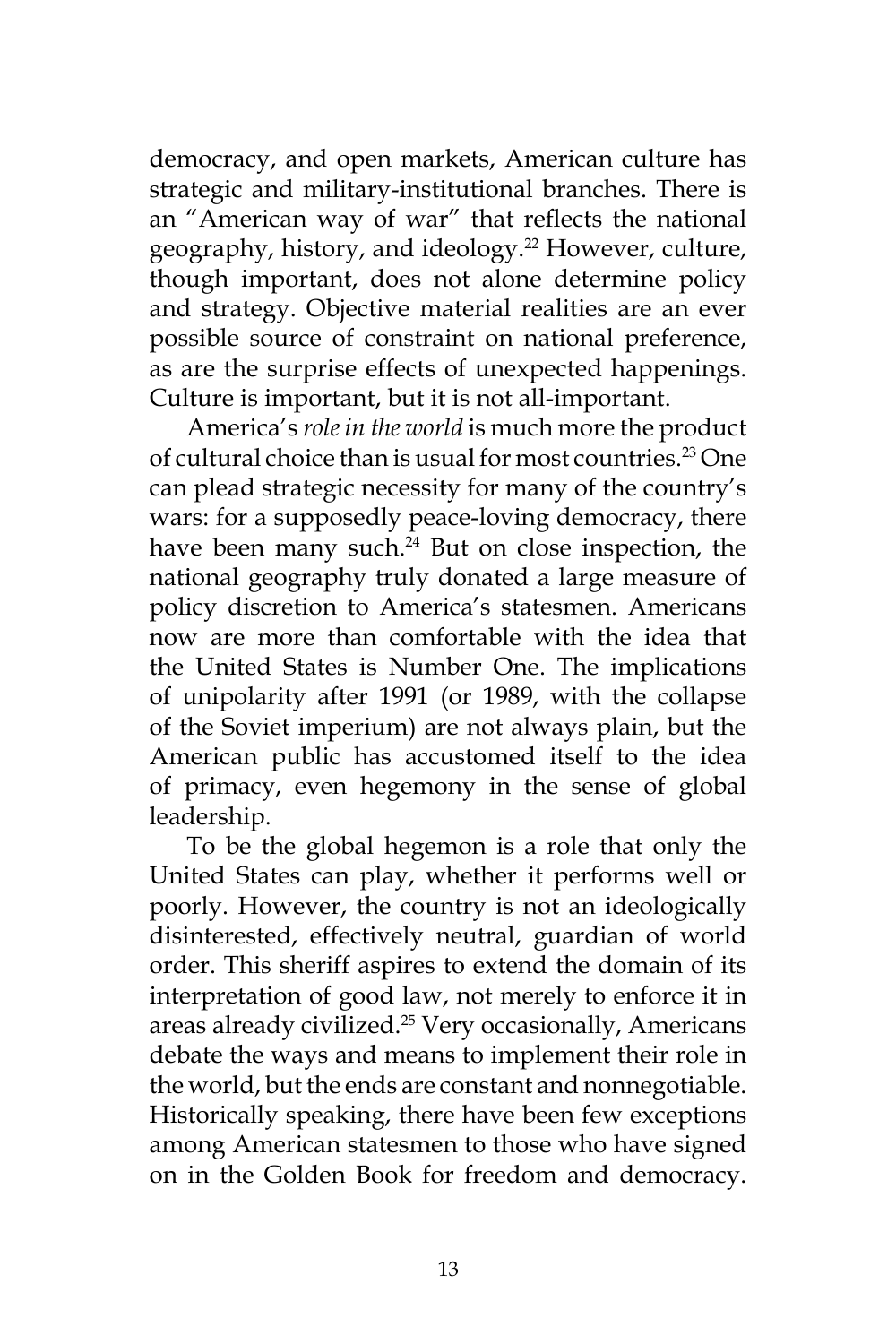democracy, and open markets, American culture has strategic and military-institutional branches. There is an "American way of war" that reflects the national geography, history, and ideology.[22] However, culture, though important, does not alone determine policy and strategy. Objective material realities are an ever possible source of constraint on national preference, as are the surprise effects of unexpected happenings. Culture is important, but it is not all-important.

America's *role in the world* is much more the product of cultural choice than is usual for most countries.[23] One can plead strategic necessity for many of the country's wars: for a supposedly peace-loving democracy, there have been many such.[24] But on close inspection, the national geography truly donated a large measure of policy discretion to America's statesmen. Americans now are more than comfortable with the idea that the United States is Number One. The implications of unipolarity after 1991 (or 1989, with the collapse of the Soviet imperium) are not always plain, but the American public has accustomed itself to the idea of primacy, even hegemony in the sense of global leadership.

To be the global hegemon is a role that only the United States can play, whether it performs well or poorly. However, the country is not an ideologically disinterested, effectively neutral, guardian of world order. This sheriff aspires to extend the domain of its interpretation of good law, not merely to enforce it in areas already civilized.[25] Very occasionally, Americans debate the ways and means to implement their role in the world, but the ends are constant and nonnegotiable. Historically speaking, there have been few exceptions among American statesmen to those who have signed on in the Golden Book for freedom and democracy.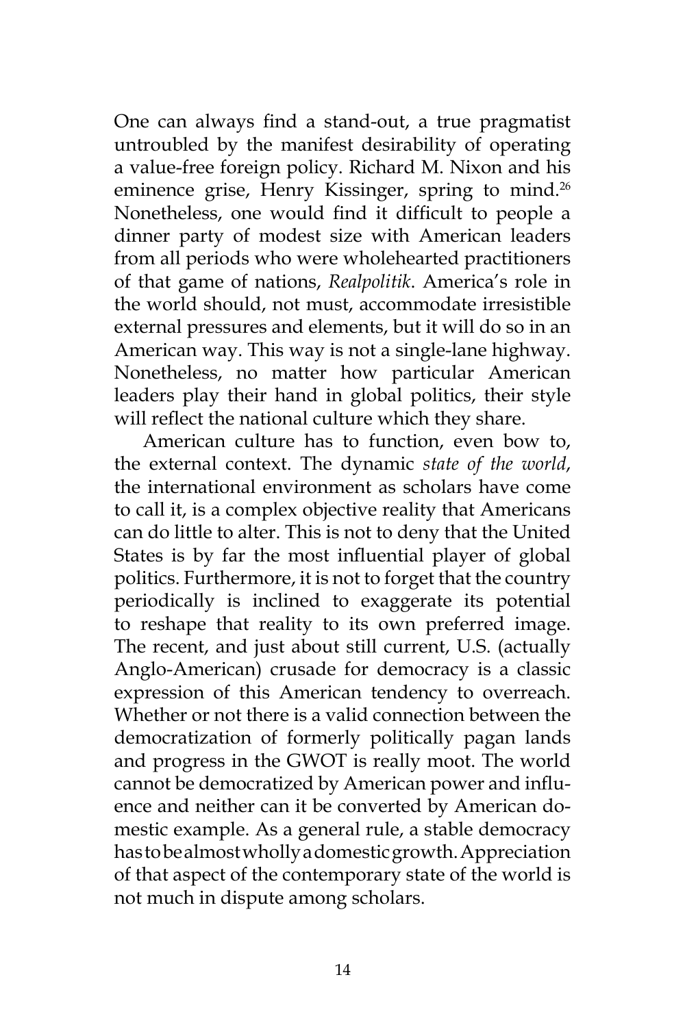One can always find a stand-out, a true pragmatist untroubled by the manifest desirability of operating a value-free foreign policy. Richard M. Nixon and his eminence grise, Henry Kissinger, spring to mind.[26] Nonetheless, one would find it difficult to people a dinner party of modest size with American leaders from all periods who were wholehearted practitioners of that game of nations, *Realpolitik*. America's role in the world should, not must, accommodate irresistible external pressures and elements, but it will do so in an American way. This way is not a single-lane highway. Nonetheless, no matter how particular American leaders play their hand in global politics, their style will reflect the national culture which they share.

American culture has to function, even bow to, the external context. The dynamic *state of the world*, the international environment as scholars have come to call it, is a complex objective reality that Americans can do little to alter. This is not to deny that the United States is by far the most influential player of global politics. Furthermore, it is not to forget that the country periodically is inclined to exaggerate its potential to reshape that reality to its own preferred image. The recent, and just about still current, U.S. (actually Anglo-American) crusade for democracy is a classic expression of this American tendency to overreach. Whether or not there is a valid connection between the democratization of formerly politically pagan lands and progress in the GWOT is really moot. The world cannot be democratized by American power and influence and neither can it be converted by American domestic example. As a general rule, a stable democracy has to be almost wholly a domestic growth. Appreciation of that aspect of the contemporary state of the world is not much in dispute among scholars.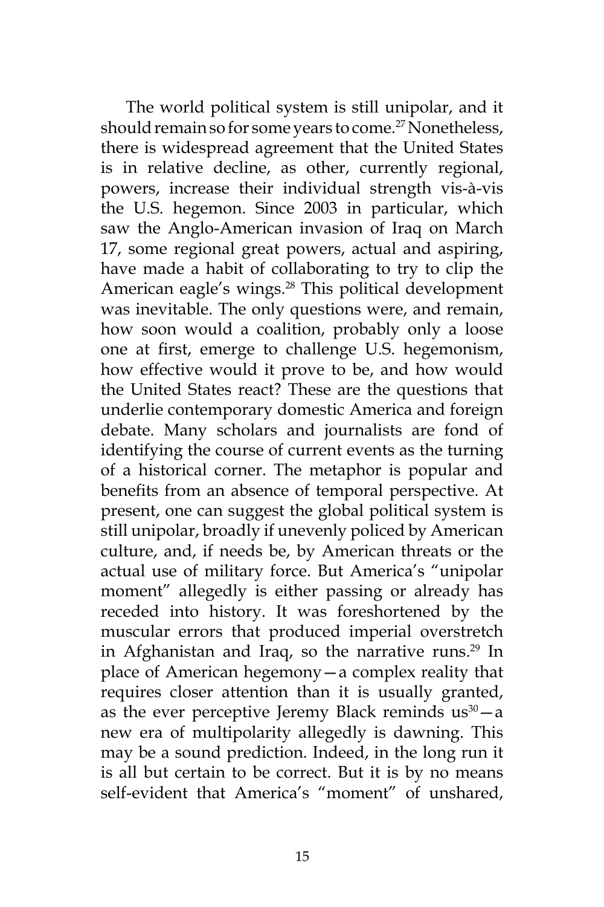The world political system is still unipolar, and it should remain so for some years to come.[27] Nonetheless, there is widespread agreement that the United States is in relative decline, as other, currently regional, powers, increase their individual strength vis-à-vis the U.S. hegemon. Since 2003 in particular, which saw the Anglo-American invasion of Iraq on March 17, some regional great powers, actual and aspiring, have made a habit of collaborating to try to clip the American eagle's wings.[28] This political development was inevitable. The only questions were, and remain, how soon would a coalition, probably only a loose one at first, emerge to challenge U.S. hegemonism, how effective would it prove to be, and how would the United States react? These are the questions that underlie contemporary domestic America and foreign debate. Many scholars and journalists are fond of identifying the course of current events as the turning of a historical corner. The metaphor is popular and benefits from an absence of temporal perspective. At present, one can suggest the global political system is still unipolar, broadly if unevenly policed by American culture, and, if needs be, by American threats or the actual use of military force. But America's "unipolar moment" allegedly is either passing or already has receded into history. It was foreshortened by the muscular errors that produced imperial overstretch in Afghanistan and Iraq, so the narrative runs.[29] In place of American hegemony—a complex reality that requires closer attention than it is usually granted, as the ever perceptive Jeremy Black reminds us[30]—a new era of multipolarity allegedly is dawning. This may be a sound prediction. Indeed, in the long run it is all but certain to be correct. But it is by no means self-evident that America's "moment" of unshared,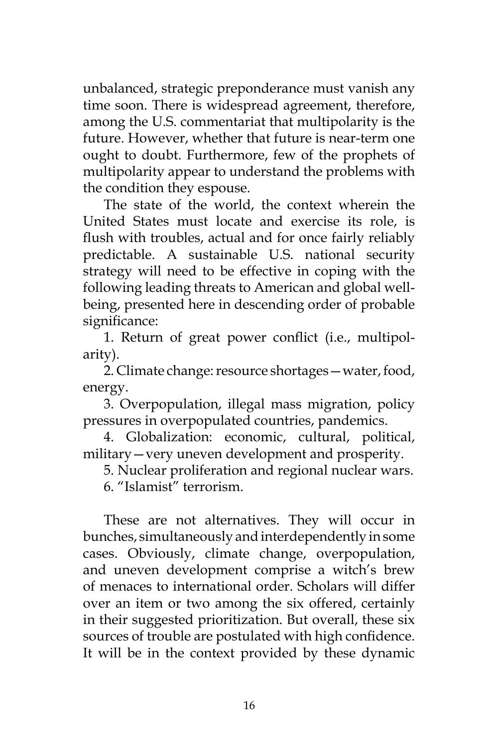unbalanced, strategic preponderance must vanish any time soon. There is widespread agreement, therefore, among the U.S. commentariat that multipolarity is the future. However, whether that future is near-term one ought to doubt. Furthermore, few of the prophets of multipolarity appear to understand the problems with the condition they espouse.

The state of the world, the context wherein the United States must locate and exercise its role, is flush with troubles, actual and for once fairly reliably predictable. A sustainable U.S. national security strategy will need to be effective in coping with the following leading threats to American and global well-being, presented here in descending order of probable significance:

1. Return of great power conflict (i.e., multipolarity).
2. Climate change: resource shortages—water, food, energy.
3. Overpopulation, illegal mass migration, policy pressures in overpopulated countries, pandemics.
4. Globalization: economic, cultural, political, military—very uneven development and prosperity.
5. Nuclear proliferation and regional nuclear wars.
6. "Islamist" terrorism.

These are not alternatives. They will occur in bunches, simultaneously and interdependently in some cases. Obviously, climate change, overpopulation, and uneven development comprise a witch's brew of menaces to international order. Scholars will differ over an item or two among the six offered, certainly in their suggested prioritization. But overall, these six sources of trouble are postulated with high confidence. It will be in the context provided by these dynamic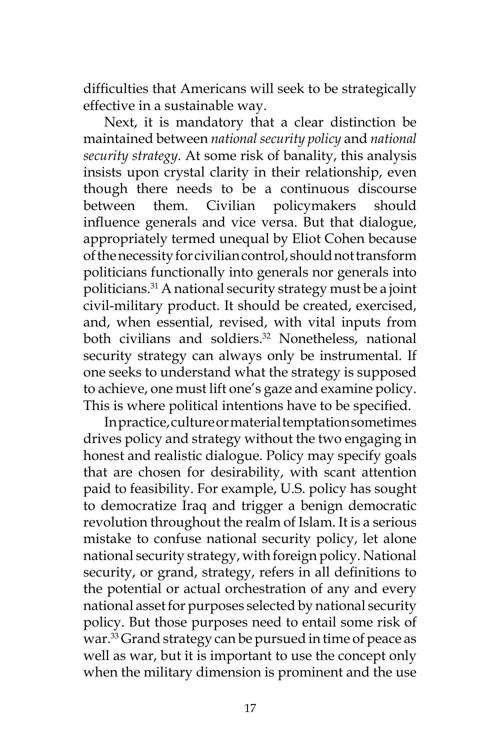difficulties that Americans will seek to be strategically effective in a sustainable way.

Next, it is mandatory that a clear distinction be maintained between *national security policy* and *national security strategy*. At some risk of banality, this analysis insists upon crystal clarity in their relationship, even though there needs to be a continuous discourse between them. Civilian policymakers should influence generals and vice versa. But that dialogue, appropriately termed unequal by Eliot Cohen because of the necessity for civilian control, should not transform politicians functionally into generals nor generals into politicians.[31] A national security strategy must be a joint civil-military product. It should be created, exercised, and, when essential, revised, with vital inputs from both civilians and soldiers.[32] Nonetheless, national security strategy can always only be instrumental. If one seeks to understand what the strategy is supposed to achieve, one must lift one's gaze and examine policy. This is where political intentions have to be specified.

In practice, culture or material temptation sometimes drives policy and strategy without the two engaging in honest and realistic dialogue. Policy may specify goals that are chosen for desirability, with scant attention paid to feasibility. For example, U.S. policy has sought to democratize Iraq and trigger a benign democratic revolution throughout the realm of Islam. It is a serious mistake to confuse national security policy, let alone national security strategy, with foreign policy. National security, or grand, strategy, refers in all definitions to the potential or actual orchestration of any and every national asset for purposes selected by national security policy. But those purposes need to entail some risk of war.[33] Grand strategy can be pursued in time of peace as well as war, but it is important to use the concept only when the military dimension is prominent and the use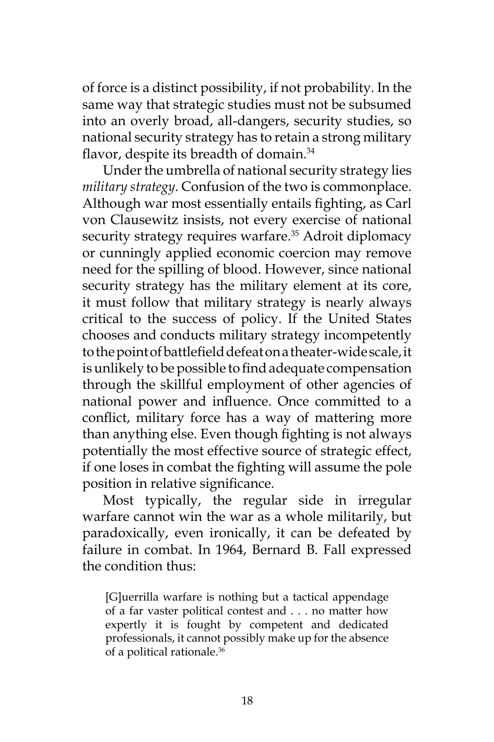of force is a distinct possibility, if not probability. In the same way that strategic studies must not be subsumed into an overly broad, all-dangers, security studies, so national security strategy has to retain a strong military flavor, despite its breadth of domain.[34]

Under the umbrella of national security strategy lies *military strategy*. Confusion of the two is commonplace. Although war most essentially entails fighting, as Carl von Clausewitz insists, not every exercise of national security strategy requires warfare.[35] Adroit diplomacy or cunningly applied economic coercion may remove need for the spilling of blood. However, since national security strategy has the military element at its core, it must follow that military strategy is nearly always critical to the success of policy. If the United States chooses and conducts military strategy incompetently to the point of battlefield defeat on a theater-wide scale, it is unlikely to be possible to find adequate compensation through the skillful employment of other agencies of national power and influence. Once committed to a conflict, military force has a way of mattering more than anything else. Even though fighting is not always potentially the most effective source of strategic effect, if one loses in combat the fighting will assume the pole position in relative significance.

Most typically, the regular side in irregular warfare cannot win the war as a whole militarily, but paradoxically, even ironically, it can be defeated by failure in combat. In 1964, Bernard B. Fall expressed the condition thus:

> [G]uerrilla warfare is nothing but a tactical appendage of a far vaster political contest and . . . no matter how expertly it is fought by competent and dedicated professionals, it cannot possibly make up for the absence of a political rationale.[36]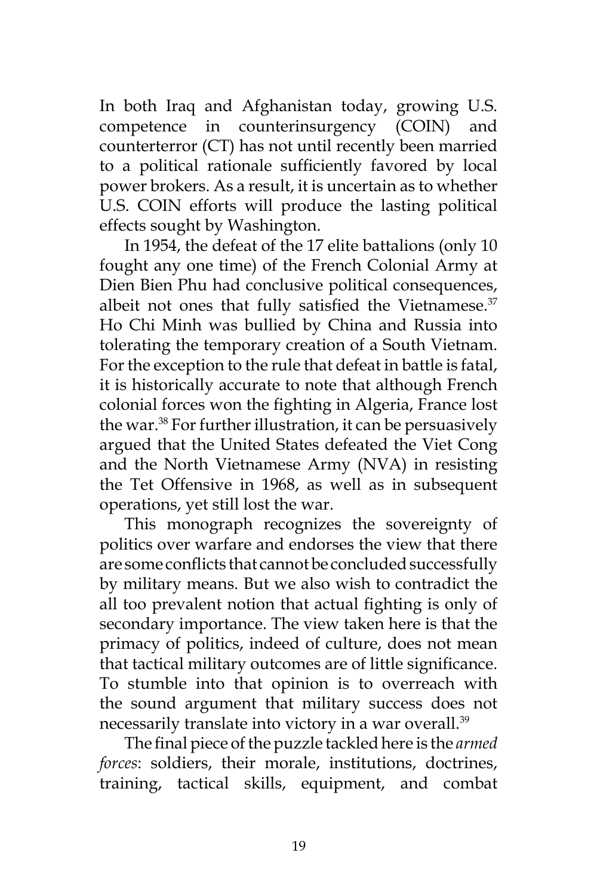In both Iraq and Afghanistan today, growing U.S. competence in counterinsurgency (COIN) and counterterror (CT) has not until recently been married to a political rationale sufficiently favored by local power brokers. As a result, it is uncertain as to whether U.S. COIN efforts will produce the lasting political effects sought by Washington.

In 1954, the defeat of the 17 elite battalions (only 10 fought any one time) of the French Colonial Army at Dien Bien Phu had conclusive political consequences, albeit not ones that fully satisfied the Vietnamese.[37] Ho Chi Minh was bullied by China and Russia into tolerating the temporary creation of a South Vietnam. For the exception to the rule that defeat in battle is fatal, it is historically accurate to note that although French colonial forces won the fighting in Algeria, France lost the war.[38] For further illustration, it can be persuasively argued that the United States defeated the Viet Cong and the North Vietnamese Army (NVA) in resisting the Tet Offensive in 1968, as well as in subsequent operations, yet still lost the war.

This monograph recognizes the sovereignty of politics over warfare and endorses the view that there are some conflicts that cannot be concluded successfully by military means. But we also wish to contradict the all too prevalent notion that actual fighting is only of secondary importance. The view taken here is that the primacy of politics, indeed of culture, does not mean that tactical military outcomes are of little significance. To stumble into that opinion is to overreach with the sound argument that military success does not necessarily translate into victory in a war overall.[39]

The final piece of the puzzle tackled here is the *armed forces*: soldiers, their morale, institutions, doctrines, training, tactical skills, equipment, and combat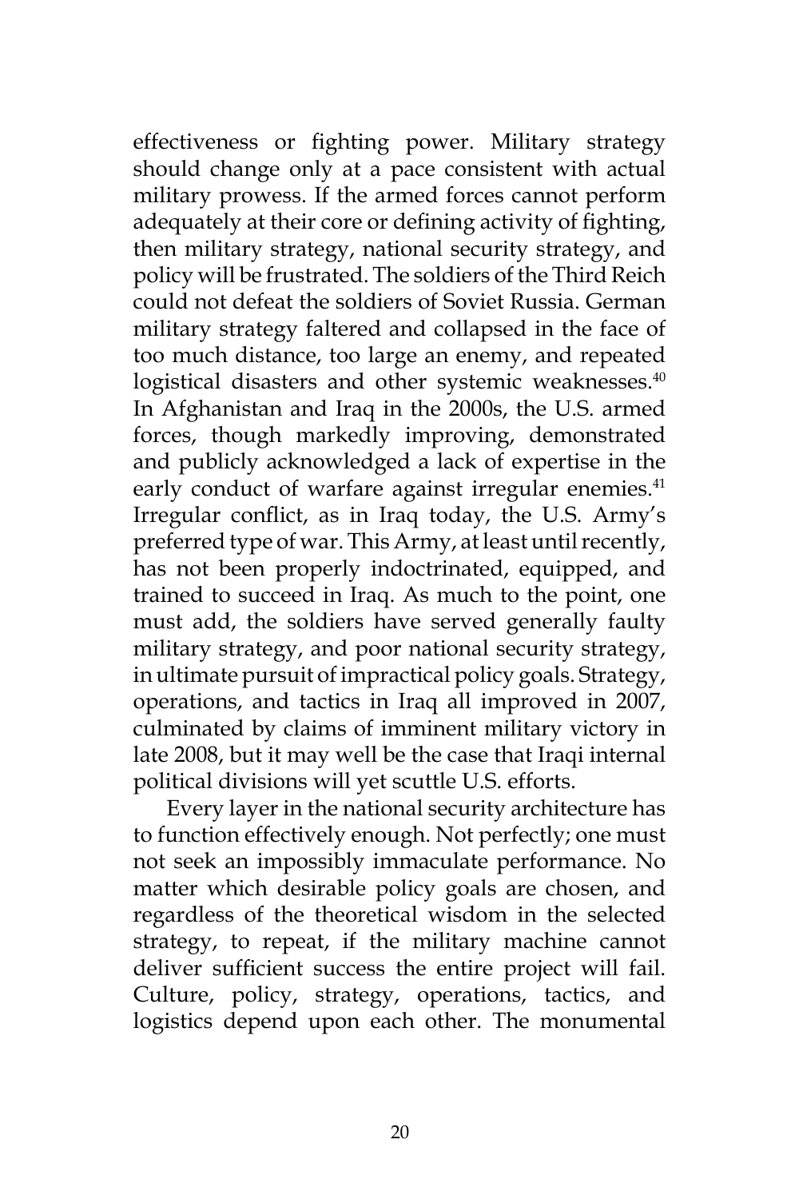effectiveness or fighting power. Military strategy should change only at a pace consistent with actual military prowess. If the armed forces cannot perform adequately at their core or defining activity of fighting, then military strategy, national security strategy, and policy will be frustrated. The soldiers of the Third Reich could not defeat the soldiers of Soviet Russia. German military strategy faltered and collapsed in the face of too much distance, too large an enemy, and repeated logistical disasters and other systemic weaknesses.[40] In Afghanistan and Iraq in the 2000s, the U.S. armed forces, though markedly improving, demonstrated and publicly acknowledged a lack of expertise in the early conduct of warfare against irregular enemies.[41] Irregular conflict, as in Iraq today, the U.S. Army's preferred type of war. This Army, at least until recently, has not been properly indoctrinated, equipped, and trained to succeed in Iraq. As much to the point, one must add, the soldiers have served generally faulty military strategy, and poor national security strategy, in ultimate pursuit of impractical policy goals. Strategy, operations, and tactics in Iraq all improved in 2007, culminated by claims of imminent military victory in late 2008, but it may well be the case that Iraqi internal political divisions will yet scuttle U.S. efforts.

Every layer in the national security architecture has to function effectively enough. Not perfectly; one must not seek an impossibly immaculate performance. No matter which desirable policy goals are chosen, and regardless of the theoretical wisdom in the selected strategy, to repeat, if the military machine cannot deliver sufficient success the entire project will fail. Culture, policy, strategy, operations, tactics, and logistics depend upon each other. The monumental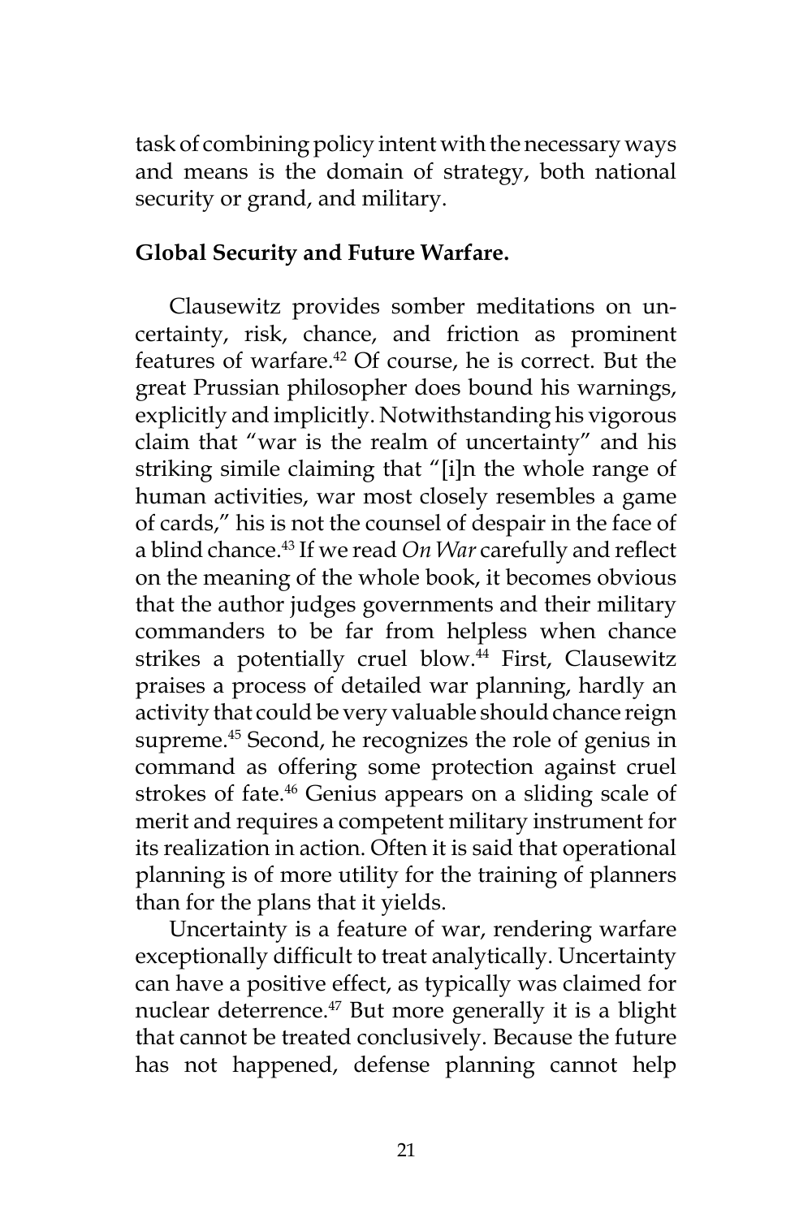task of combining policy intent with the necessary ways and means is the domain of strategy, both national security or grand, and military.

**Global Security and Future Warfare.**

Clausewitz provides somber meditations on uncertainty, risk, chance, and friction as prominent features of warfare.[42] Of course, he is correct. But the great Prussian philosopher does bound his warnings, explicitly and implicitly. Notwithstanding his vigorous claim that "war is the realm of uncertainty" and his striking simile claiming that "[i]n the whole range of human activities, war most closely resembles a game of cards," his is not the counsel of despair in the face of a blind chance.[43] If we read *On War* carefully and reflect on the meaning of the whole book, it becomes obvious that the author judges governments and their military commanders to be far from helpless when chance strikes a potentially cruel blow.[44] First, Clausewitz praises a process of detailed war planning, hardly an activity that could be very valuable should chance reign supreme.[45] Second, he recognizes the role of genius in command as offering some protection against cruel strokes of fate.[46] Genius appears on a sliding scale of merit and requires a competent military instrument for its realization in action. Often it is said that operational planning is of more utility for the training of planners than for the plans that it yields.

Uncertainty is a feature of war, rendering warfare exceptionally difficult to treat analytically. Uncertainty can have a positive effect, as typically was claimed for nuclear deterrence.[47] But more generally it is a blight that cannot be treated conclusively. Because the future has not happened, defense planning cannot help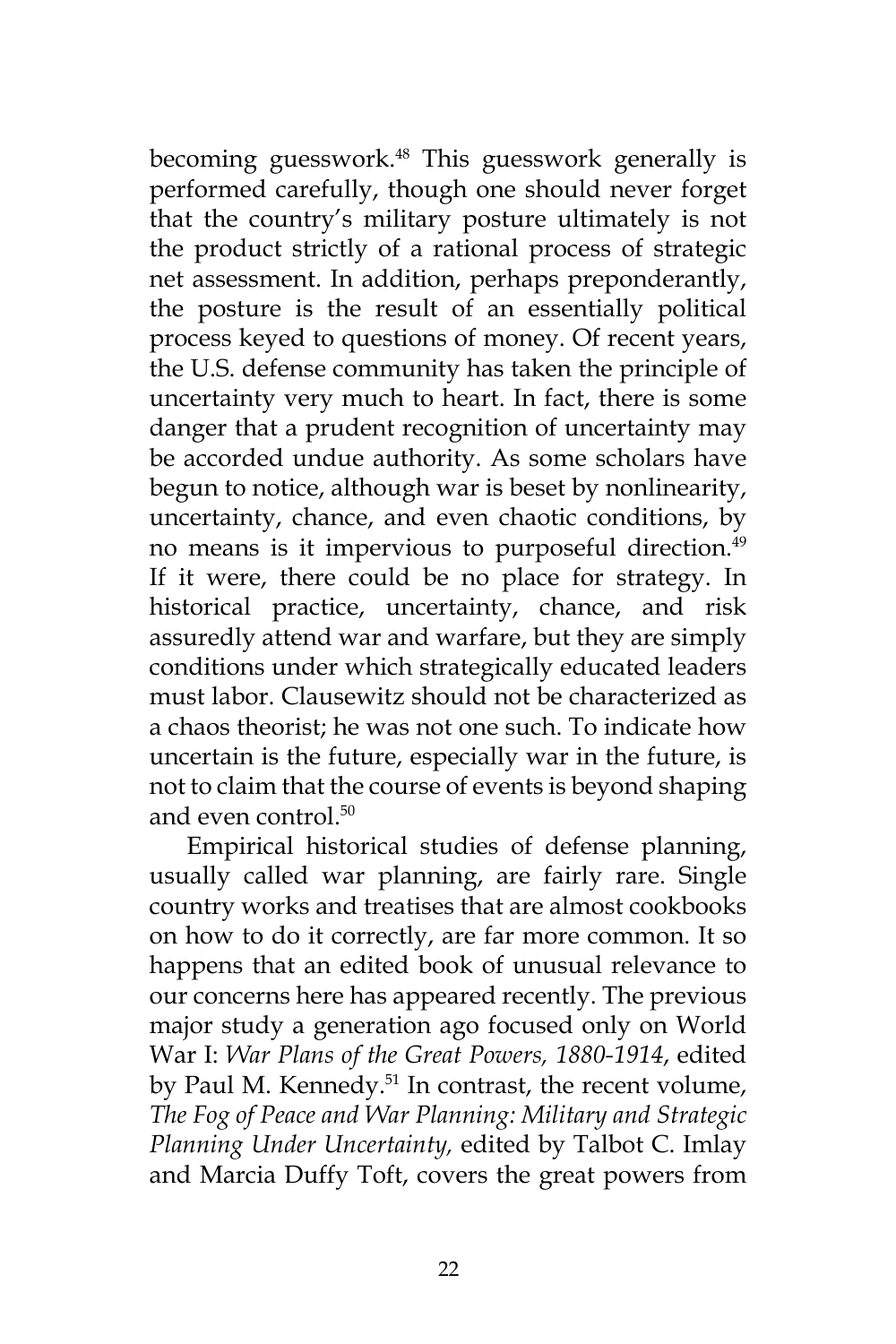becoming guesswork.[48] This guesswork generally is performed carefully, though one should never forget that the country's military posture ultimately is not the product strictly of a rational process of strategic net assessment. In addition, perhaps preponderantly, the posture is the result of an essentially political process keyed to questions of money. Of recent years, the U.S. defense community has taken the principle of uncertainty very much to heart. In fact, there is some danger that a prudent recognition of uncertainty may be accorded undue authority. As some scholars have begun to notice, although war is beset by nonlinearity, uncertainty, chance, and even chaotic conditions, by no means is it impervious to purposeful direction.[49] If it were, there could be no place for strategy. In historical practice, uncertainty, chance, and risk assuredly attend war and warfare, but they are simply conditions under which strategically educated leaders must labor. Clausewitz should not be characterized as a chaos theorist; he was not one such. To indicate how uncertain is the future, especially war in the future, is not to claim that the course of events is beyond shaping and even control.[50]

Empirical historical studies of defense planning, usually called war planning, are fairly rare. Single country works and treatises that are almost cookbooks on how to do it correctly, are far more common. It so happens that an edited book of unusual relevance to our concerns here has appeared recently. The previous major study a generation ago focused only on World War I: *War Plans of the Great Powers, 1880-1914*, edited by Paul M. Kennedy.[51] In contrast, the recent volume, *The Fog of Peace and War Planning: Military and Strategic Planning Under Uncertainty,* edited by Talbot C. Imlay and Marcia Duffy Toft, covers the great powers from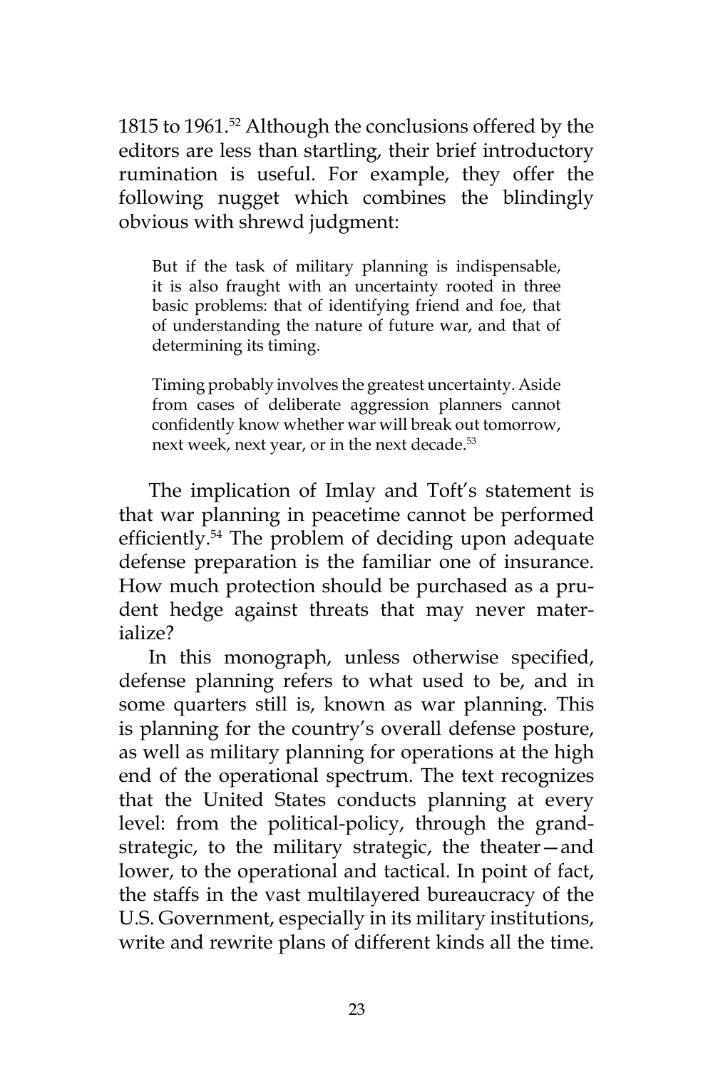1815 to 1961.[52] Although the conclusions offered by the editors are less than startling, their brief introductory rumination is useful. For example, they offer the following nugget which combines the blindingly obvious with shrewd judgment:

> But if the task of military planning is indispensable, it is also fraught with an uncertainty rooted in three basic problems: that of identifying friend and foe, that of understanding the nature of future war, and that of determining its timing.
>
> Timing probably involves the greatest uncertainty. Aside from cases of deliberate aggression planners cannot confidently know whether war will break out tomorrow, next week, next year, or in the next decade.[53]

The implication of Imlay and Toft's statement is that war planning in peacetime cannot be performed efficiently.[54] The problem of deciding upon adequate defense preparation is the familiar one of insurance. How much protection should be purchased as a prudent hedge against threats that may never materialize?

In this monograph, unless otherwise specified, defense planning refers to what used to be, and in some quarters still is, known as war planning. This is planning for the country's overall defense posture, as well as military planning for operations at the high end of the operational spectrum. The text recognizes that the United States conducts planning at every level: from the political-policy, through the grand-strategic, to the military strategic, the theater—and lower, to the operational and tactical. In point of fact, the staffs in the vast multilayered bureaucracy of the U.S. Government, especially in its military institutions, write and rewrite plans of different kinds all the time.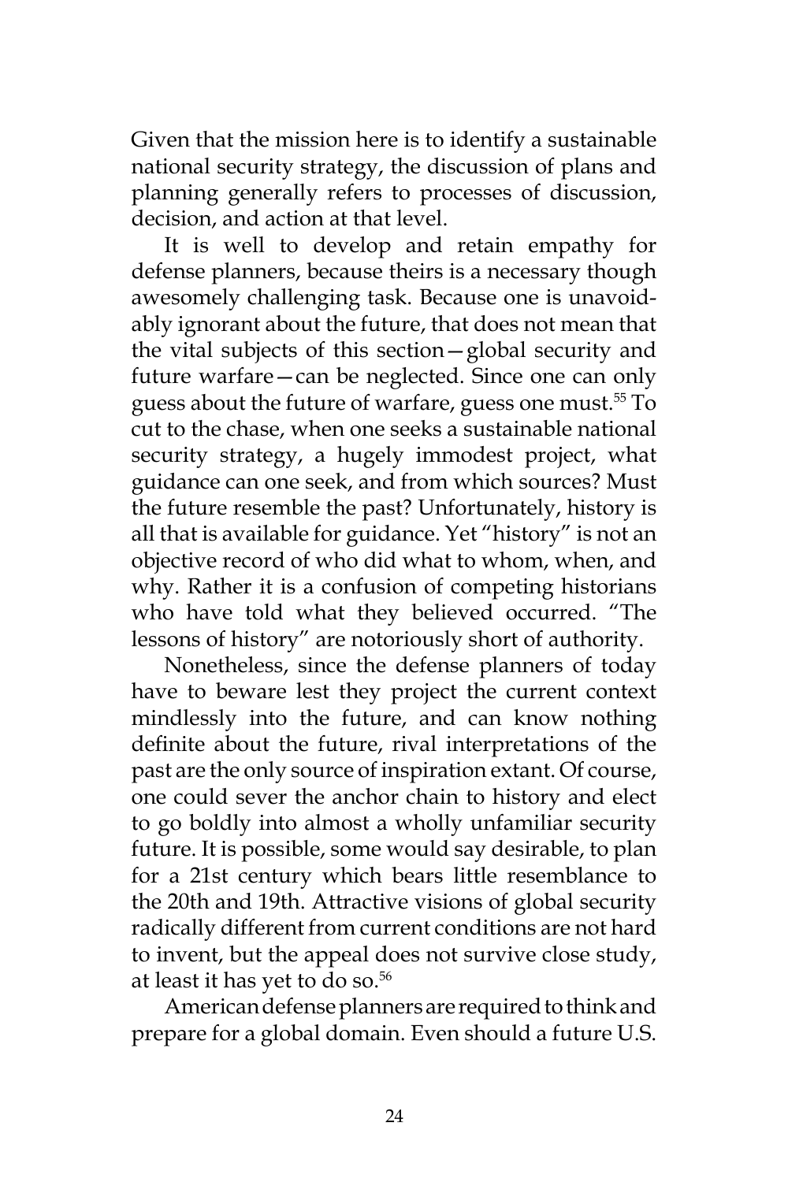Given that the mission here is to identify a sustainable national security strategy, the discussion of plans and planning generally refers to processes of discussion, decision, and action at that level.

It is well to develop and retain empathy for defense planners, because theirs is a necessary though awesomely challenging task. Because one is unavoidably ignorant about the future, that does not mean that the vital subjects of this section—global security and future warfare—can be neglected. Since one can only guess about the future of warfare, guess one must.[55] To cut to the chase, when one seeks a sustainable national security strategy, a hugely immodest project, what guidance can one seek, and from which sources? Must the future resemble the past? Unfortunately, history is all that is available for guidance. Yet "history" is not an objective record of who did what to whom, when, and why. Rather it is a confusion of competing historians who have told what they believed occurred. "The lessons of history" are notoriously short of authority.

Nonetheless, since the defense planners of today have to beware lest they project the current context mindlessly into the future, and can know nothing definite about the future, rival interpretations of the past are the only source of inspiration extant. Of course, one could sever the anchor chain to history and elect to go boldly into almost a wholly unfamiliar security future. It is possible, some would say desirable, to plan for a 21st century which bears little resemblance to the 20th and 19th. Attractive visions of global security radically different from current conditions are not hard to invent, but the appeal does not survive close study, at least it has yet to do so.[56]

American defense planners are required to think and prepare for a global domain. Even should a future U.S.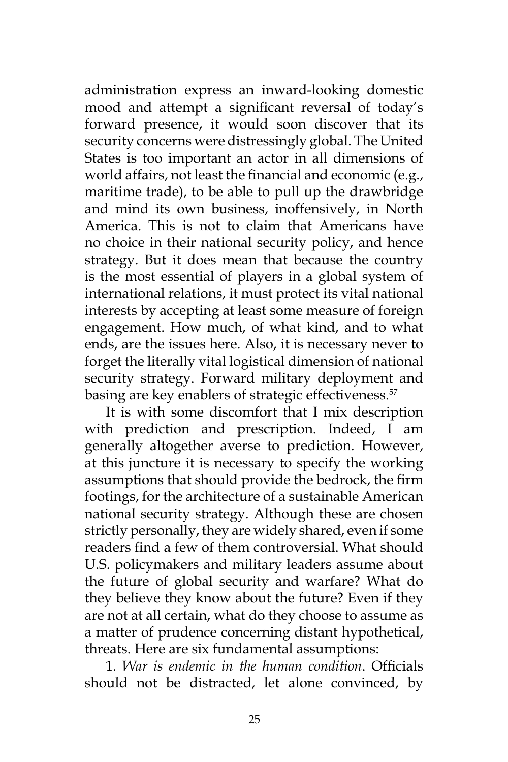administration express an inward-looking domestic mood and attempt a significant reversal of today's forward presence, it would soon discover that its security concerns were distressingly global. The United States is too important an actor in all dimensions of world affairs, not least the financial and economic (e.g., maritime trade), to be able to pull up the drawbridge and mind its own business, inoffensively, in North America. This is not to claim that Americans have no choice in their national security policy, and hence strategy. But it does mean that because the country is the most essential of players in a global system of international relations, it must protect its vital national interests by accepting at least some measure of foreign engagement. How much, of what kind, and to what ends, are the issues here. Also, it is necessary never to forget the literally vital logistical dimension of national security strategy. Forward military deployment and basing are key enablers of strategic effectiveness.[57]

It is with some discomfort that I mix description with prediction and prescription. Indeed, I am generally altogether averse to prediction. However, at this juncture it is necessary to specify the working assumptions that should provide the bedrock, the firm footings, for the architecture of a sustainable American national security strategy. Although these are chosen strictly personally, they are widely shared, even if some readers find a few of them controversial. What should U.S. policymakers and military leaders assume about the future of global security and warfare? What do they believe they know about the future? Even if they are not at all certain, what do they choose to assume as a matter of prudence concerning distant hypothetical, threats. Here are six fundamental assumptions:

1. *War is endemic in the human condition*. Officials should not be distracted, let alone convinced, by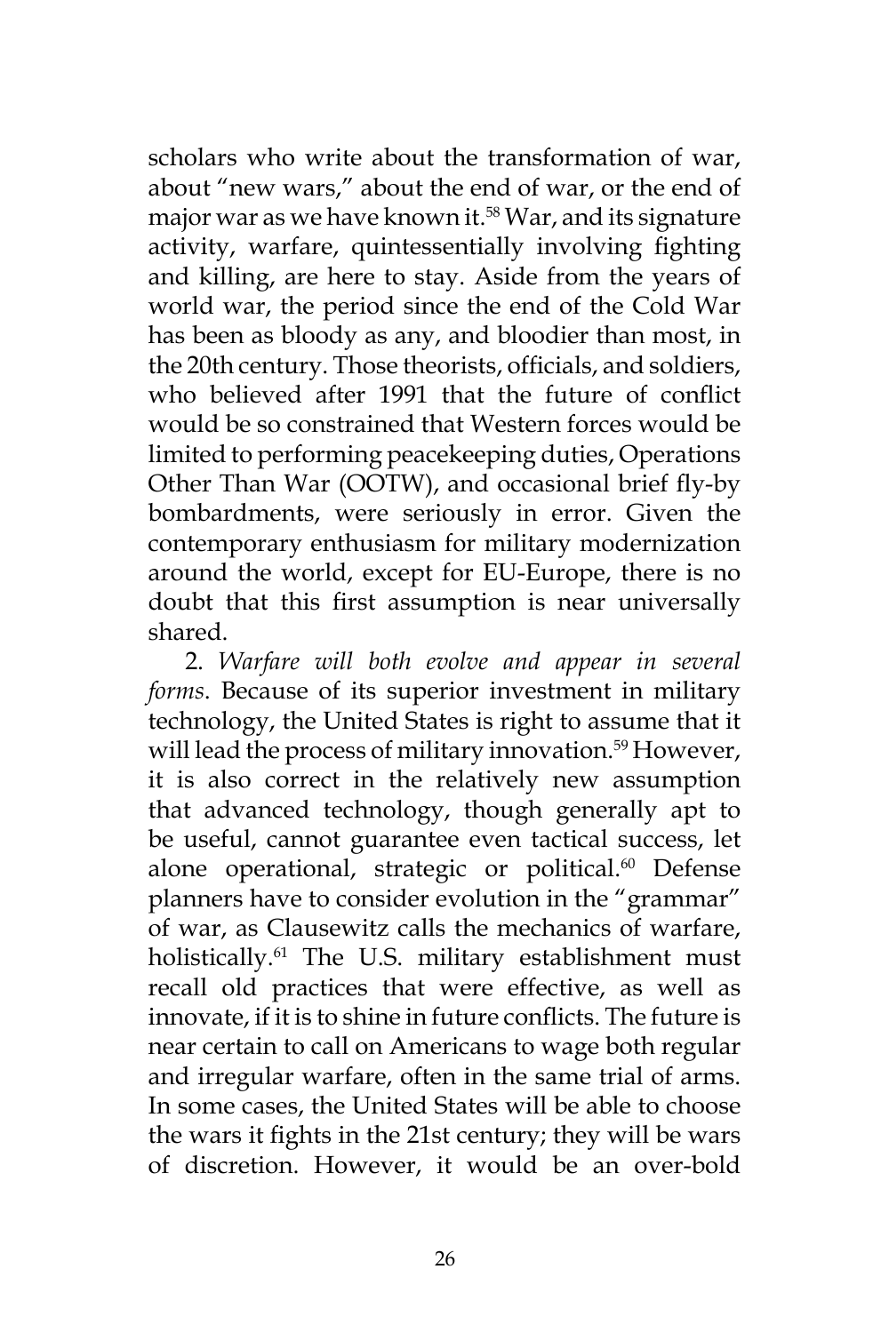scholars who write about the transformation of war, about "new wars," about the end of war, or the end of major war as we have known it.[58] War, and its signature activity, warfare, quintessentially involving fighting and killing, are here to stay. Aside from the years of world war, the period since the end of the Cold War has been as bloody as any, and bloodier than most, in the 20th century. Those theorists, officials, and soldiers, who believed after 1991 that the future of conflict would be so constrained that Western forces would be limited to performing peacekeeping duties, Operations Other Than War (OOTW), and occasional brief fly-by bombardments, were seriously in error. Given the contemporary enthusiasm for military modernization around the world, except for EU-Europe, there is no doubt that this first assumption is near universally shared.

2. *Warfare will both evolve and appear in several forms*. Because of its superior investment in military technology, the United States is right to assume that it will lead the process of military innovation.[59] However, it is also correct in the relatively new assumption that advanced technology, though generally apt to be useful, cannot guarantee even tactical success, let alone operational, strategic or political.[60] Defense planners have to consider evolution in the "grammar" of war, as Clausewitz calls the mechanics of warfare, holistically.[61] The U.S. military establishment must recall old practices that were effective, as well as innovate, if it is to shine in future conflicts. The future is near certain to call on Americans to wage both regular and irregular warfare, often in the same trial of arms. In some cases, the United States will be able to choose the wars it fights in the 21st century; they will be wars of discretion. However, it would be an over-bold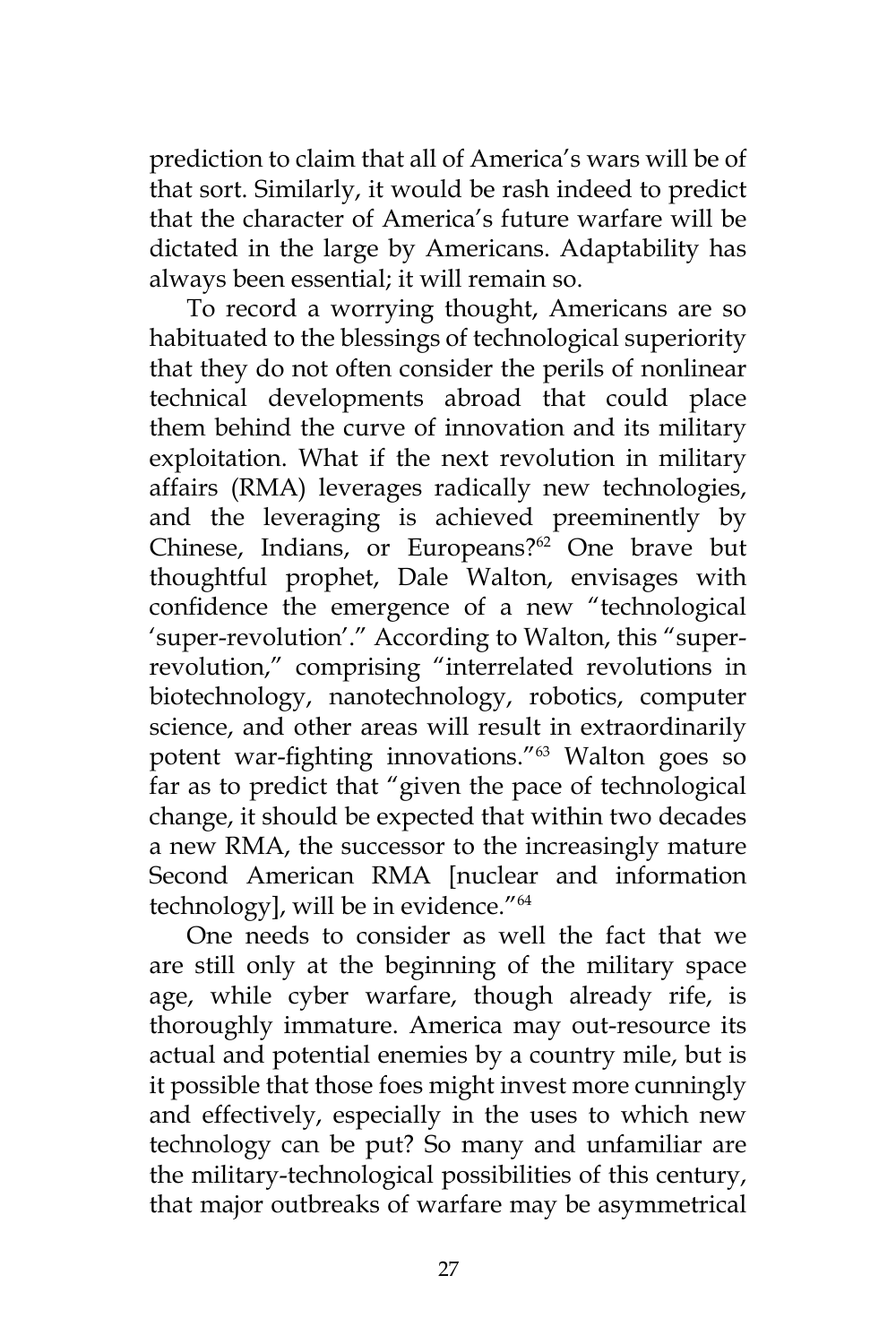prediction to claim that all of America's wars will be of that sort. Similarly, it would be rash indeed to predict that the character of America's future warfare will be dictated in the large by Americans. Adaptability has always been essential; it will remain so.

To record a worrying thought, Americans are so habituated to the blessings of technological superiority that they do not often consider the perils of nonlinear technical developments abroad that could place them behind the curve of innovation and its military exploitation. What if the next revolution in military affairs (RMA) leverages radically new technologies, and the leveraging is achieved preeminently by Chinese, Indians, or Europeans?[62] One brave but thoughtful prophet, Dale Walton, envisages with confidence the emergence of a new "technological 'super-revolution'." According to Walton, this "super-revolution," comprising "interrelated revolutions in biotechnology, nanotechnology, robotics, computer science, and other areas will result in extraordinarily potent war-fighting innovations."[63] Walton goes so far as to predict that "given the pace of technological change, it should be expected that within two decades a new RMA, the successor to the increasingly mature Second American RMA [nuclear and information technology], will be in evidence."[64]

One needs to consider as well the fact that we are still only at the beginning of the military space age, while cyber warfare, though already rife, is thoroughly immature. America may out-resource its actual and potential enemies by a country mile, but is it possible that those foes might invest more cunningly and effectively, especially in the uses to which new technology can be put? So many and unfamiliar are the military-technological possibilities of this century, that major outbreaks of warfare may be asymmetrical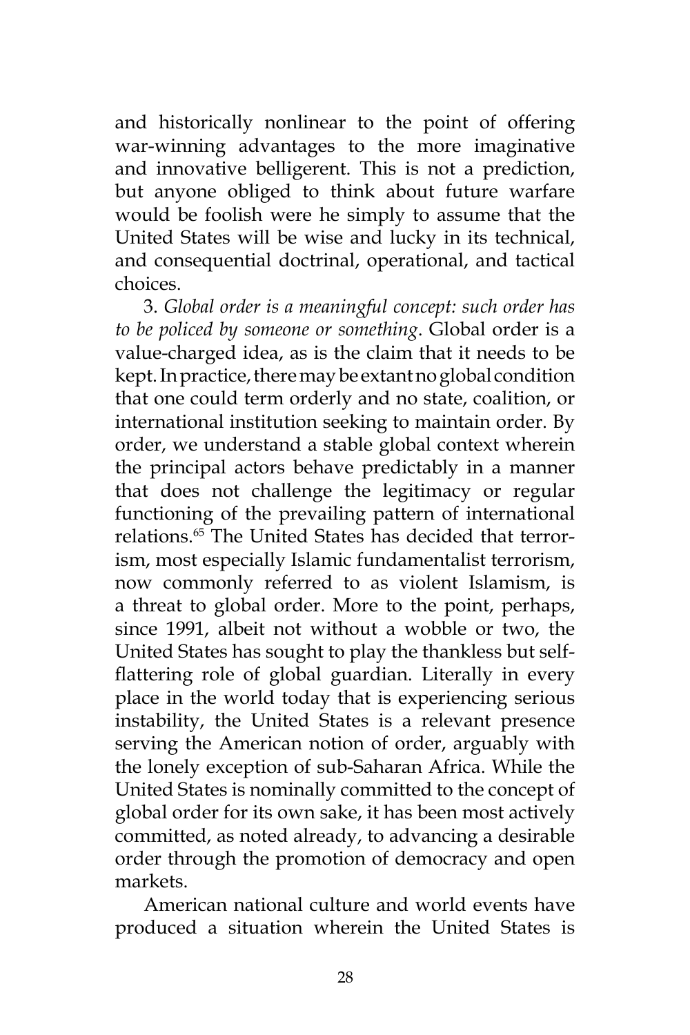and historically nonlinear to the point of offering war-winning advantages to the more imaginative and innovative belligerent. This is not a prediction, but anyone obliged to think about future warfare would be foolish were he simply to assume that the United States will be wise and lucky in its technical, and consequential doctrinal, operational, and tactical choices.

3. *Global order is a meaningful concept: such order has to be policed by someone or something*. Global order is a value-charged idea, as is the claim that it needs to be kept. In practice, there may be extant no global condition that one could term orderly and no state, coalition, or international institution seeking to maintain order. By order, we understand a stable global context wherein the principal actors behave predictably in a manner that does not challenge the legitimacy or regular functioning of the prevailing pattern of international relations.[65] The United States has decided that terrorism, most especially Islamic fundamentalist terrorism, now commonly referred to as violent Islamism, is a threat to global order. More to the point, perhaps, since 1991, albeit not without a wobble or two, the United States has sought to play the thankless but self-flattering role of global guardian. Literally in every place in the world today that is experiencing serious instability, the United States is a relevant presence serving the American notion of order, arguably with the lonely exception of sub-Saharan Africa. While the United States is nominally committed to the concept of global order for its own sake, it has been most actively committed, as noted already, to advancing a desirable order through the promotion of democracy and open markets.

American national culture and world events have produced a situation wherein the United States is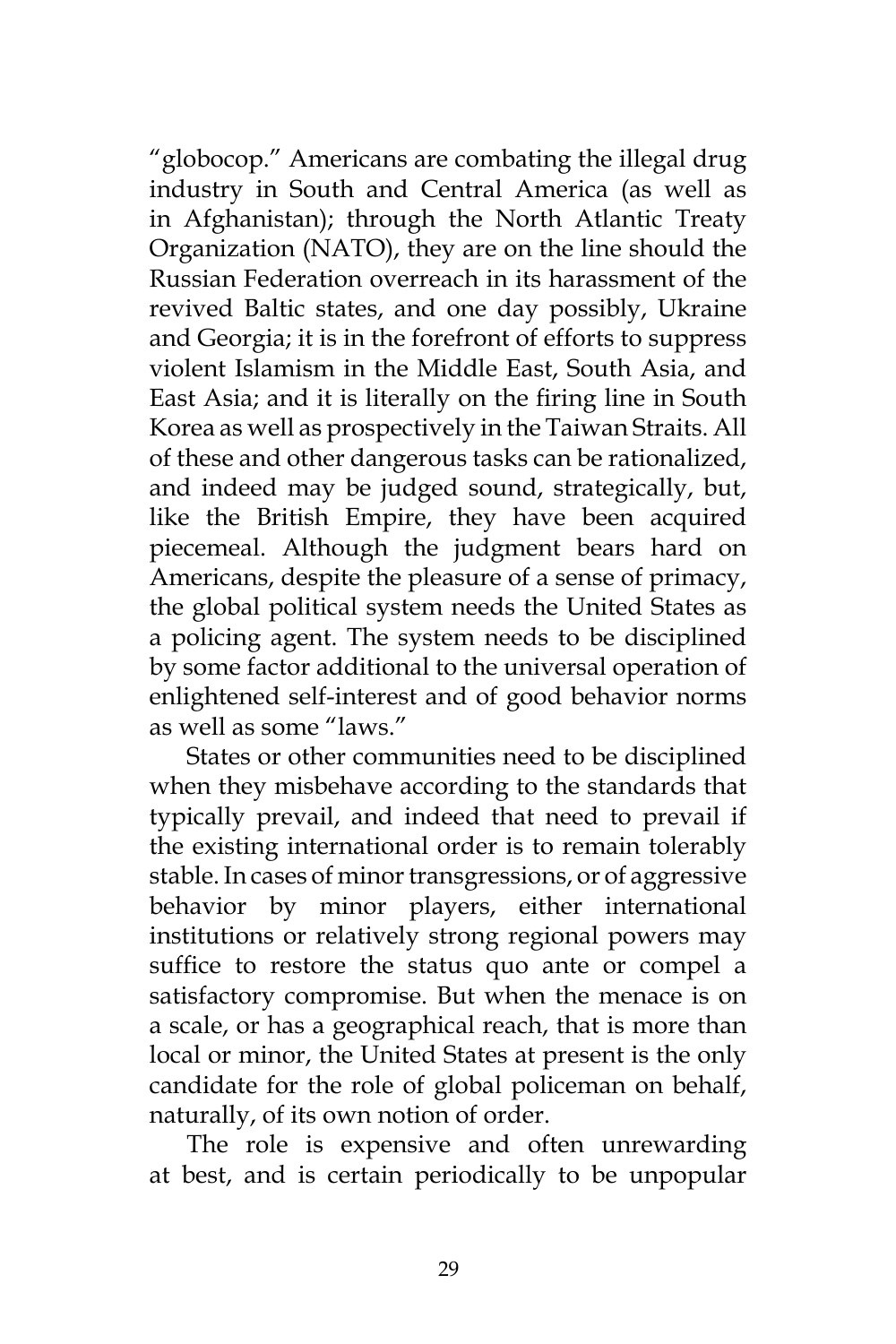"globocop." Americans are combating the illegal drug industry in South and Central America (as well as in Afghanistan); through the North Atlantic Treaty Organization (NATO), they are on the line should the Russian Federation overreach in its harassment of the revived Baltic states, and one day possibly, Ukraine and Georgia; it is in the forefront of efforts to suppress violent Islamism in the Middle East, South Asia, and East Asia; and it is literally on the firing line in South Korea as well as prospectively in the Taiwan Straits. All of these and other dangerous tasks can be rationalized, and indeed may be judged sound, strategically, but, like the British Empire, they have been acquired piecemeal. Although the judgment bears hard on Americans, despite the pleasure of a sense of primacy, the global political system needs the United States as a policing agent. The system needs to be disciplined by some factor additional to the universal operation of enlightened self-interest and of good behavior norms as well as some "laws."

States or other communities need to be disciplined when they misbehave according to the standards that typically prevail, and indeed that need to prevail if the existing international order is to remain tolerably stable. In cases of minor transgressions, or of aggressive behavior by minor players, either international institutions or relatively strong regional powers may suffice to restore the status quo ante or compel a satisfactory compromise. But when the menace is on a scale, or has a geographical reach, that is more than local or minor, the United States at present is the only candidate for the role of global policeman on behalf, naturally, of its own notion of order.

The role is expensive and often unrewarding at best, and is certain periodically to be unpopular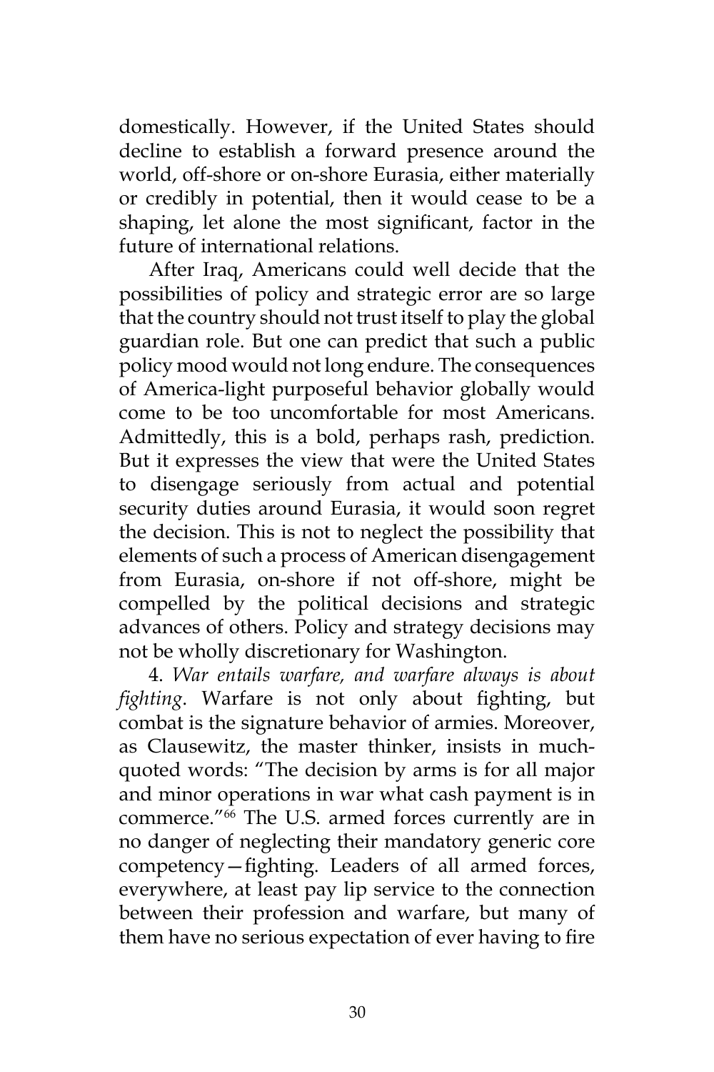domestically. However, if the United States should decline to establish a forward presence around the world, off-shore or on-shore Eurasia, either materially or credibly in potential, then it would cease to be a shaping, let alone the most significant, factor in the future of international relations.

After Iraq, Americans could well decide that the possibilities of policy and strategic error are so large that the country should not trust itself to play the global guardian role. But one can predict that such a public policy mood would not long endure. The consequences of America-light purposeful behavior globally would come to be too uncomfortable for most Americans. Admittedly, this is a bold, perhaps rash, prediction. But it expresses the view that were the United States to disengage seriously from actual and potential security duties around Eurasia, it would soon regret the decision. This is not to neglect the possibility that elements of such a process of American disengagement from Eurasia, on-shore if not off-shore, might be compelled by the political decisions and strategic advances of others. Policy and strategy decisions may not be wholly discretionary for Washington.

4. *War entails warfare, and warfare always is about fighting*. Warfare is not only about fighting, but combat is the signature behavior of armies. Moreover, as Clausewitz, the master thinker, insists in much-quoted words: "The decision by arms is for all major and minor operations in war what cash payment is in commerce."[66] The U.S. armed forces currently are in no danger of neglecting their mandatory generic core competency—fighting. Leaders of all armed forces, everywhere, at least pay lip service to the connection between their profession and warfare, but many of them have no serious expectation of ever having to fire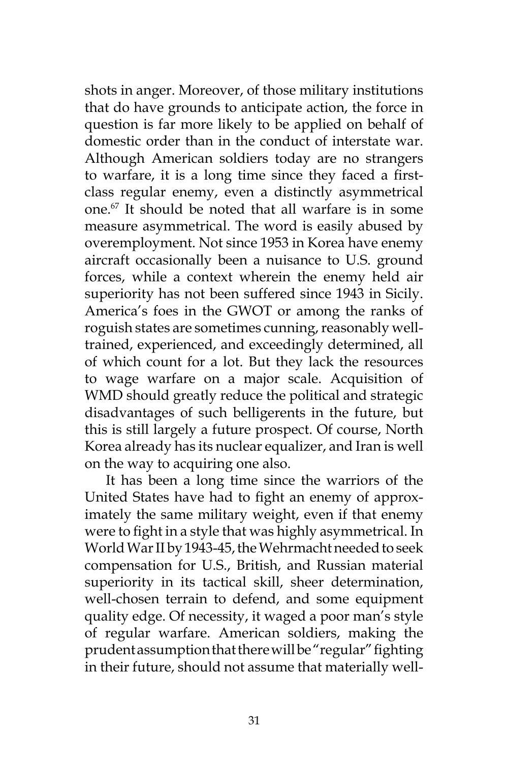shots in anger. Moreover, of those military institutions that do have grounds to anticipate action, the force in question is far more likely to be applied on behalf of domestic order than in the conduct of interstate war. Although American soldiers today are no strangers to warfare, it is a long time since they faced a first-class regular enemy, even a distinctly asymmetrical one.[67] It should be noted that all warfare is in some measure asymmetrical. The word is easily abused by overemployment. Not since 1953 in Korea have enemy aircraft occasionally been a nuisance to U.S. ground forces, while a context wherein the enemy held air superiority has not been suffered since 1943 in Sicily. America's foes in the GWOT or among the ranks of roguish states are sometimes cunning, reasonably well-trained, experienced, and exceedingly determined, all of which count for a lot. But they lack the resources to wage warfare on a major scale. Acquisition of WMD should greatly reduce the political and strategic disadvantages of such belligerents in the future, but this is still largely a future prospect. Of course, North Korea already has its nuclear equalizer, and Iran is well on the way to acquiring one also.

It has been a long time since the warriors of the United States have had to fight an enemy of approximately the same military weight, even if that enemy were to fight in a style that was highly asymmetrical. In World War II by 1943-45, the Wehrmacht needed to seek compensation for U.S., British, and Russian material superiority in its tactical skill, sheer determination, well-chosen terrain to defend, and some equipment quality edge. Of necessity, it waged a poor man's style of regular warfare. American soldiers, making the prudent assumption that there will be "regular" fighting in their future, should not assume that materially well-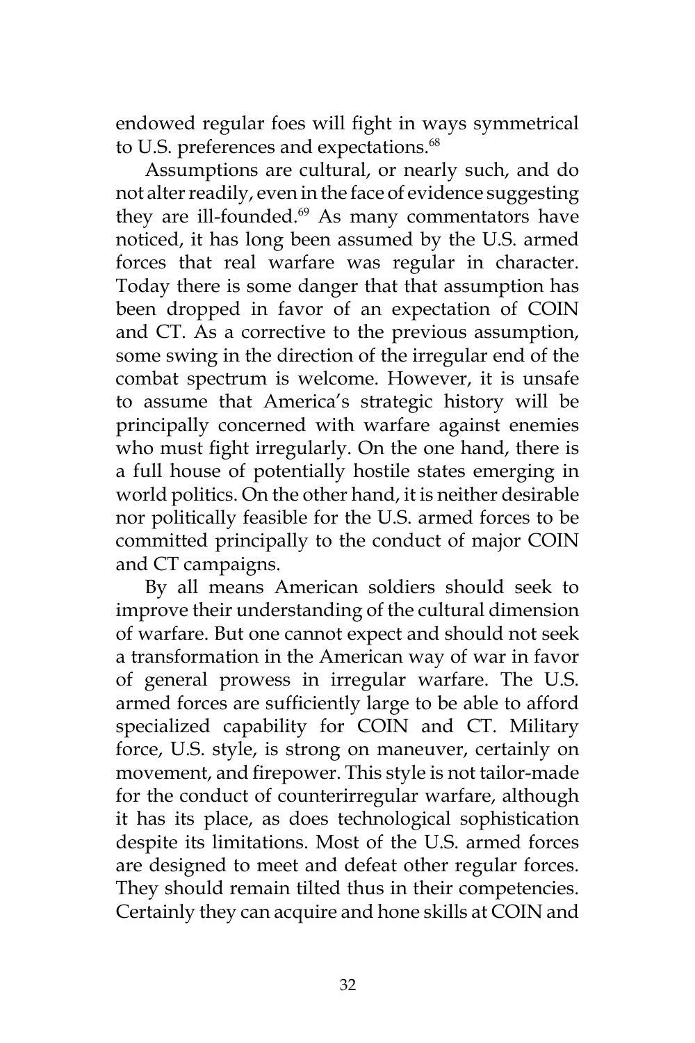endowed regular foes will fight in ways symmetrical to U.S. preferences and expectations.[68]

Assumptions are cultural, or nearly such, and do not alter readily, even in the face of evidence suggesting they are ill-founded.[69] As many commentators have noticed, it has long been assumed by the U.S. armed forces that real warfare was regular in character. Today there is some danger that that assumption has been dropped in favor of an expectation of COIN and CT. As a corrective to the previous assumption, some swing in the direction of the irregular end of the combat spectrum is welcome. However, it is unsafe to assume that America's strategic history will be principally concerned with warfare against enemies who must fight irregularly. On the one hand, there is a full house of potentially hostile states emerging in world politics. On the other hand, it is neither desirable nor politically feasible for the U.S. armed forces to be committed principally to the conduct of major COIN and CT campaigns.

By all means American soldiers should seek to improve their understanding of the cultural dimension of warfare. But one cannot expect and should not seek a transformation in the American way of war in favor of general prowess in irregular warfare. The U.S. armed forces are sufficiently large to be able to afford specialized capability for COIN and CT. Military force, U.S. style, is strong on maneuver, certainly on movement, and firepower. This style is not tailor-made for the conduct of counterirregular warfare, although it has its place, as does technological sophistication despite its limitations. Most of the U.S. armed forces are designed to meet and defeat other regular forces. They should remain tilted thus in their competencies. Certainly they can acquire and hone skills at COIN and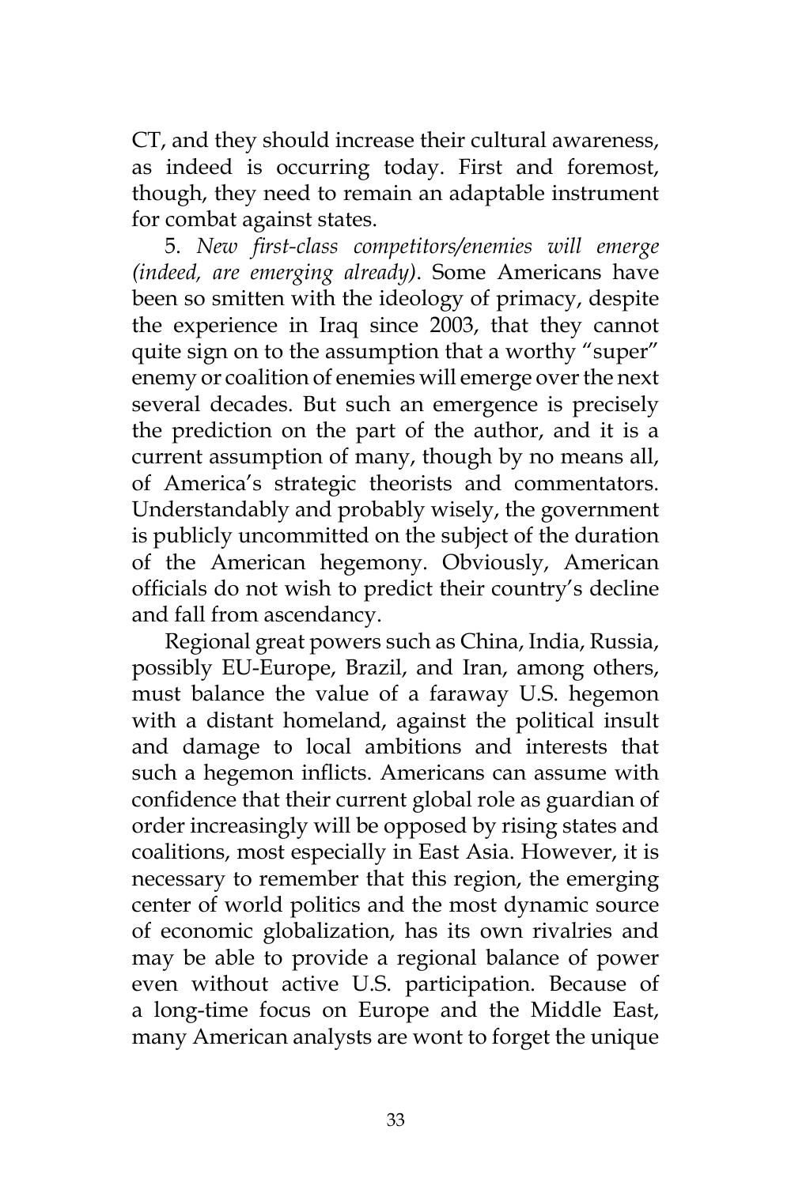CT, and they should increase their cultural awareness, as indeed is occurring today. First and foremost, though, they need to remain an adaptable instrument for combat against states.

5. *New first-class competitors/enemies will emerge (indeed, are emerging already)*. Some Americans have been so smitten with the ideology of primacy, despite the experience in Iraq since 2003, that they cannot quite sign on to the assumption that a worthy "super" enemy or coalition of enemies will emerge over the next several decades. But such an emergence is precisely the prediction on the part of the author, and it is a current assumption of many, though by no means all, of America's strategic theorists and commentators. Understandably and probably wisely, the government is publicly uncommitted on the subject of the duration of the American hegemony. Obviously, American officials do not wish to predict their country's decline and fall from ascendancy.

Regional great powers such as China, India, Russia, possibly EU-Europe, Brazil, and Iran, among others, must balance the value of a faraway U.S. hegemon with a distant homeland, against the political insult and damage to local ambitions and interests that such a hegemon inflicts. Americans can assume with confidence that their current global role as guardian of order increasingly will be opposed by rising states and coalitions, most especially in East Asia. However, it is necessary to remember that this region, the emerging center of world politics and the most dynamic source of economic globalization, has its own rivalries and may be able to provide a regional balance of power even without active U.S. participation. Because of a long-time focus on Europe and the Middle East, many American analysts are wont to forget the unique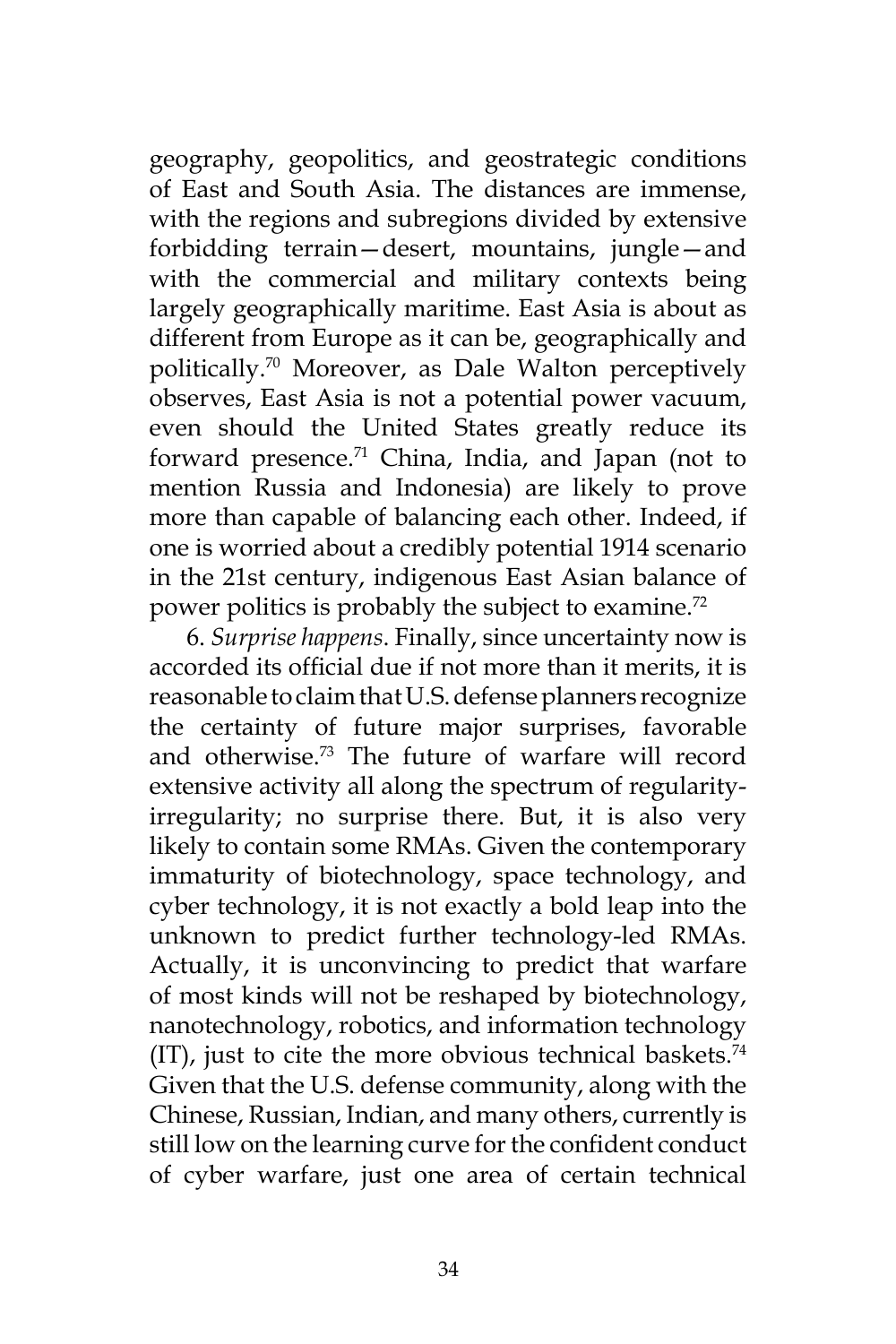geography, geopolitics, and geostrategic conditions of East and South Asia. The distances are immense, with the regions and subregions divided by extensive forbidding terrain—desert, mountains, jungle—and with the commercial and military contexts being largely geographically maritime. East Asia is about as different from Europe as it can be, geographically and politically.[70] Moreover, as Dale Walton perceptively observes, East Asia is not a potential power vacuum, even should the United States greatly reduce its forward presence.[71] China, India, and Japan (not to mention Russia and Indonesia) are likely to prove more than capable of balancing each other. Indeed, if one is worried about a credibly potential 1914 scenario in the 21st century, indigenous East Asian balance of power politics is probably the subject to examine.[72]

6. *Surprise happens*. Finally, since uncertainty now is accorded its official due if not more than it merits, it is reasonable to claim that U.S. defense planners recognize the certainty of future major surprises, favorable and otherwise.[73] The future of warfare will record extensive activity all along the spectrum of regularity-irregularity; no surprise there. But, it is also very likely to contain some RMAs. Given the contemporary immaturity of biotechnology, space technology, and cyber technology, it is not exactly a bold leap into the unknown to predict further technology-led RMAs. Actually, it is unconvincing to predict that warfare of most kinds will not be reshaped by biotechnology, nanotechnology, robotics, and information technology (IT), just to cite the more obvious technical baskets.[74] Given that the U.S. defense community, along with the Chinese, Russian, Indian, and many others, currently is still low on the learning curve for the confident conduct of cyber warfare, just one area of certain technical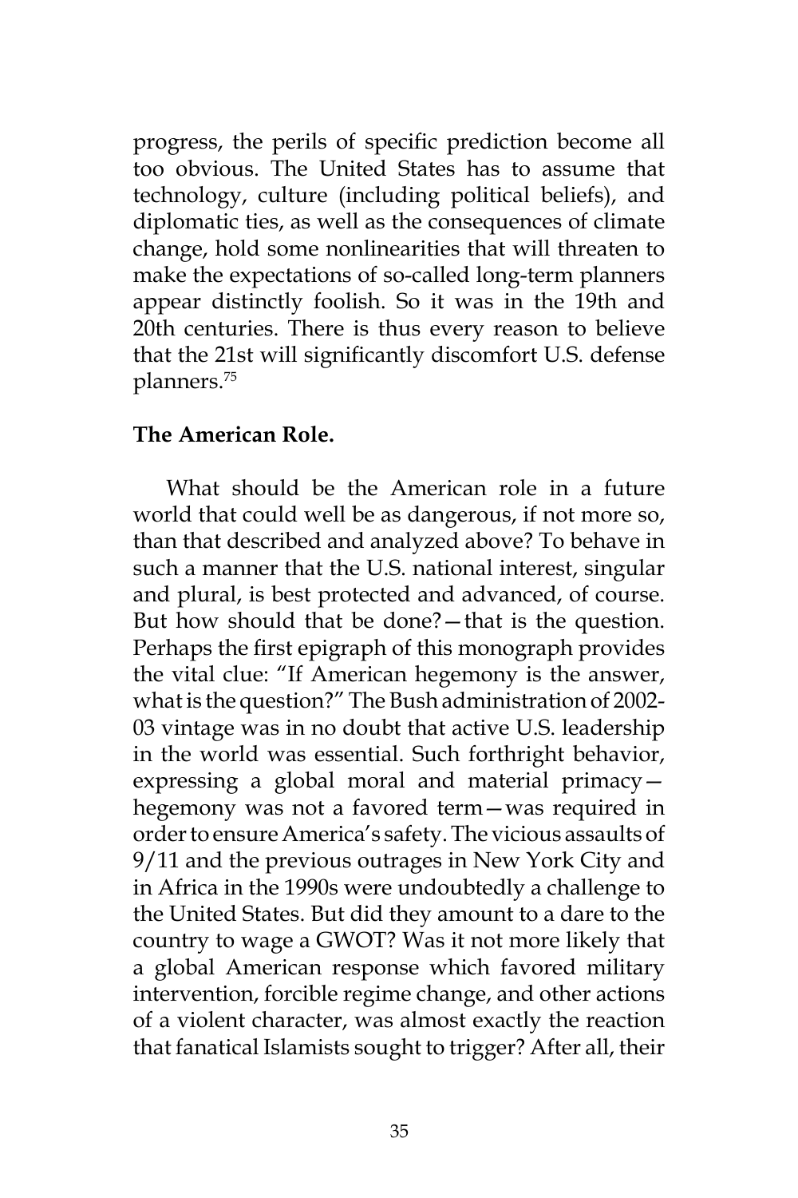progress, the perils of specific prediction become all too obvious. The United States has to assume that technology, culture (including political beliefs), and diplomatic ties, as well as the consequences of climate change, hold some nonlinearities that will threaten to make the expectations of so-called long-term planners appear distinctly foolish. So it was in the 19th and 20th centuries. There is thus every reason to believe that the 21st will significantly discomfort U.S. defense planners.[75]

**The American Role.**

What should be the American role in a future world that could well be as dangerous, if not more so, than that described and analyzed above? To behave in such a manner that the U.S. national interest, singular and plural, is best protected and advanced, of course. But how should that be done?—that is the question. Perhaps the first epigraph of this monograph provides the vital clue: "If American hegemony is the answer, what is the question?" The Bush administration of 2002-03 vintage was in no doubt that active U.S. leadership in the world was essential. Such forthright behavior, expressing a global moral and material primacy—hegemony was not a favored term—was required in order to ensure America's safety. The vicious assaults of 9/11 and the previous outrages in New York City and in Africa in the 1990s were undoubtedly a challenge to the United States. But did they amount to a dare to the country to wage a GWOT? Was it not more likely that a global American response which favored military intervention, forcible regime change, and other actions of a violent character, was almost exactly the reaction that fanatical Islamists sought to trigger? After all, their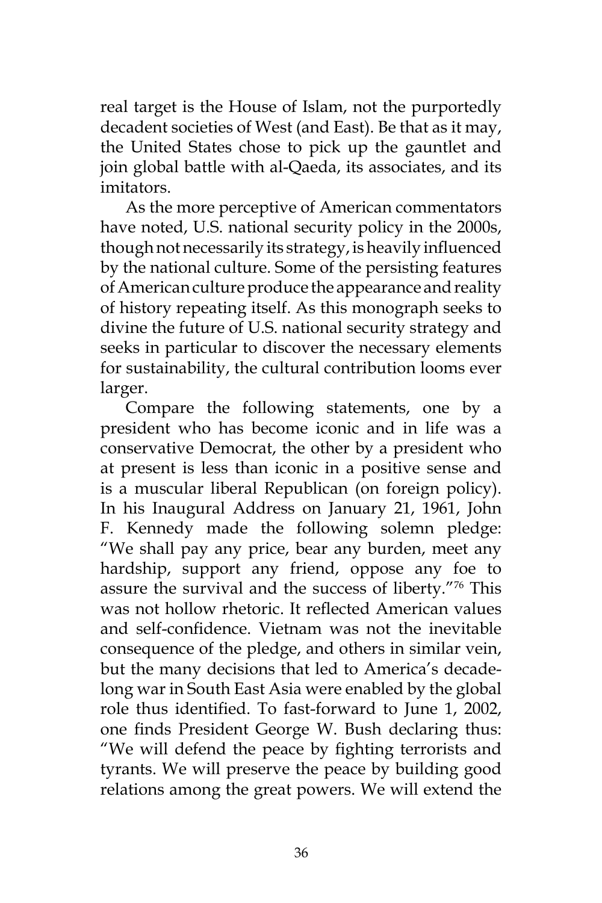real target is the House of Islam, not the purportedly decadent societies of West (and East). Be that as it may, the United States chose to pick up the gauntlet and join global battle with al-Qaeda, its associates, and its imitators.

As the more perceptive of American commentators have noted, U.S. national security policy in the 2000s, though not necessarily its strategy, is heavily influenced by the national culture. Some of the persisting features of American culture produce the appearance and reality of history repeating itself. As this monograph seeks to divine the future of U.S. national security strategy and seeks in particular to discover the necessary elements for sustainability, the cultural contribution looms ever larger.

Compare the following statements, one by a president who has become iconic and in life was a conservative Democrat, the other by a president who at present is less than iconic in a positive sense and is a muscular liberal Republican (on foreign policy). In his Inaugural Address on January 21, 1961, John F. Kennedy made the following solemn pledge: "We shall pay any price, bear any burden, meet any hardship, support any friend, oppose any foe to assure the survival and the success of liberty."[76] This was not hollow rhetoric. It reflected American values and self-confidence. Vietnam was not the inevitable consequence of the pledge, and others in similar vein, but the many decisions that led to America's decade-long war in South East Asia were enabled by the global role thus identified. To fast-forward to June 1, 2002, one finds President George W. Bush declaring thus: "We will defend the peace by fighting terrorists and tyrants. We will preserve the peace by building good relations among the great powers. We will extend the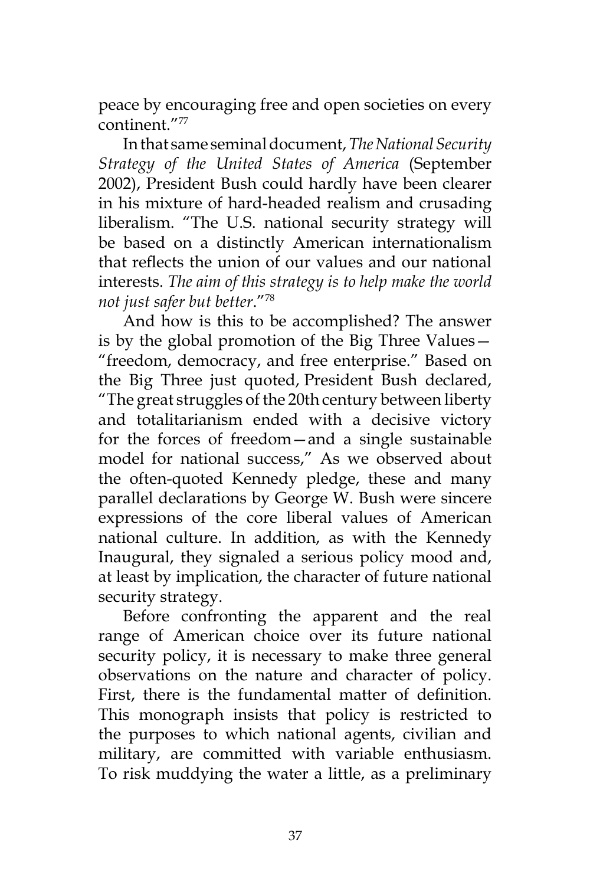peace by encouraging free and open societies on every continent."[77]

In that same seminal document, *The National Security Strategy of the United States of America* (September 2002), President Bush could hardly have been clearer in his mixture of hard-headed realism and crusading liberalism. "The U.S. national security strategy will be based on a distinctly American internationalism that reflects the union of our values and our national interests. *The aim of this strategy is to help make the world not just safer but better*."[78]

And how is this to be accomplished? The answer is by the global promotion of the Big Three Values—"freedom, democracy, and free enterprise." Based on the Big Three just quoted, President Bush declared, "The great struggles of the 20th century between liberty and totalitarianism ended with a decisive victory for the forces of freedom—and a single sustainable model for national success," As we observed about the often-quoted Kennedy pledge, these and many parallel declarations by George W. Bush were sincere expressions of the core liberal values of American national culture. In addition, as with the Kennedy Inaugural, they signaled a serious policy mood and, at least by implication, the character of future national security strategy.

Before confronting the apparent and the real range of American choice over its future national security policy, it is necessary to make three general observations on the nature and character of policy. First, there is the fundamental matter of definition. This monograph insists that policy is restricted to the purposes to which national agents, civilian and military, are committed with variable enthusiasm. To risk muddying the water a little, as a preliminary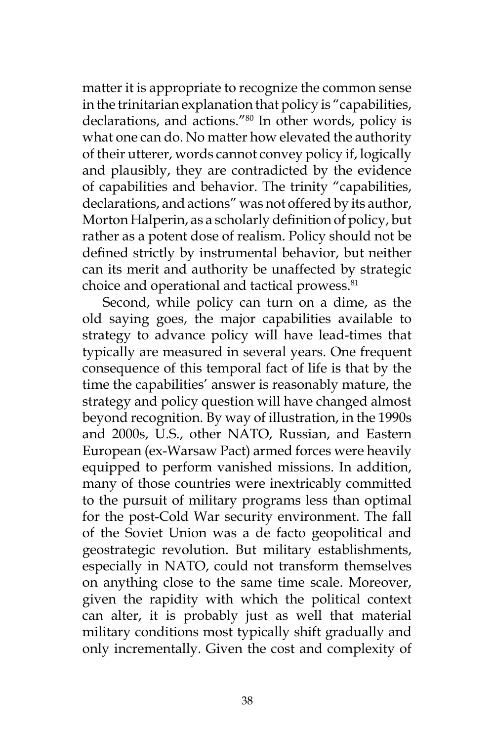matter it is appropriate to recognize the common sense in the trinitarian explanation that policy is "capabilities, declarations, and actions."[80] In other words, policy is what one can do. No matter how elevated the authority of their utterer, words cannot convey policy if, logically and plausibly, they are contradicted by the evidence of capabilities and behavior. The trinity "capabilities, declarations, and actions" was not offered by its author, Morton Halperin, as a scholarly definition of policy, but rather as a potent dose of realism. Policy should not be defined strictly by instrumental behavior, but neither can its merit and authority be unaffected by strategic choice and operational and tactical prowess.[81]

Second, while policy can turn on a dime, as the old saying goes, the major capabilities available to strategy to advance policy will have lead-times that typically are measured in several years. One frequent consequence of this temporal fact of life is that by the time the capabilities' answer is reasonably mature, the strategy and policy question will have changed almost beyond recognition. By way of illustration, in the 1990s and 2000s, U.S., other NATO, Russian, and Eastern European (ex-Warsaw Pact) armed forces were heavily equipped to perform vanished missions. In addition, many of those countries were inextricably committed to the pursuit of military programs less than optimal for the post-Cold War security environment. The fall of the Soviet Union was a de facto geopolitical and geostrategic revolution. But military establishments, especially in NATO, could not transform themselves on anything close to the same time scale. Moreover, given the rapidity with which the political context can alter, it is probably just as well that material military conditions most typically shift gradually and only incrementally. Given the cost and complexity of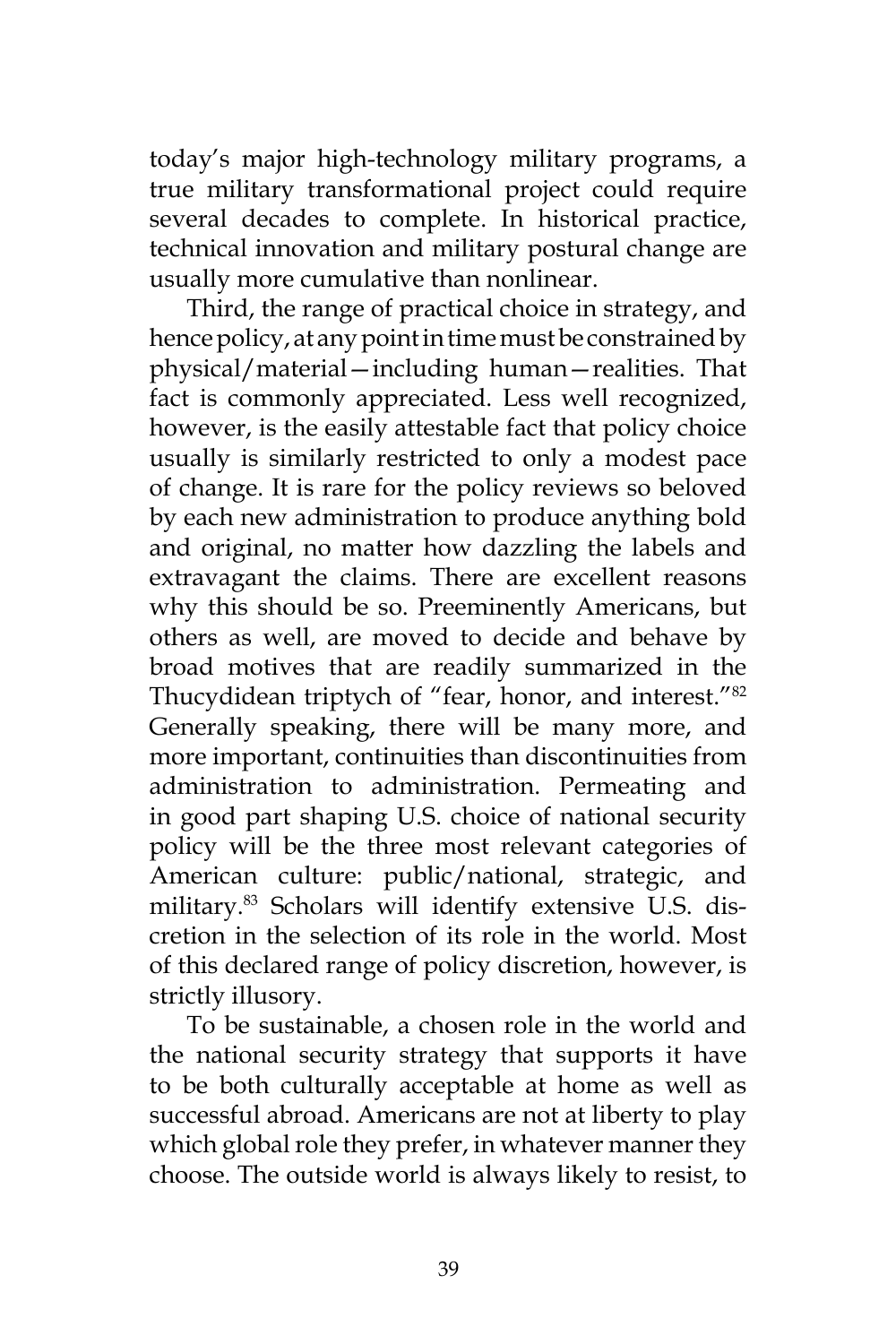today's major high-technology military programs, a true military transformational project could require several decades to complete. In historical practice, technical innovation and military postural change are usually more cumulative than nonlinear.

Third, the range of practical choice in strategy, and hence policy, at any point in time must be constrained by physical/material—including human—realities. That fact is commonly appreciated. Less well recognized, however, is the easily attestable fact that policy choice usually is similarly restricted to only a modest pace of change. It is rare for the policy reviews so beloved by each new administration to produce anything bold and original, no matter how dazzling the labels and extravagant the claims. There are excellent reasons why this should be so. Preeminently Americans, but others as well, are moved to decide and behave by broad motives that are readily summarized in the Thucydidean triptych of "fear, honor, and interest."[82] Generally speaking, there will be many more, and more important, continuities than discontinuities from administration to administration. Permeating and in good part shaping U.S. choice of national security policy will be the three most relevant categories of American culture: public/national, strategic, and military.[83] Scholars will identify extensive U.S. discretion in the selection of its role in the world. Most of this declared range of policy discretion, however, is strictly illusory.

To be sustainable, a chosen role in the world and the national security strategy that supports it have to be both culturally acceptable at home as well as successful abroad. Americans are not at liberty to play which global role they prefer, in whatever manner they choose. The outside world is always likely to resist, to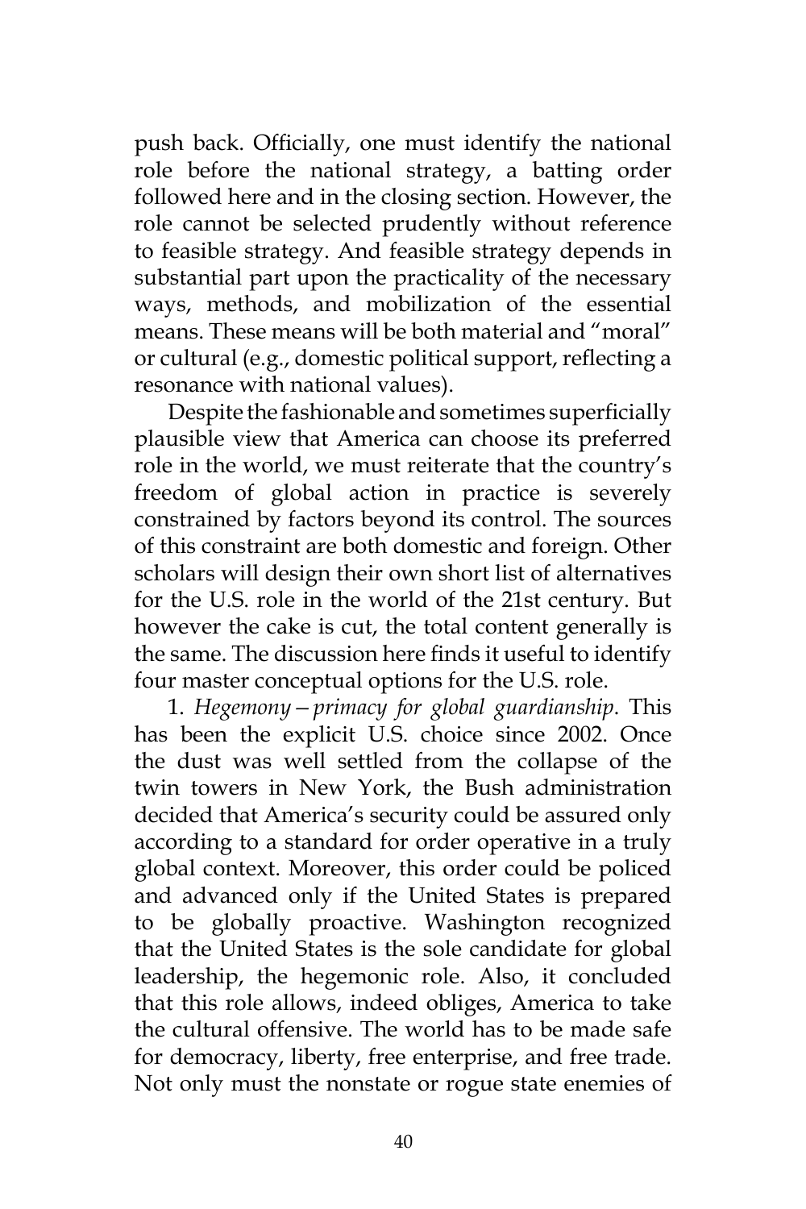push back. Officially, one must identify the national role before the national strategy, a batting order followed here and in the closing section. However, the role cannot be selected prudently without reference to feasible strategy. And feasible strategy depends in substantial part upon the practicality of the necessary ways, methods, and mobilization of the essential means. These means will be both material and "moral" or cultural (e.g., domestic political support, reflecting a resonance with national values).

Despite the fashionable and sometimes superficially plausible view that America can choose its preferred role in the world, we must reiterate that the country's freedom of global action in practice is severely constrained by factors beyond its control. The sources of this constraint are both domestic and foreign. Other scholars will design their own short list of alternatives for the U.S. role in the world of the 21st century. But however the cake is cut, the total content generally is the same. The discussion here finds it useful to identify four master conceptual options for the U.S. role.

1. *Hegemony—primacy for global guardianship*. This has been the explicit U.S. choice since 2002. Once the dust was well settled from the collapse of the twin towers in New York, the Bush administration decided that America's security could be assured only according to a standard for order operative in a truly global context. Moreover, this order could be policed and advanced only if the United States is prepared to be globally proactive. Washington recognized that the United States is the sole candidate for global leadership, the hegemonic role. Also, it concluded that this role allows, indeed obliges, America to take the cultural offensive. The world has to be made safe for democracy, liberty, free enterprise, and free trade. Not only must the nonstate or rogue state enemies of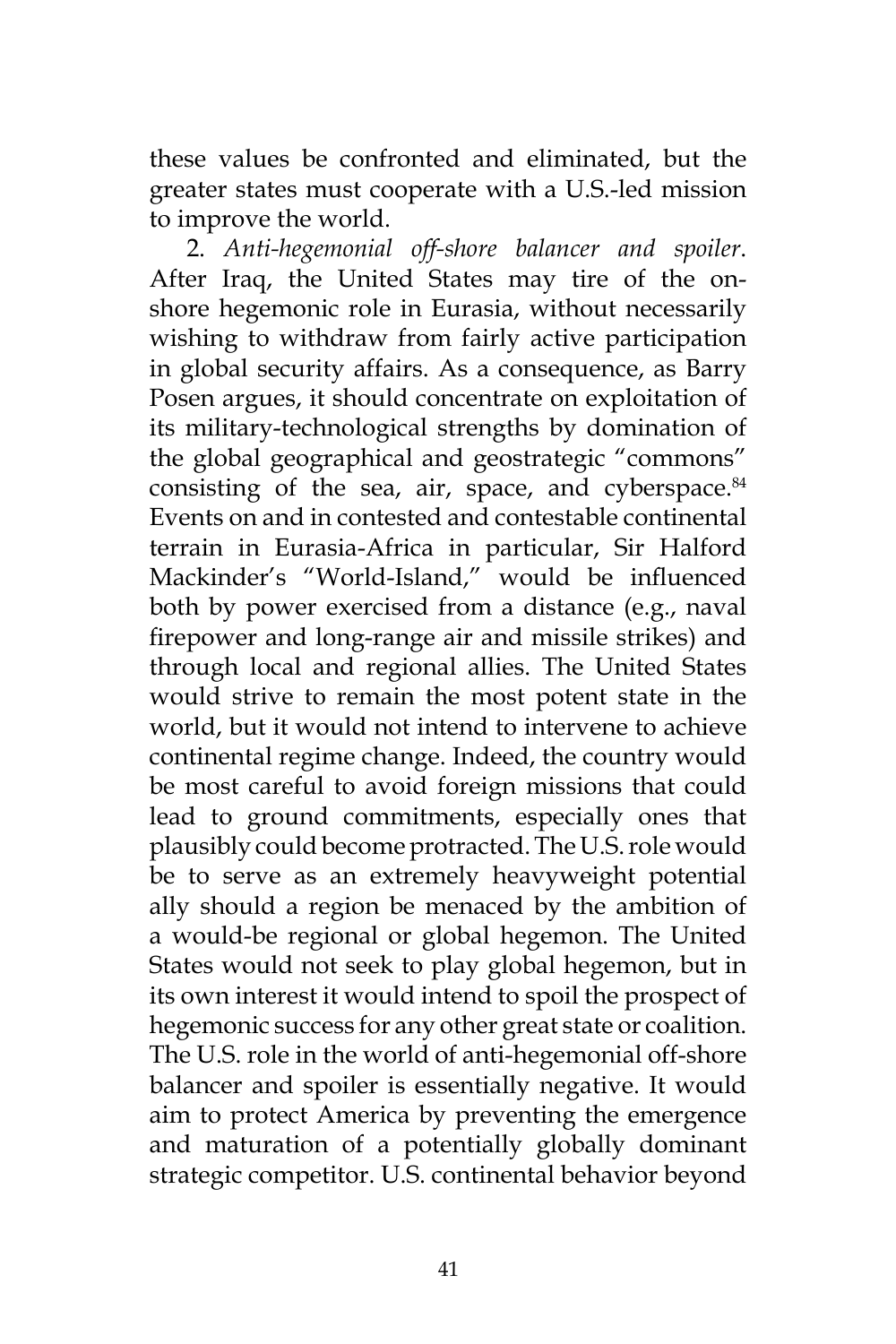these values be confronted and eliminated, but the greater states must cooperate with a U.S.-led mission to improve the world.

2. *Anti-hegemonial off-shore balancer and spoiler*. After Iraq, the United States may tire of the on-shore hegemonic role in Eurasia, without necessarily wishing to withdraw from fairly active participation in global security affairs. As a consequence, as Barry Posen argues, it should concentrate on exploitation of its military-technological strengths by domination of the global geographical and geostrategic "commons" consisting of the sea, air, space, and cyberspace.[84] Events on and in contested and contestable continental terrain in Eurasia-Africa in particular, Sir Halford Mackinder's "World-Island," would be influenced both by power exercised from a distance (e.g., naval firepower and long-range air and missile strikes) and through local and regional allies. The United States would strive to remain the most potent state in the world, but it would not intend to intervene to achieve continental regime change. Indeed, the country would be most careful to avoid foreign missions that could lead to ground commitments, especially ones that plausibly could become protracted. The U.S. role would be to serve as an extremely heavyweight potential ally should a region be menaced by the ambition of a would-be regional or global hegemon. The United States would not seek to play global hegemon, but in its own interest it would intend to spoil the prospect of hegemonic success for any other great state or coalition. The U.S. role in the world of anti-hegemonial off-shore balancer and spoiler is essentially negative. It would aim to protect America by preventing the emergence and maturation of a potentially globally dominant strategic competitor. U.S. continental behavior beyond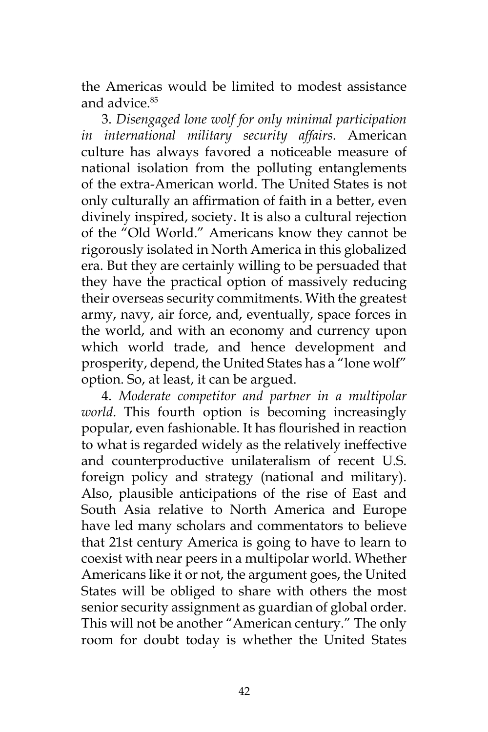the Americas would be limited to modest assistance and advice.[85]

3. *Disengaged lone wolf for only minimal participation in international military security affairs*. American culture has always favored a noticeable measure of national isolation from the polluting entanglements of the extra-American world. The United States is not only culturally an affirmation of faith in a better, even divinely inspired, society. It is also a cultural rejection of the "Old World." Americans know they cannot be rigorously isolated in North America in this globalized era. But they are certainly willing to be persuaded that they have the practical option of massively reducing their overseas security commitments. With the greatest army, navy, air force, and, eventually, space forces in the world, and with an economy and currency upon which world trade, and hence development and prosperity, depend, the United States has a "lone wolf" option. So, at least, it can be argued.

4. *Moderate competitor and partner in a multipolar world*. This fourth option is becoming increasingly popular, even fashionable. It has flourished in reaction to what is regarded widely as the relatively ineffective and counterproductive unilateralism of recent U.S. foreign policy and strategy (national and military). Also, plausible anticipations of the rise of East and South Asia relative to North America and Europe have led many scholars and commentators to believe that 21st century America is going to have to learn to coexist with near peers in a multipolar world. Whether Americans like it or not, the argument goes, the United States will be obliged to share with others the most senior security assignment as guardian of global order. This will not be another "American century." The only room for doubt today is whether the United States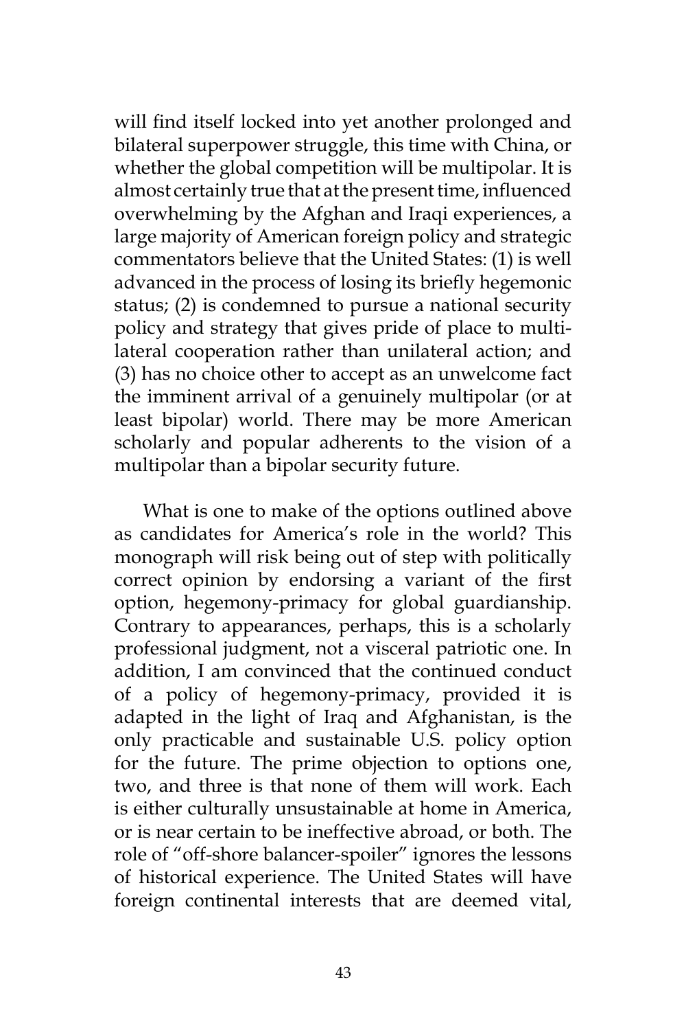will find itself locked into yet another prolonged and bilateral superpower struggle, this time with China, or whether the global competition will be multipolar. It is almost certainly true that at the present time, influenced overwhelming by the Afghan and Iraqi experiences, a large majority of American foreign policy and strategic commentators believe that the United States: (1) is well advanced in the process of losing its briefly hegemonic status; (2) is condemned to pursue a national security policy and strategy that gives pride of place to multilateral cooperation rather than unilateral action; and (3) has no choice other to accept as an unwelcome fact the imminent arrival of a genuinely multipolar (or at least bipolar) world. There may be more American scholarly and popular adherents to the vision of a multipolar than a bipolar security future.

What is one to make of the options outlined above as candidates for America's role in the world? This monograph will risk being out of step with politically correct opinion by endorsing a variant of the first option, hegemony-primacy for global guardianship. Contrary to appearances, perhaps, this is a scholarly professional judgment, not a visceral patriotic one. In addition, I am convinced that the continued conduct of a policy of hegemony-primacy, provided it is adapted in the light of Iraq and Afghanistan, is the only practicable and sustainable U.S. policy option for the future. The prime objection to options one, two, and three is that none of them will work. Each is either culturally unsustainable at home in America, or is near certain to be ineffective abroad, or both. The role of "off-shore balancer-spoiler" ignores the lessons of historical experience. The United States will have foreign continental interests that are deemed vital,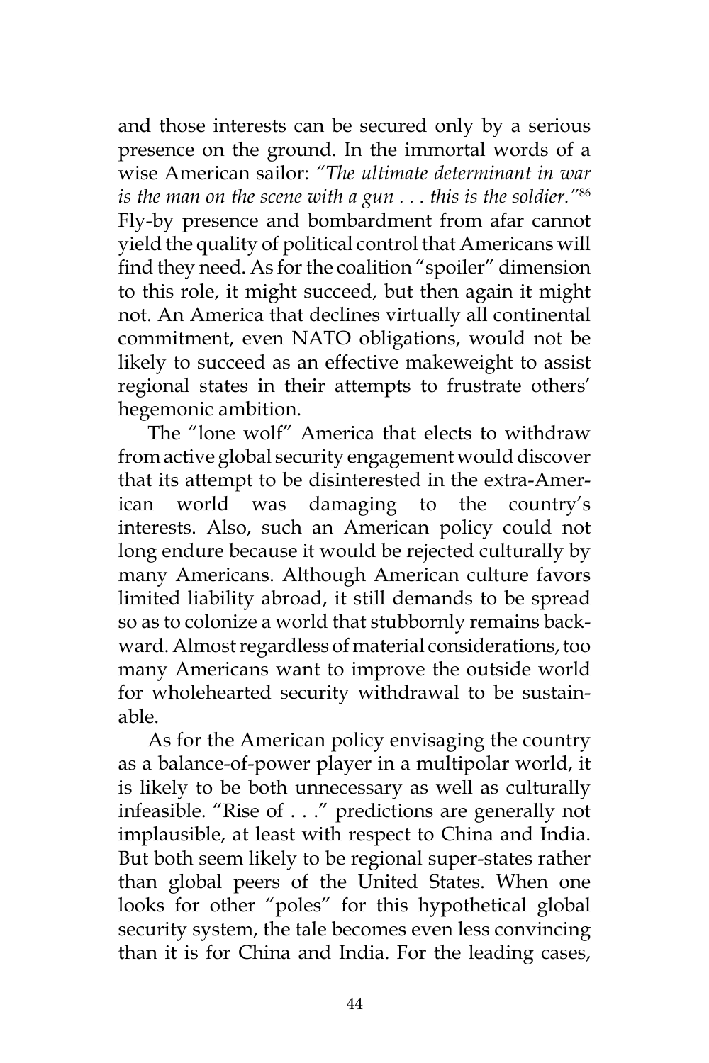and those interests can be secured only by a serious presence on the ground. In the immortal words of a wise American sailor: *"The ultimate determinant in war is the man on the scene with a gun . . . this is the soldier."*[86] Fly-by presence and bombardment from afar cannot yield the quality of political control that Americans will find they need. As for the coalition "spoiler" dimension to this role, it might succeed, but then again it might not. An America that declines virtually all continental commitment, even NATO obligations, would not be likely to succeed as an effective makeweight to assist regional states in their attempts to frustrate others' hegemonic ambition.

The "lone wolf" America that elects to withdraw from active global security engagement would discover that its attempt to be disinterested in the extra-American world was damaging to the country's interests. Also, such an American policy could not long endure because it would be rejected culturally by many Americans. Although American culture favors limited liability abroad, it still demands to be spread so as to colonize a world that stubbornly remains backward. Almost regardless of material considerations, too many Americans want to improve the outside world for wholehearted security withdrawal to be sustainable.

As for the American policy envisaging the country as a balance-of-power player in a multipolar world, it is likely to be both unnecessary as well as culturally infeasible. "Rise of . . ." predictions are generally not implausible, at least with respect to China and India. But both seem likely to be regional super-states rather than global peers of the United States. When one looks for other "poles" for this hypothetical global security system, the tale becomes even less convincing than it is for China and India. For the leading cases,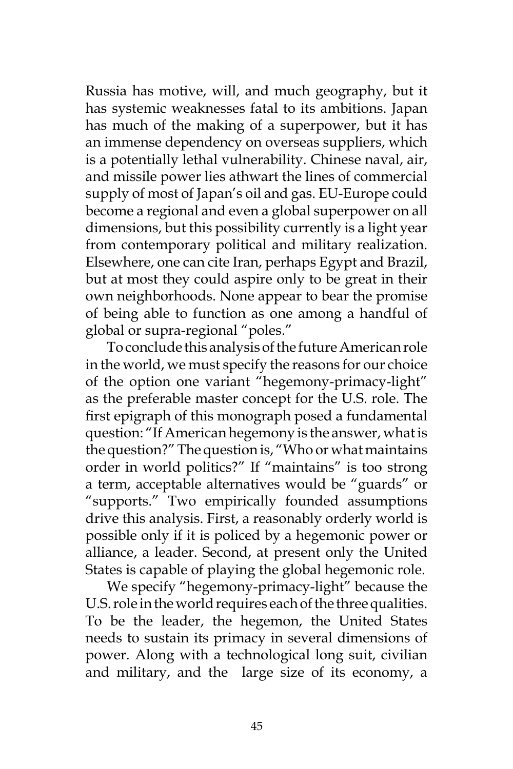Russia has motive, will, and much geography, but it has systemic weaknesses fatal to its ambitions. Japan has much of the making of a superpower, but it has an immense dependency on overseas suppliers, which is a potentially lethal vulnerability. Chinese naval, air, and missile power lies athwart the lines of commercial supply of most of Japan's oil and gas. EU-Europe could become a regional and even a global superpower on all dimensions, but this possibility currently is a light year from contemporary political and military realization. Elsewhere, one can cite Iran, perhaps Egypt and Brazil, but at most they could aspire only to be great in their own neighborhoods. None appear to bear the promise of being able to function as one among a handful of global or supra-regional "poles."

To conclude this analysis of the future American role in the world, we must specify the reasons for our choice of the option one variant "hegemony-primacy-light" as the preferable master concept for the U.S. role. The first epigraph of this monograph posed a fundamental question: "If American hegemony is the answer, what is the question?" The question is, "Who or what maintains order in world politics?" If "maintains" is too strong a term, acceptable alternatives would be "guards" or "supports." Two empirically founded assumptions drive this analysis. First, a reasonably orderly world is possible only if it is policed by a hegemonic power or alliance, a leader. Second, at present only the United States is capable of playing the global hegemonic role.

We specify "hegemony-primacy-light" because the U.S. role in the world requires each of the three qualities. To be the leader, the hegemon, the United States needs to sustain its primacy in several dimensions of power. Along with a technological long suit, civilian and military, and the large size of its economy, a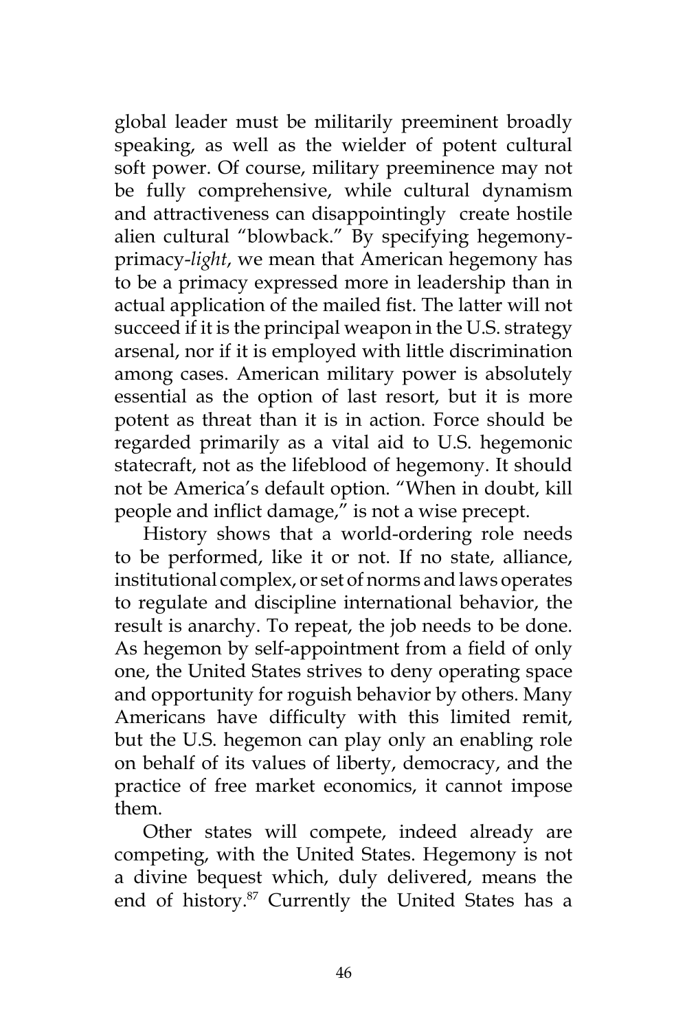global leader must be militarily preeminent broadly speaking, as well as the wielder of potent cultural soft power. Of course, military preeminence may not be fully comprehensive, while cultural dynamism and attractiveness can disappointingly create hostile alien cultural "blowback." By specifying hegemony-primacy-*light*, we mean that American hegemony has to be a primacy expressed more in leadership than in actual application of the mailed fist. The latter will not succeed if it is the principal weapon in the U.S. strategy arsenal, nor if it is employed with little discrimination among cases. American military power is absolutely essential as the option of last resort, but it is more potent as threat than it is in action. Force should be regarded primarily as a vital aid to U.S. hegemonic statecraft, not as the lifeblood of hegemony. It should not be America's default option. "When in doubt, kill people and inflict damage," is not a wise precept.

History shows that a world-ordering role needs to be performed, like it or not. If no state, alliance, institutional complex, or set of norms and laws operates to regulate and discipline international behavior, the result is anarchy. To repeat, the job needs to be done. As hegemon by self-appointment from a field of only one, the United States strives to deny operating space and opportunity for roguish behavior by others. Many Americans have difficulty with this limited remit, but the U.S. hegemon can play only an enabling role on behalf of its values of liberty, democracy, and the practice of free market economics, it cannot impose them.

Other states will compete, indeed already are competing, with the United States. Hegemony is not a divine bequest which, duly delivered, means the end of history.[87] Currently the United States has a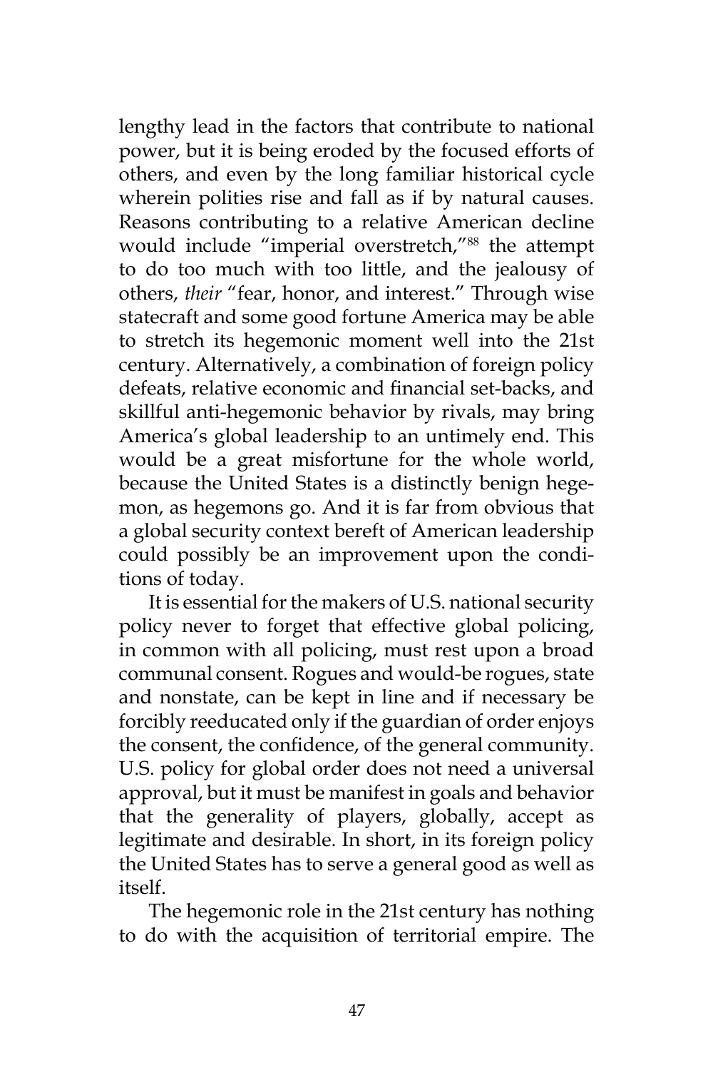lengthy lead in the factors that contribute to national power, but it is being eroded by the focused efforts of others, and even by the long familiar historical cycle wherein polities rise and fall as if by natural causes. Reasons contributing to a relative American decline would include "imperial overstretch,"[88] the attempt to do too much with too little, and the jealousy of others, *their* "fear, honor, and interest." Through wise statecraft and some good fortune America may be able to stretch its hegemonic moment well into the 21st century. Alternatively, a combination of foreign policy defeats, relative economic and financial set-backs, and skillful anti-hegemonic behavior by rivals, may bring America's global leadership to an untimely end. This would be a great misfortune for the whole world, because the United States is a distinctly benign hegemon, as hegemons go. And it is far from obvious that a global security context bereft of American leadership could possibly be an improvement upon the conditions of today.

It is essential for the makers of U.S. national security policy never to forget that effective global policing, in common with all policing, must rest upon a broad communal consent. Rogues and would-be rogues, state and nonstate, can be kept in line and if necessary be forcibly reeducated only if the guardian of order enjoys the consent, the confidence, of the general community. U.S. policy for global order does not need a universal approval, but it must be manifest in goals and behavior that the generality of players, globally, accept as legitimate and desirable. In short, in its foreign policy the United States has to serve a general good as well as itself.

The hegemonic role in the 21st century has nothing to do with the acquisition of territorial empire. The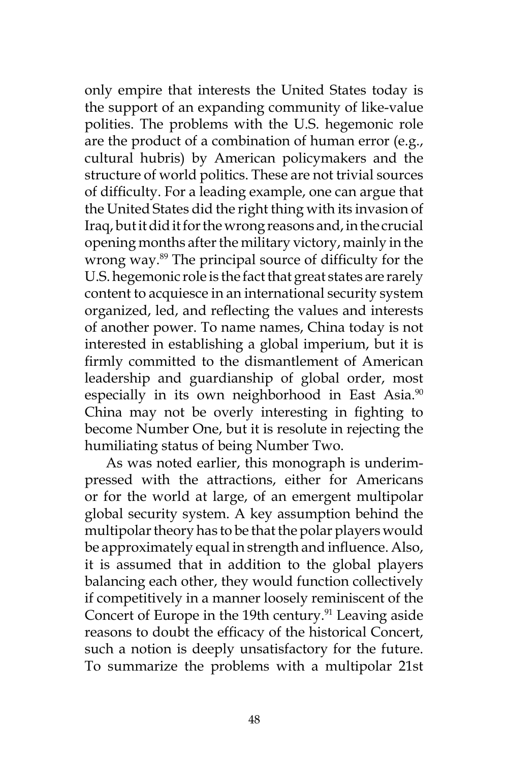only empire that interests the United States today is the support of an expanding community of like-value polities. The problems with the U.S. hegemonic role are the product of a combination of human error (e.g., cultural hubris) by American policymakers and the structure of world politics. These are not trivial sources of difficulty. For a leading example, one can argue that the United States did the right thing with its invasion of Iraq, but it did it for the wrong reasons and, in the crucial opening months after the military victory, mainly in the wrong way.[89] The principal source of difficulty for the U.S. hegemonic role is the fact that great states are rarely content to acquiesce in an international security system organized, led, and reflecting the values and interests of another power. To name names, China today is not interested in establishing a global imperium, but it is firmly committed to the dismantlement of American leadership and guardianship of global order, most especially in its own neighborhood in East Asia.[90] China may not be overly interesting in fighting to become Number One, but it is resolute in rejecting the humiliating status of being Number Two.

As was noted earlier, this monograph is underimpressed with the attractions, either for Americans or for the world at large, of an emergent multipolar global security system. A key assumption behind the multipolar theory has to be that the polar players would be approximately equal in strength and influence. Also, it is assumed that in addition to the global players balancing each other, they would function collectively if competitively in a manner loosely reminiscent of the Concert of Europe in the 19th century.[91] Leaving aside reasons to doubt the efficacy of the historical Concert, such a notion is deeply unsatisfactory for the future. To summarize the problems with a multipolar 21st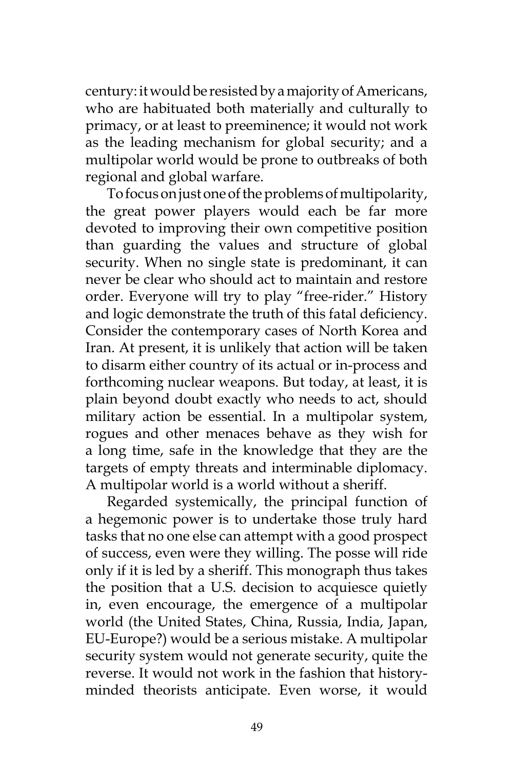century: it would be resisted by a majority of Americans, who are habituated both materially and culturally to primacy, or at least to preeminence; it would not work as the leading mechanism for global security; and a multipolar world would be prone to outbreaks of both regional and global warfare.

To focus on just one of the problems of multipolarity, the great power players would each be far more devoted to improving their own competitive position than guarding the values and structure of global security. When no single state is predominant, it can never be clear who should act to maintain and restore order. Everyone will try to play "free-rider." History and logic demonstrate the truth of this fatal deficiency. Consider the contemporary cases of North Korea and Iran. At present, it is unlikely that action will be taken to disarm either country of its actual or in-process and forthcoming nuclear weapons. But today, at least, it is plain beyond doubt exactly who needs to act, should military action be essential. In a multipolar system, rogues and other menaces behave as they wish for a long time, safe in the knowledge that they are the targets of empty threats and interminable diplomacy. A multipolar world is a world without a sheriff.

Regarded systemically, the principal function of a hegemonic power is to undertake those truly hard tasks that no one else can attempt with a good prospect of success, even were they willing. The posse will ride only if it is led by a sheriff. This monograph thus takes the position that a U.S. decision to acquiesce quietly in, even encourage, the emergence of a multipolar world (the United States, China, Russia, India, Japan, EU-Europe?) would be a serious mistake. A multipolar security system would not generate security, quite the reverse. It would not work in the fashion that history-minded theorists anticipate. Even worse, it would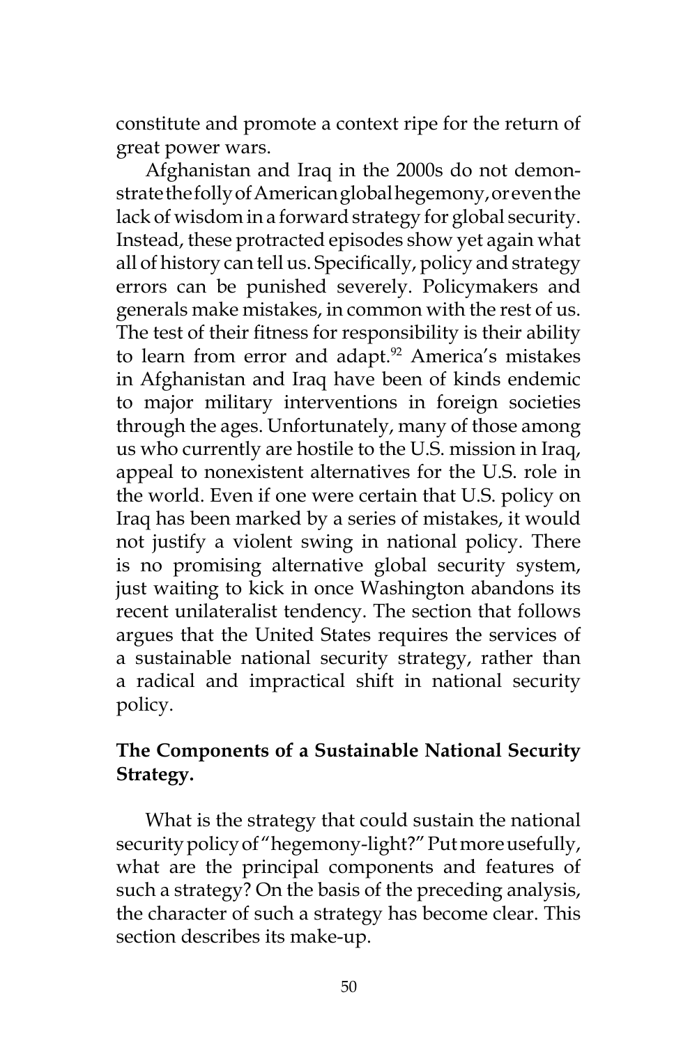constitute and promote a context ripe for the return of great power wars.

Afghanistan and Iraq in the 2000s do not demonstrate the folly of American global hegemony, or even the lack of wisdom in a forward strategy for global security. Instead, these protracted episodes show yet again what all of history can tell us. Specifically, policy and strategy errors can be punished severely. Policymakers and generals make mistakes, in common with the rest of us. The test of their fitness for responsibility is their ability to learn from error and adapt.[92] America's mistakes in Afghanistan and Iraq have been of kinds endemic to major military interventions in foreign societies through the ages. Unfortunately, many of those among us who currently are hostile to the U.S. mission in Iraq, appeal to nonexistent alternatives for the U.S. role in the world. Even if one were certain that U.S. policy on Iraq has been marked by a series of mistakes, it would not justify a violent swing in national policy. There is no promising alternative global security system, just waiting to kick in once Washington abandons its recent unilateralist tendency. The section that follows argues that the United States requires the services of a sustainable national security strategy, rather than a radical and impractical shift in national security policy.

## The Components of a Sustainable National Security Strategy.

What is the strategy that could sustain the national security policy of "hegemony-light?" Put more usefully, what are the principal components and features of such a strategy? On the basis of the preceding analysis, the character of such a strategy has become clear. This section describes its make-up.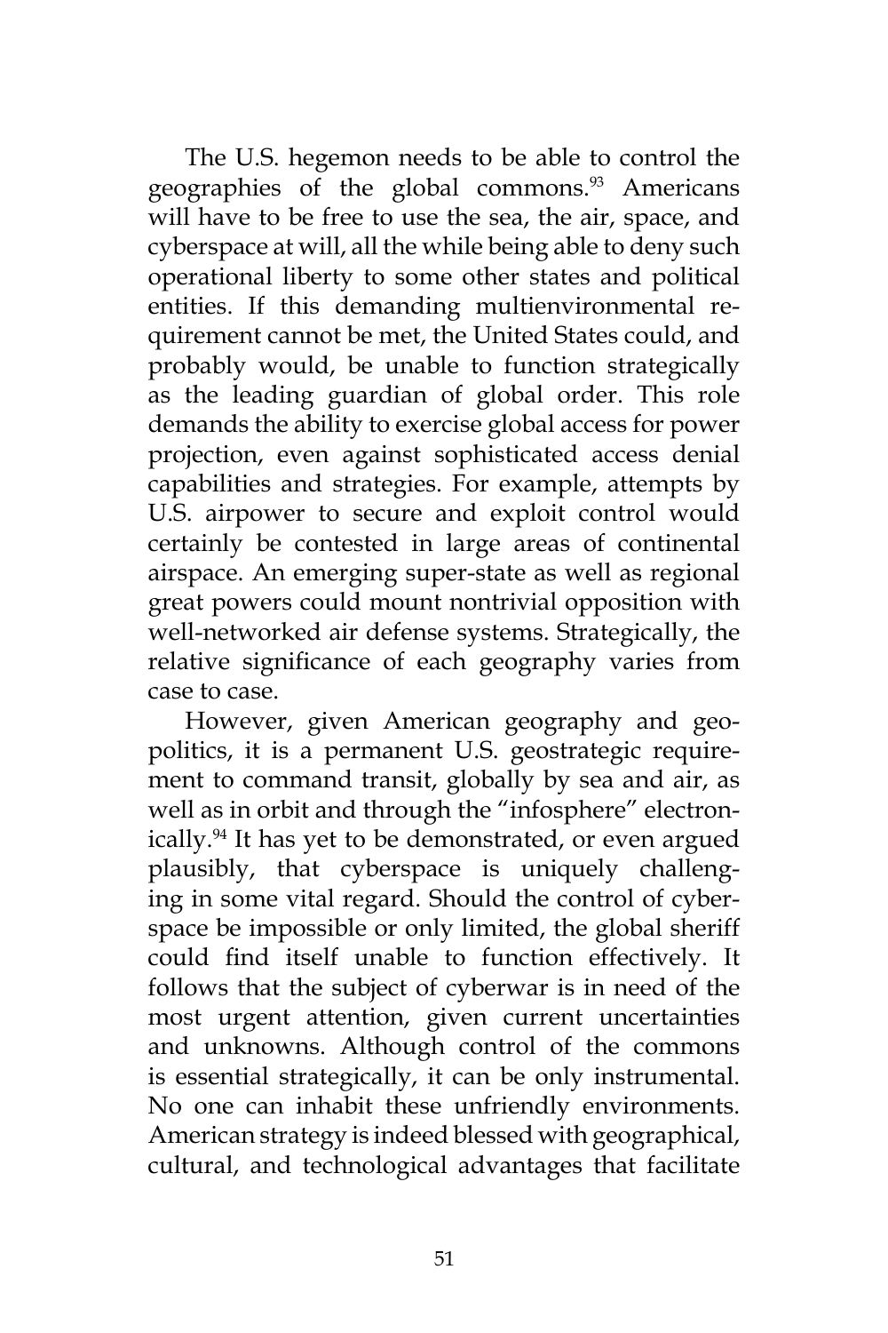The U.S. hegemon needs to be able to control the geographies of the global commons.[93] Americans will have to be free to use the sea, the air, space, and cyberspace at will, all the while being able to deny such operational liberty to some other states and political entities. If this demanding multienvironmental requirement cannot be met, the United States could, and probably would, be unable to function strategically as the leading guardian of global order. This role demands the ability to exercise global access for power projection, even against sophisticated access denial capabilities and strategies. For example, attempts by U.S. airpower to secure and exploit control would certainly be contested in large areas of continental airspace. An emerging super-state as well as regional great powers could mount nontrivial opposition with well-networked air defense systems. Strategically, the relative significance of each geography varies from case to case.

However, given American geography and geopolitics, it is a permanent U.S. geostrategic requirement to command transit, globally by sea and air, as well as in orbit and through the "infosphere" electronically.[94] It has yet to be demonstrated, or even argued plausibly, that cyberspace is uniquely challenging in some vital regard. Should the control of cyberspace be impossible or only limited, the global sheriff could find itself unable to function effectively. It follows that the subject of cyberwar is in need of the most urgent attention, given current uncertainties and unknowns. Although control of the commons is essential strategically, it can be only instrumental. No one can inhabit these unfriendly environments. American strategy is indeed blessed with geographical, cultural, and technological advantages that facilitate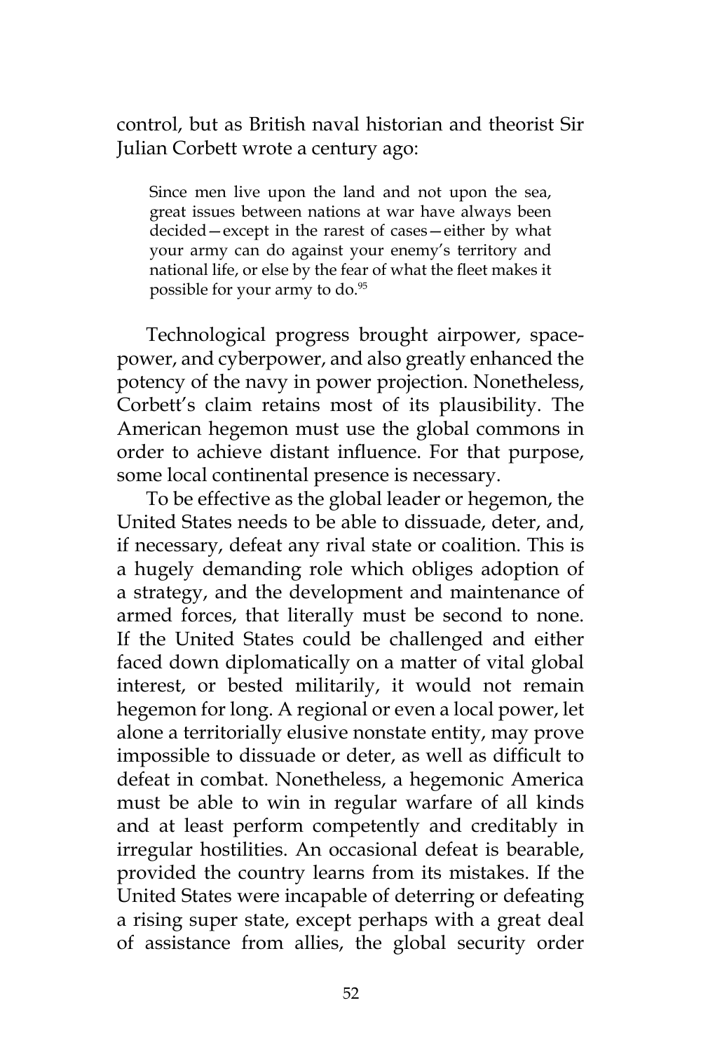control, but as British naval historian and theorist Sir Julian Corbett wrote a century ago:

> Since men live upon the land and not upon the sea, great issues between nations at war have always been decided—except in the rarest of cases—either by what your army can do against your enemy's territory and national life, or else by the fear of what the fleet makes it possible for your army to do.[95]

Technological progress brought airpower, spacepower, and cyberpower, and also greatly enhanced the potency of the navy in power projection. Nonetheless, Corbett's claim retains most of its plausibility. The American hegemon must use the global commons in order to achieve distant influence. For that purpose, some local continental presence is necessary.

To be effective as the global leader or hegemon, the United States needs to be able to dissuade, deter, and, if necessary, defeat any rival state or coalition. This is a hugely demanding role which obliges adoption of a strategy, and the development and maintenance of armed forces, that literally must be second to none. If the United States could be challenged and either faced down diplomatically on a matter of vital global interest, or bested militarily, it would not remain hegemon for long. A regional or even a local power, let alone a territorially elusive nonstate entity, may prove impossible to dissuade or deter, as well as difficult to defeat in combat. Nonetheless, a hegemonic America must be able to win in regular warfare of all kinds and at least perform competently and creditably in irregular hostilities. An occasional defeat is bearable, provided the country learns from its mistakes. If the United States were incapable of deterring or defeating a rising super state, except perhaps with a great deal of assistance from allies, the global security order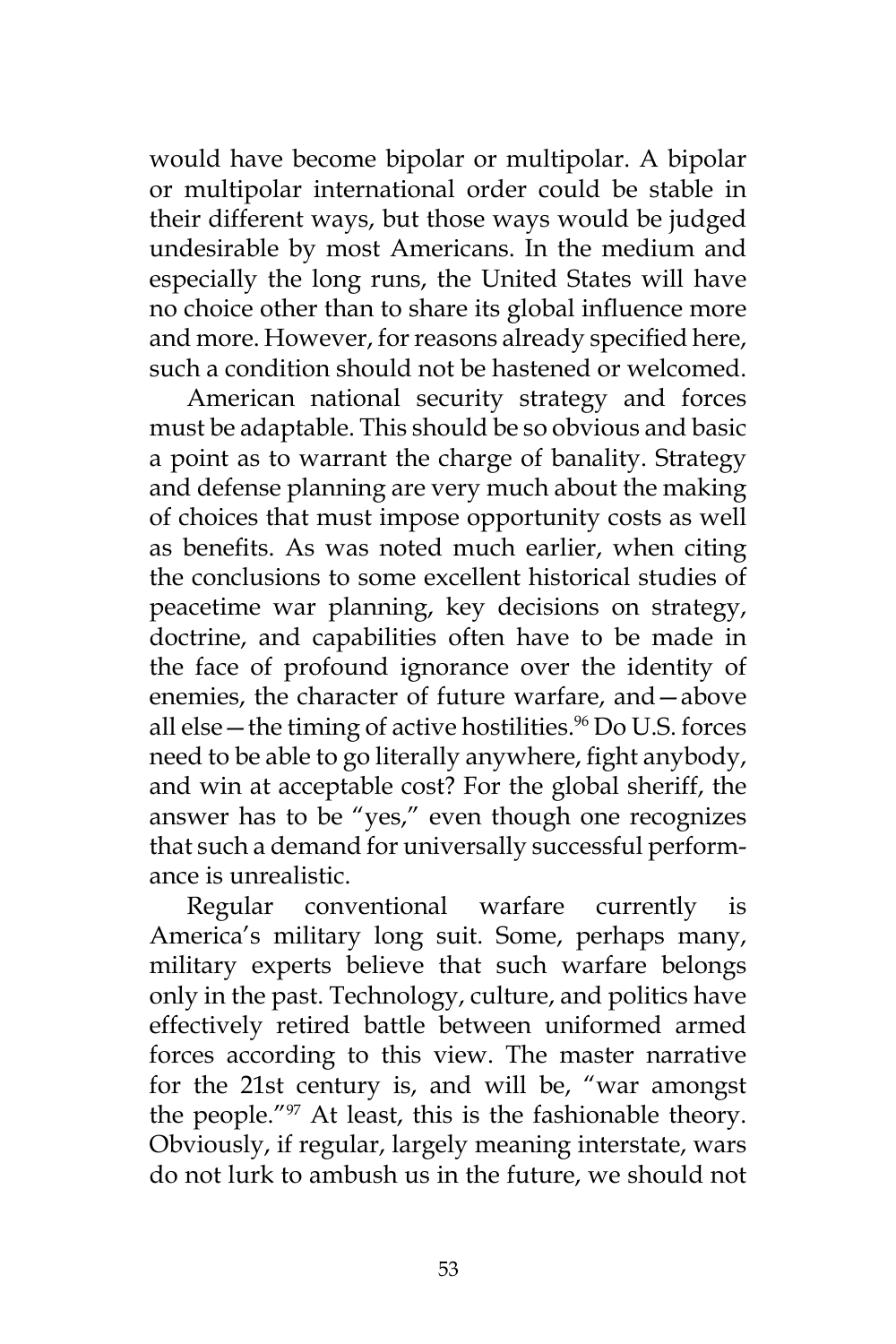would have become bipolar or multipolar. A bipolar or multipolar international order could be stable in their different ways, but those ways would be judged undesirable by most Americans. In the medium and especially the long runs, the United States will have no choice other than to share its global influence more and more. However, for reasons already specified here, such a condition should not be hastened or welcomed.

American national security strategy and forces must be adaptable. This should be so obvious and basic a point as to warrant the charge of banality. Strategy and defense planning are very much about the making of choices that must impose opportunity costs as well as benefits. As was noted much earlier, when citing the conclusions to some excellent historical studies of peacetime war planning, key decisions on strategy, doctrine, and capabilities often have to be made in the face of profound ignorance over the identity of enemies, the character of future warfare, and—above all else—the timing of active hostilities.[96] Do U.S. forces need to be able to go literally anywhere, fight anybody, and win at acceptable cost? For the global sheriff, the answer has to be "yes," even though one recognizes that such a demand for universally successful performance is unrealistic.

Regular conventional warfare currently is America's military long suit. Some, perhaps many, military experts believe that such warfare belongs only in the past. Technology, culture, and politics have effectively retired battle between uniformed armed forces according to this view. The master narrative for the 21st century is, and will be, "war amongst the people."[97] At least, this is the fashionable theory. Obviously, if regular, largely meaning interstate, wars do not lurk to ambush us in the future, we should not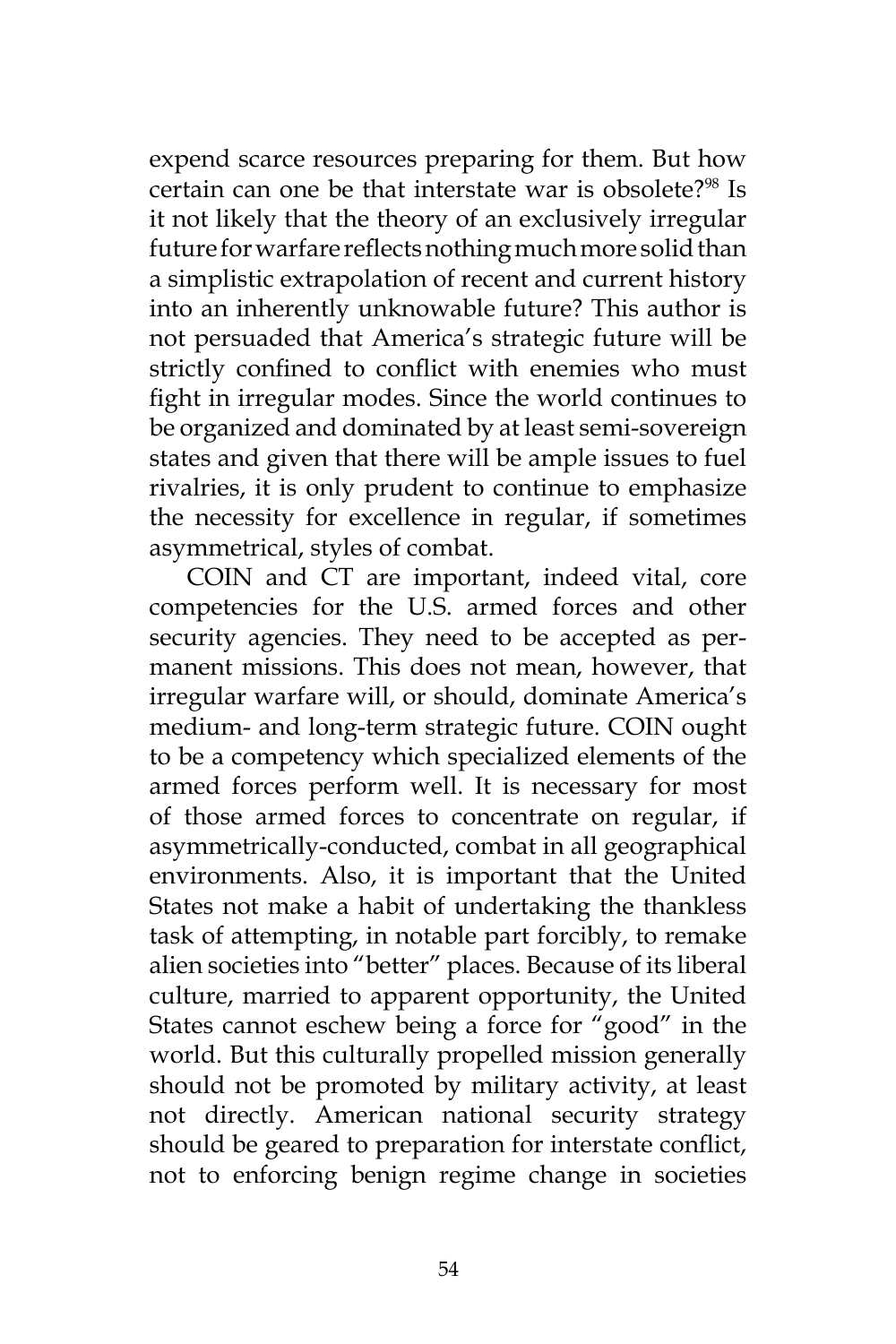expend scarce resources preparing for them. But how certain can one be that interstate war is obsolete?[98] Is it not likely that the theory of an exclusively irregular future for warfare reflects nothing much more solid than a simplistic extrapolation of recent and current history into an inherently unknowable future? This author is not persuaded that America's strategic future will be strictly confined to conflict with enemies who must fight in irregular modes. Since the world continues to be organized and dominated by at least semi-sovereign states and given that there will be ample issues to fuel rivalries, it is only prudent to continue to emphasize the necessity for excellence in regular, if sometimes asymmetrical, styles of combat.

COIN and CT are important, indeed vital, core competencies for the U.S. armed forces and other security agencies. They need to be accepted as permanent missions. This does not mean, however, that irregular warfare will, or should, dominate America's medium- and long-term strategic future. COIN ought to be a competency which specialized elements of the armed forces perform well. It is necessary for most of those armed forces to concentrate on regular, if asymmetrically-conducted, combat in all geographical environments. Also, it is important that the United States not make a habit of undertaking the thankless task of attempting, in notable part forcibly, to remake alien societies into "better" places. Because of its liberal culture, married to apparent opportunity, the United States cannot eschew being a force for "good" in the world. But this culturally propelled mission generally should not be promoted by military activity, at least not directly. American national security strategy should be geared to preparation for interstate conflict, not to enforcing benign regime change in societies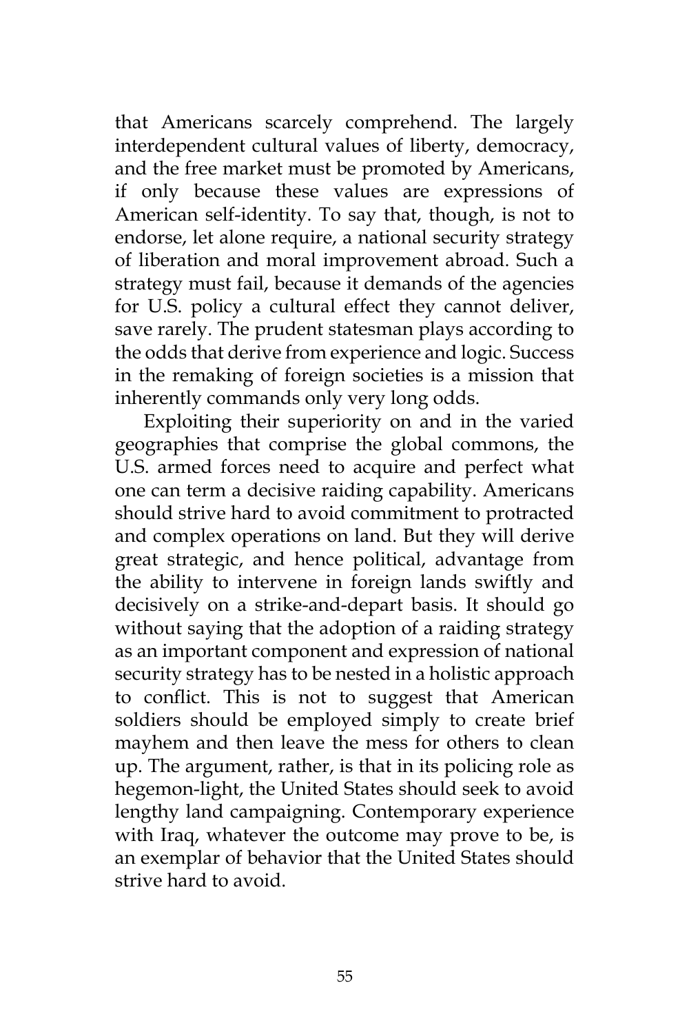that Americans scarcely comprehend. The largely interdependent cultural values of liberty, democracy, and the free market must be promoted by Americans, if only because these values are expressions of American self-identity. To say that, though, is not to endorse, let alone require, a national security strategy of liberation and moral improvement abroad. Such a strategy must fail, because it demands of the agencies for U.S. policy a cultural effect they cannot deliver, save rarely. The prudent statesman plays according to the odds that derive from experience and logic. Success in the remaking of foreign societies is a mission that inherently commands only very long odds.

Exploiting their superiority on and in the varied geographies that comprise the global commons, the U.S. armed forces need to acquire and perfect what one can term a decisive raiding capability. Americans should strive hard to avoid commitment to protracted and complex operations on land. But they will derive great strategic, and hence political, advantage from the ability to intervene in foreign lands swiftly and decisively on a strike-and-depart basis. It should go without saying that the adoption of a raiding strategy as an important component and expression of national security strategy has to be nested in a holistic approach to conflict. This is not to suggest that American soldiers should be employed simply to create brief mayhem and then leave the mess for others to clean up. The argument, rather, is that in its policing role as hegemon-light, the United States should seek to avoid lengthy land campaigning. Contemporary experience with Iraq, whatever the outcome may prove to be, is an exemplar of behavior that the United States should strive hard to avoid.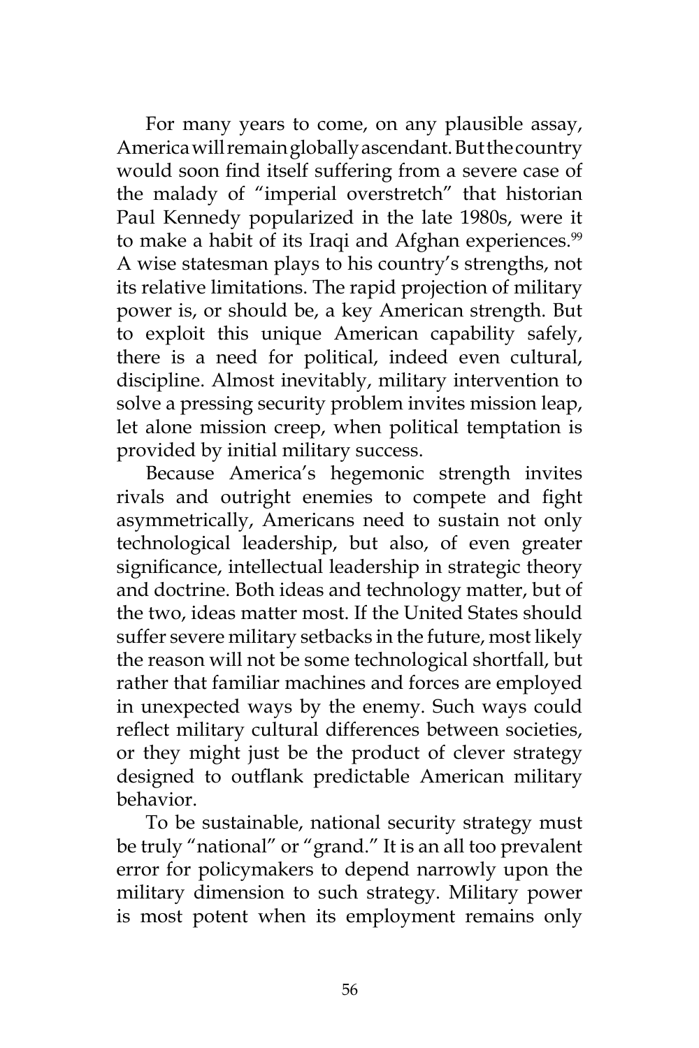For many years to come, on any plausible assay, America will remain globally ascendant. But the country would soon find itself suffering from a severe case of the malady of "imperial overstretch" that historian Paul Kennedy popularized in the late 1980s, were it to make a habit of its Iraqi and Afghan experiences.[99] A wise statesman plays to his country's strengths, not its relative limitations. The rapid projection of military power is, or should be, a key American strength. But to exploit this unique American capability safely, there is a need for political, indeed even cultural, discipline. Almost inevitably, military intervention to solve a pressing security problem invites mission leap, let alone mission creep, when political temptation is provided by initial military success.

Because America's hegemonic strength invites rivals and outright enemies to compete and fight asymmetrically, Americans need to sustain not only technological leadership, but also, of even greater significance, intellectual leadership in strategic theory and doctrine. Both ideas and technology matter, but of the two, ideas matter most. If the United States should suffer severe military setbacks in the future, most likely the reason will not be some technological shortfall, but rather that familiar machines and forces are employed in unexpected ways by the enemy. Such ways could reflect military cultural differences between societies, or they might just be the product of clever strategy designed to outflank predictable American military behavior.

To be sustainable, national security strategy must be truly "national" or "grand." It is an all too prevalent error for policymakers to depend narrowly upon the military dimension to such strategy. Military power is most potent when its employment remains only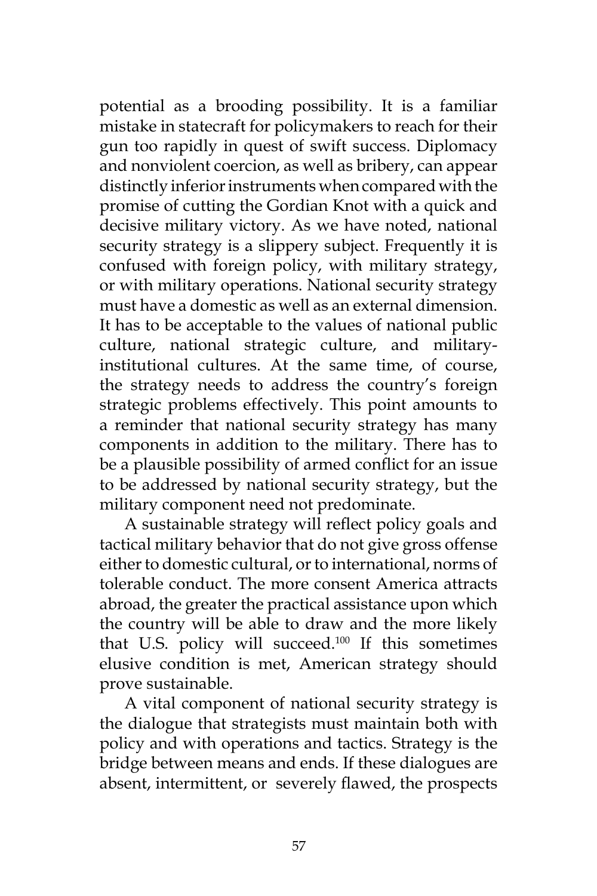potential as a brooding possibility. It is a familiar mistake in statecraft for policymakers to reach for their gun too rapidly in quest of swift success. Diplomacy and nonviolent coercion, as well as bribery, can appear distinctly inferior instruments when compared with the promise of cutting the Gordian Knot with a quick and decisive military victory. As we have noted, national security strategy is a slippery subject. Frequently it is confused with foreign policy, with military strategy, or with military operations. National security strategy must have a domestic as well as an external dimension. It has to be acceptable to the values of national public culture, national strategic culture, and military-institutional cultures. At the same time, of course, the strategy needs to address the country's foreign strategic problems effectively. This point amounts to a reminder that national security strategy has many components in addition to the military. There has to be a plausible possibility of armed conflict for an issue to be addressed by national security strategy, but the military component need not predominate.

A sustainable strategy will reflect policy goals and tactical military behavior that do not give gross offense either to domestic cultural, or to international, norms of tolerable conduct. The more consent America attracts abroad, the greater the practical assistance upon which the country will be able to draw and the more likely that U.S. policy will succeed.[100] If this sometimes elusive condition is met, American strategy should prove sustainable.

A vital component of national security strategy is the dialogue that strategists must maintain both with policy and with operations and tactics. Strategy is the bridge between means and ends. If these dialogues are absent, intermittent, or severely flawed, the prospects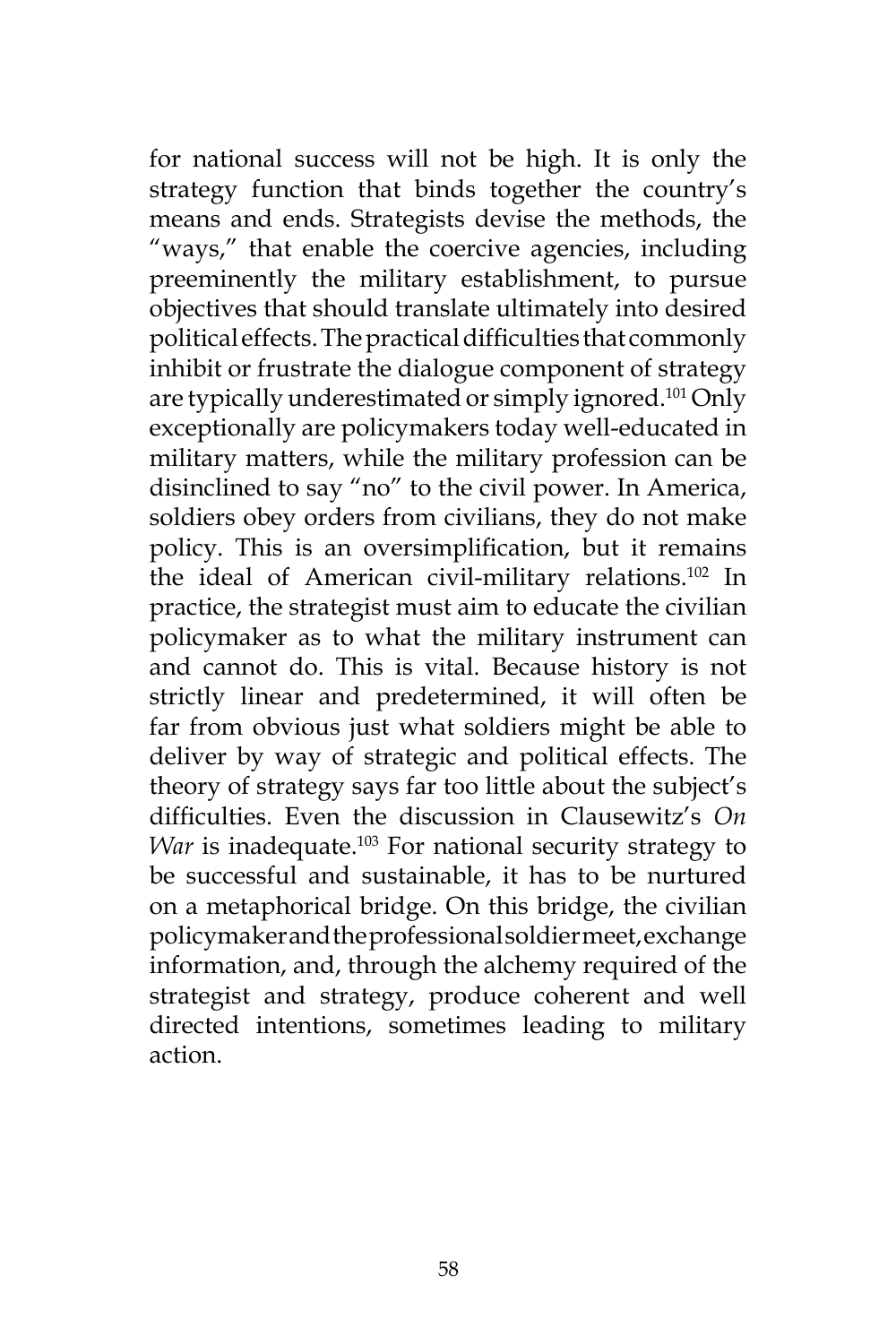for national success will not be high. It is only the strategy function that binds together the country's means and ends. Strategists devise the methods, the "ways," that enable the coercive agencies, including preeminently the military establishment, to pursue objectives that should translate ultimately into desired political effects. The practical difficulties that commonly inhibit or frustrate the dialogue component of strategy are typically underestimated or simply ignored.[101] Only exceptionally are policymakers today well-educated in military matters, while the military profession can be disinclined to say "no" to the civil power. In America, soldiers obey orders from civilians, they do not make policy. This is an oversimplification, but it remains the ideal of American civil-military relations.[102] In practice, the strategist must aim to educate the civilian policymaker as to what the military instrument can and cannot do. This is vital. Because history is not strictly linear and predetermined, it will often be far from obvious just what soldiers might be able to deliver by way of strategic and political effects. The theory of strategy says far too little about the subject's difficulties. Even the discussion in Clausewitz's *On War* is inadequate.[103] For national security strategy to be successful and sustainable, it has to be nurtured on a metaphorical bridge. On this bridge, the civilian policymaker and the professional soldier meet, exchange information, and, through the alchemy required of the strategist and strategy, produce coherent and well directed intentions, sometimes leading to military action.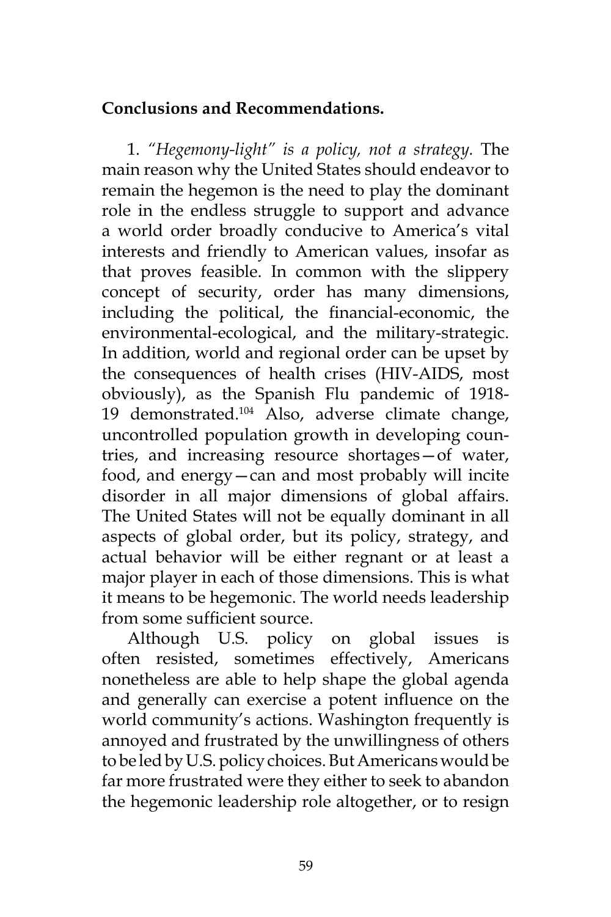**Conclusions and Recommendations.**

1. *"Hegemony-light" is a policy, not a strategy.* The main reason why the United States should endeavor to remain the hegemon is the need to play the dominant role in the endless struggle to support and advance a world order broadly conducive to America's vital interests and friendly to American values, insofar as that proves feasible. In common with the slippery concept of security, order has many dimensions, including the political, the financial-economic, the environmental-ecological, and the military-strategic. In addition, world and regional order can be upset by the consequences of health crises (HIV-AIDS, most obviously), as the Spanish Flu pandemic of 1918-19 demonstrated.[104] Also, adverse climate change, uncontrolled population growth in developing countries, and increasing resource shortages—of water, food, and energy—can and most probably will incite disorder in all major dimensions of global affairs. The United States will not be equally dominant in all aspects of global order, but its policy, strategy, and actual behavior will be either regnant or at least a major player in each of those dimensions. This is what it means to be hegemonic. The world needs leadership from some sufficient source.

Although U.S. policy on global issues is often resisted, sometimes effectively, Americans nonetheless are able to help shape the global agenda and generally can exercise a potent influence on the world community's actions. Washington frequently is annoyed and frustrated by the unwillingness of others to be led by U.S. policy choices. But Americans would be far more frustrated were they either to seek to abandon the hegemonic leadership role altogether, or to resign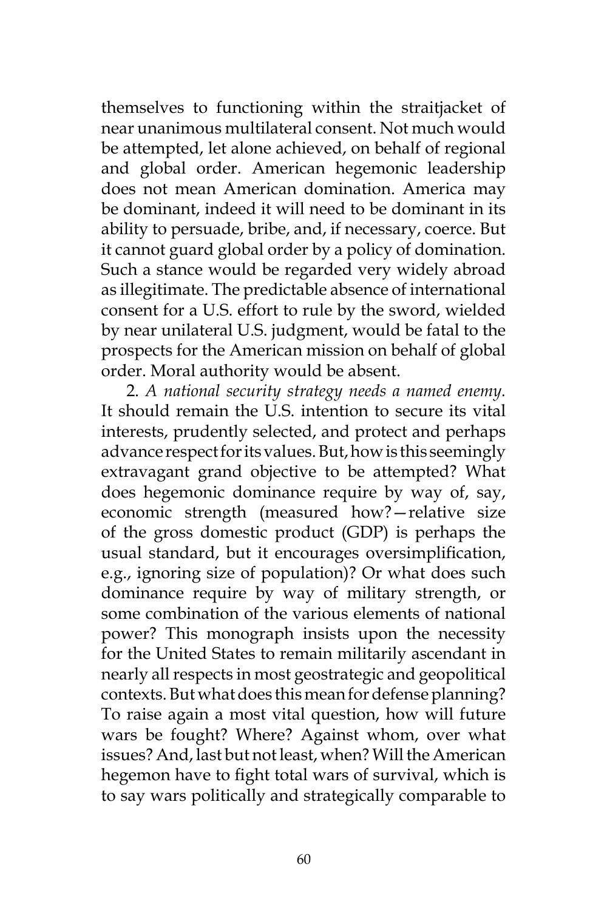themselves to functioning within the straitjacket of near unanimous multilateral consent. Not much would be attempted, let alone achieved, on behalf of regional and global order. American hegemonic leadership does not mean American domination. America may be dominant, indeed it will need to be dominant in its ability to persuade, bribe, and, if necessary, coerce. But it cannot guard global order by a policy of domination. Such a stance would be regarded very widely abroad as illegitimate. The predictable absence of international consent for a U.S. effort to rule by the sword, wielded by near unilateral U.S. judgment, would be fatal to the prospects for the American mission on behalf of global order. Moral authority would be absent.

2. *A national security strategy needs a named enemy.* It should remain the U.S. intention to secure its vital interests, prudently selected, and protect and perhaps advance respect for its values. But, how is this seemingly extravagant grand objective to be attempted? What does hegemonic dominance require by way of, say, economic strength (measured how?—relative size of the gross domestic product (GDP) is perhaps the usual standard, but it encourages oversimplification, e.g., ignoring size of population)? Or what does such dominance require by way of military strength, or some combination of the various elements of national power? This monograph insists upon the necessity for the United States to remain militarily ascendant in nearly all respects in most geostrategic and geopolitical contexts. But what does this mean for defense planning? To raise again a most vital question, how will future wars be fought? Where? Against whom, over what issues? And, last but not least, when? Will the American hegemon have to fight total wars of survival, which is to say wars politically and strategically comparable to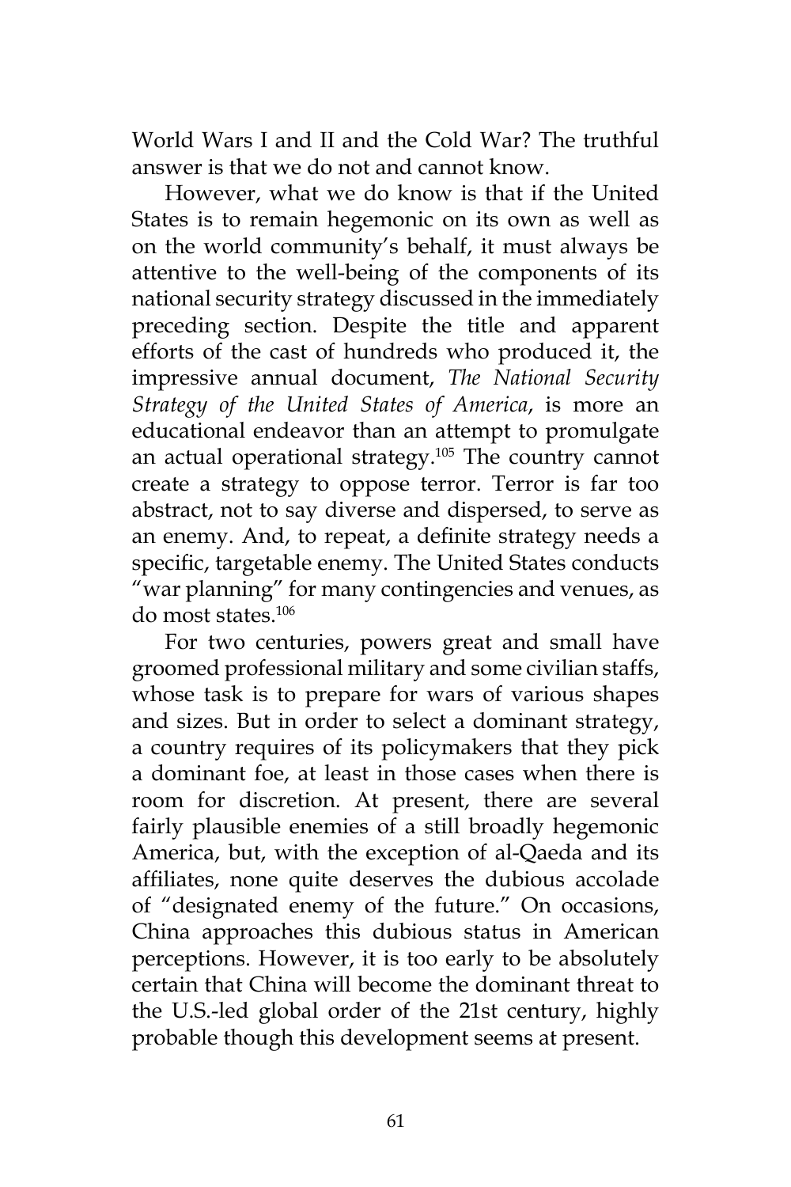World Wars I and II and the Cold War? The truthful answer is that we do not and cannot know.

However, what we do know is that if the United States is to remain hegemonic on its own as well as on the world community's behalf, it must always be attentive to the well-being of the components of its national security strategy discussed in the immediately preceding section. Despite the title and apparent efforts of the cast of hundreds who produced it, the impressive annual document, *The National Security Strategy of the United States of America*, is more an educational endeavor than an attempt to promulgate an actual operational strategy.[105] The country cannot create a strategy to oppose terror. Terror is far too abstract, not to say diverse and dispersed, to serve as an enemy. And, to repeat, a definite strategy needs a specific, targetable enemy. The United States conducts "war planning" for many contingencies and venues, as do most states.[106]

For two centuries, powers great and small have groomed professional military and some civilian staffs, whose task is to prepare for wars of various shapes and sizes. But in order to select a dominant strategy, a country requires of its policymakers that they pick a dominant foe, at least in those cases when there is room for discretion. At present, there are several fairly plausible enemies of a still broadly hegemonic America, but, with the exception of al-Qaeda and its affiliates, none quite deserves the dubious accolade of "designated enemy of the future." On occasions, China approaches this dubious status in American perceptions. However, it is too early to be absolutely certain that China will become the dominant threat to the U.S.-led global order of the 21st century, highly probable though this development seems at present.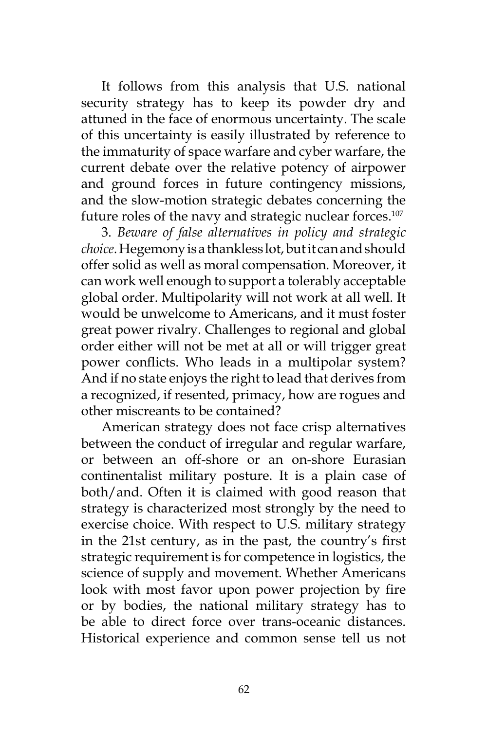It follows from this analysis that U.S. national security strategy has to keep its powder dry and attuned in the face of enormous uncertainty. The scale of this uncertainty is easily illustrated by reference to the immaturity of space warfare and cyber warfare, the current debate over the relative potency of airpower and ground forces in future contingency missions, and the slow-motion strategic debates concerning the future roles of the navy and strategic nuclear forces.[107]

3. *Beware of false alternatives in policy and strategic choice.* Hegemony is a thankless lot, but it can and should offer solid as well as moral compensation. Moreover, it can work well enough to support a tolerably acceptable global order. Multipolarity will not work at all well. It would be unwelcome to Americans, and it must foster great power rivalry. Challenges to regional and global order either will not be met at all or will trigger great power conflicts. Who leads in a multipolar system? And if no state enjoys the right to lead that derives from a recognized, if resented, primacy, how are rogues and other miscreants to be contained?

American strategy does not face crisp alternatives between the conduct of irregular and regular warfare, or between an off-shore or an on-shore Eurasian continentalist military posture. It is a plain case of both/and. Often it is claimed with good reason that strategy is characterized most strongly by the need to exercise choice. With respect to U.S. military strategy in the 21st century, as in the past, the country's first strategic requirement is for competence in logistics, the science of supply and movement. Whether Americans look with most favor upon power projection by fire or by bodies, the national military strategy has to be able to direct force over trans-oceanic distances. Historical experience and common sense tell us not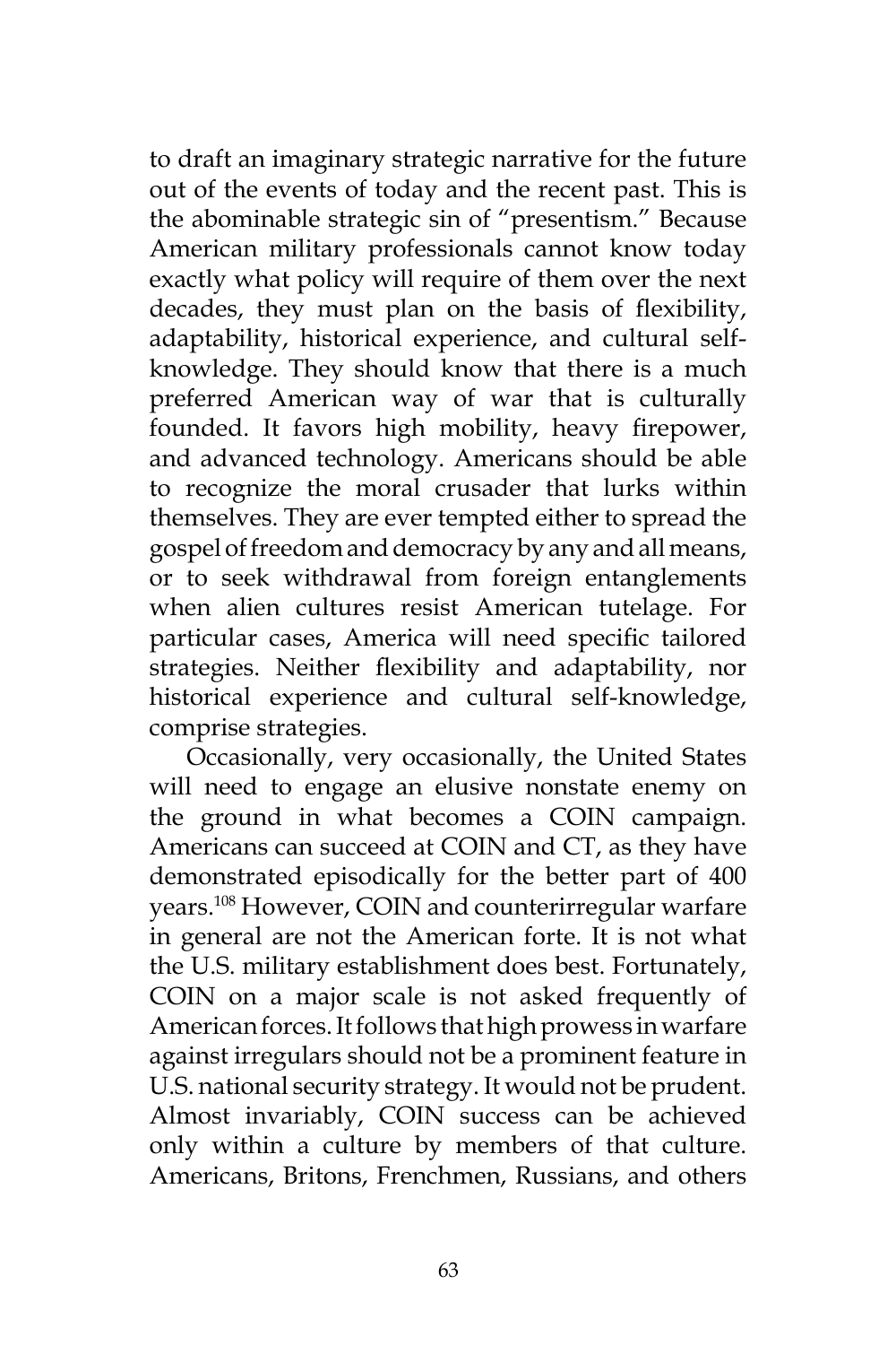to draft an imaginary strategic narrative for the future out of the events of today and the recent past. This is the abominable strategic sin of "presentism." Because American military professionals cannot know today exactly what policy will require of them over the next decades, they must plan on the basis of flexibility, adaptability, historical experience, and cultural self-knowledge. They should know that there is a much preferred American way of war that is culturally founded. It favors high mobility, heavy firepower, and advanced technology. Americans should be able to recognize the moral crusader that lurks within themselves. They are ever tempted either to spread the gospel of freedom and democracy by any and all means, or to seek withdrawal from foreign entanglements when alien cultures resist American tutelage. For particular cases, America will need specific tailored strategies. Neither flexibility and adaptability, nor historical experience and cultural self-knowledge, comprise strategies.

Occasionally, very occasionally, the United States will need to engage an elusive nonstate enemy on the ground in what becomes a COIN campaign. Americans can succeed at COIN and CT, as they have demonstrated episodically for the better part of 400 years.[108] However, COIN and counterirregular warfare in general are not the American forte. It is not what the U.S. military establishment does best. Fortunately, COIN on a major scale is not asked frequently of American forces. It follows that high prowess in warfare against irregulars should not be a prominent feature in U.S. national security strategy. It would not be prudent. Almost invariably, COIN success can be achieved only within a culture by members of that culture. Americans, Britons, Frenchmen, Russians, and others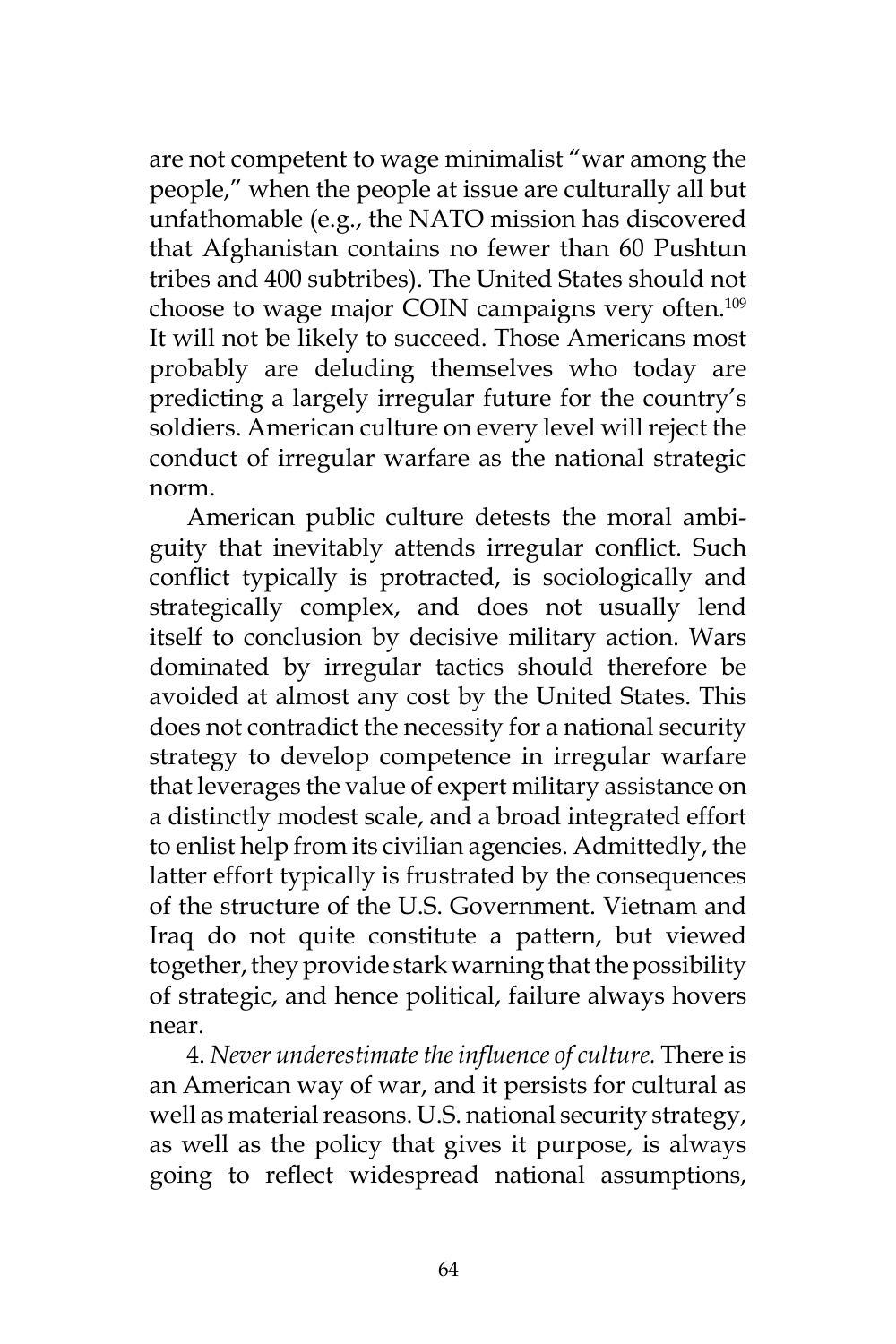are not competent to wage minimalist "war among the people," when the people at issue are culturally all but unfathomable (e.g., the NATO mission has discovered that Afghanistan contains no fewer than 60 Pushtun tribes and 400 subtribes). The United States should not choose to wage major COIN campaigns very often.[109] It will not be likely to succeed. Those Americans most probably are deluding themselves who today are predicting a largely irregular future for the country's soldiers. American culture on every level will reject the conduct of irregular warfare as the national strategic norm.

American public culture detests the moral ambiguity that inevitably attends irregular conflict. Such conflict typically is protracted, is sociologically and strategically complex, and does not usually lend itself to conclusion by decisive military action. Wars dominated by irregular tactics should therefore be avoided at almost any cost by the United States. This does not contradict the necessity for a national security strategy to develop competence in irregular warfare that leverages the value of expert military assistance on a distinctly modest scale, and a broad integrated effort to enlist help from its civilian agencies. Admittedly, the latter effort typically is frustrated by the consequences of the structure of the U.S. Government. Vietnam and Iraq do not quite constitute a pattern, but viewed together, they provide stark warning that the possibility of strategic, and hence political, failure always hovers near.

4. *Never underestimate the influence of culture.* There is an American way of war, and it persists for cultural as well as material reasons. U.S. national security strategy, as well as the policy that gives it purpose, is always going to reflect widespread national assumptions,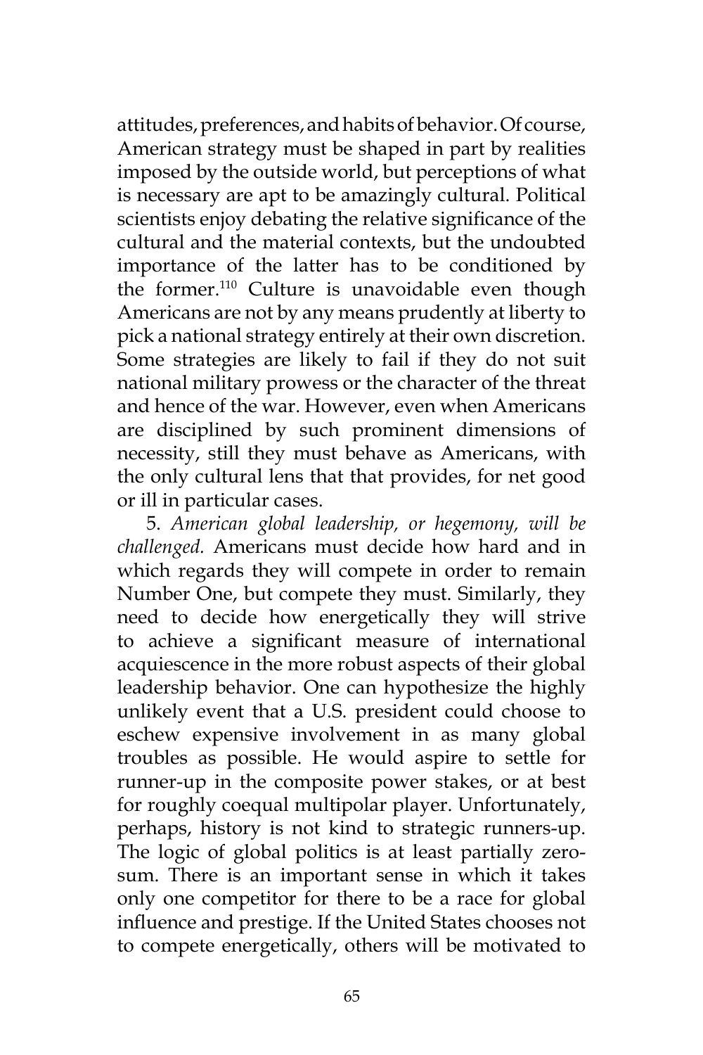attitudes, preferences, and habits of behavior. Of course, American strategy must be shaped in part by realities imposed by the outside world, but perceptions of what is necessary are apt to be amazingly cultural. Political scientists enjoy debating the relative significance of the cultural and the material contexts, but the undoubted importance of the latter has to be conditioned by the former.[110] Culture is unavoidable even though Americans are not by any means prudently at liberty to pick a national strategy entirely at their own discretion. Some strategies are likely to fail if they do not suit national military prowess or the character of the threat and hence of the war. However, even when Americans are disciplined by such prominent dimensions of necessity, still they must behave as Americans, with the only cultural lens that that provides, for net good or ill in particular cases.

5. *American global leadership, or hegemony, will be challenged.* Americans must decide how hard and in which regards they will compete in order to remain Number One, but compete they must. Similarly, they need to decide how energetically they will strive to achieve a significant measure of international acquiescence in the more robust aspects of their global leadership behavior. One can hypothesize the highly unlikely event that a U.S. president could choose to eschew expensive involvement in as many global troubles as possible. He would aspire to settle for runner-up in the composite power stakes, or at best for roughly coequal multipolar player. Unfortunately, perhaps, history is not kind to strategic runners-up. The logic of global politics is at least partially zero-sum. There is an important sense in which it takes only one competitor for there to be a race for global influence and prestige. If the United States chooses not to compete energetically, others will be motivated to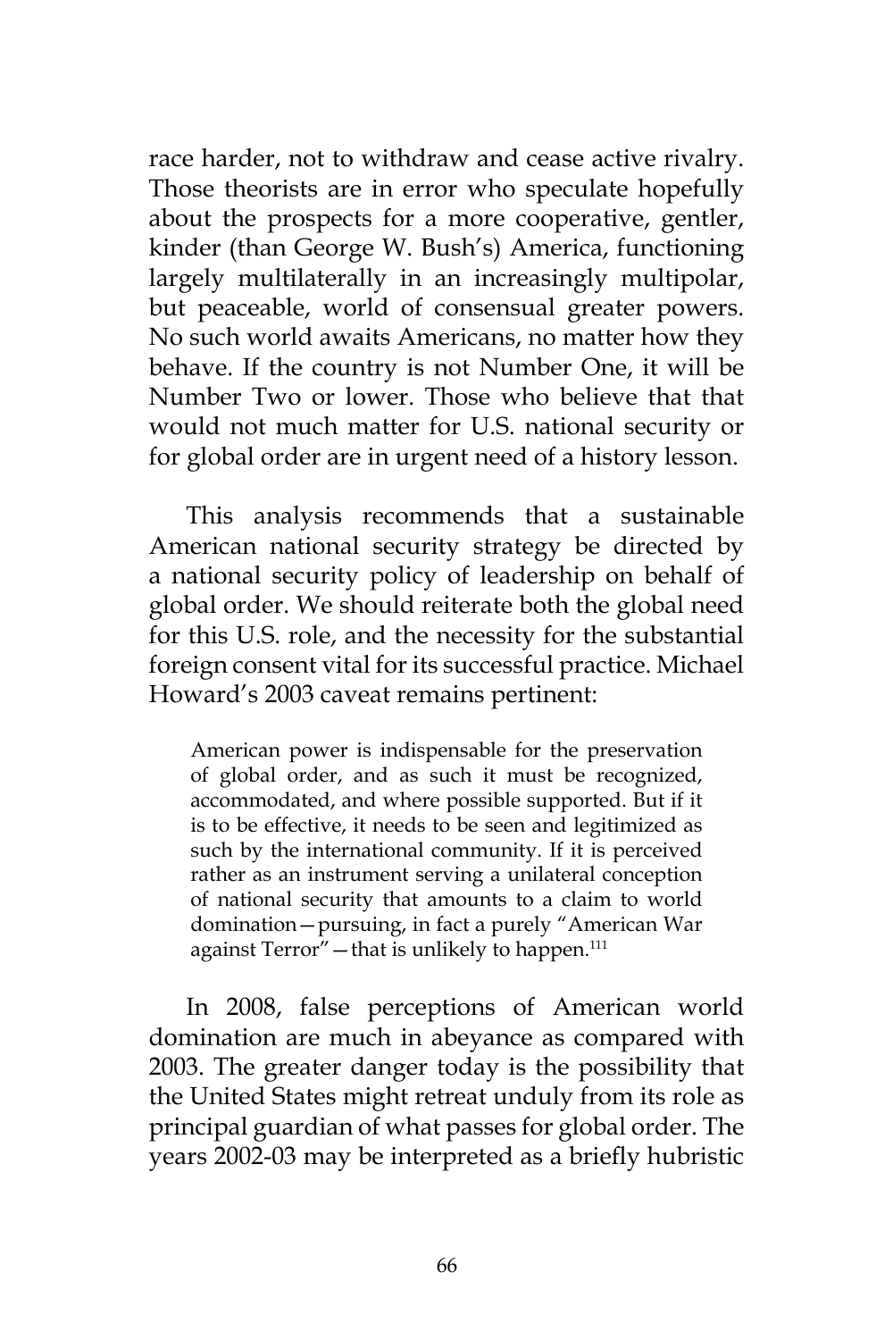race harder, not to withdraw and cease active rivalry. Those theorists are in error who speculate hopefully about the prospects for a more cooperative, gentler, kinder (than George W. Bush's) America, functioning largely multilaterally in an increasingly multipolar, but peaceable, world of consensual greater powers. No such world awaits Americans, no matter how they behave. If the country is not Number One, it will be Number Two or lower. Those who believe that that would not much matter for U.S. national security or for global order are in urgent need of a history lesson.

This analysis recommends that a sustainable American national security strategy be directed by a national security policy of leadership on behalf of global order. We should reiterate both the global need for this U.S. role, and the necessity for the substantial foreign consent vital for its successful practice. Michael Howard's 2003 caveat remains pertinent:

> American power is indispensable for the preservation of global order, and as such it must be recognized, accommodated, and where possible supported. But if it is to be effective, it needs to be seen and legitimized as such by the international community. If it is perceived rather as an instrument serving a unilateral conception of national security that amounts to a claim to world domination—pursuing, in fact a purely "American War against Terror"—that is unlikely to happen.[111]

In 2008, false perceptions of American world domination are much in abeyance as compared with 2003. The greater danger today is the possibility that the United States might retreat unduly from its role as principal guardian of what passes for global order. The years 2002-03 may be interpreted as a briefly hubristic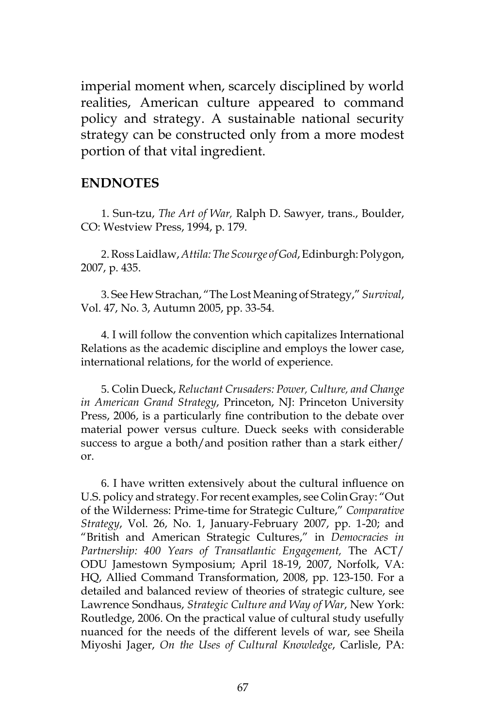imperial moment when, scarcely disciplined by world realities, American culture appeared to command policy and strategy. A sustainable national security strategy can be constructed only from a more modest portion of that vital ingredient.

## ENDNOTES

1. Sun-tzu, *The Art of War,* Ralph D. Sawyer, trans., Boulder, CO: Westview Press, 1994, p. 179.

2. Ross Laidlaw, *Attila: The Scourge of God*, Edinburgh: Polygon, 2007, p. 435.

3. See Hew Strachan, "The Lost Meaning of Strategy," *Survival*, Vol. 47, No. 3, Autumn 2005, pp. 33-54.

4. I will follow the convention which capitalizes International Relations as the academic discipline and employs the lower case, international relations, for the world of experience.

5. Colin Dueck, *Reluctant Crusaders: Power, Culture, and Change in American Grand Strategy*, Princeton, NJ: Princeton University Press, 2006, is a particularly fine contribution to the debate over material power versus culture. Dueck seeks with considerable success to argue a both/and position rather than a stark either/or.

6. I have written extensively about the cultural influence on U.S. policy and strategy. For recent examples, see Colin Gray: "Out of the Wilderness: Prime-time for Strategic Culture," *Comparative Strategy*, Vol. 26, No. 1, January-February 2007, pp. 1-20; and "British and American Strategic Cultures," in *Democracies in Partnership: 400 Years of Transatlantic Engagement,* The ACT/ODU Jamestown Symposium; April 18-19, 2007, Norfolk, VA: HQ, Allied Command Transformation, 2008, pp. 123-150. For a detailed and balanced review of theories of strategic culture, see Lawrence Sondhaus, *Strategic Culture and Way of War*, New York: Routledge, 2006. On the practical value of cultural study usefully nuanced for the needs of the different levels of war, see Sheila Miyoshi Jager, *On the Uses of Cultural Knowledge*, Carlisle, PA: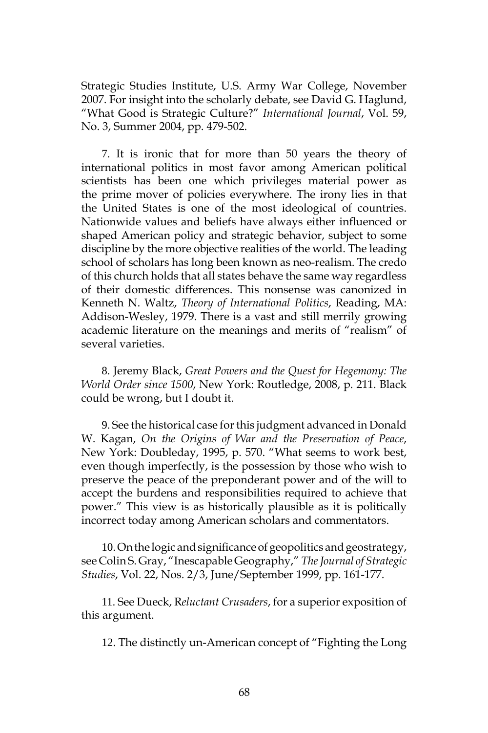Strategic Studies Institute, U.S. Army War College, November 2007. For insight into the scholarly debate, see David G. Haglund, "What Good is Strategic Culture?" *International Journal*, Vol. 59, No. 3, Summer 2004, pp. 479-502.

7. It is ironic that for more than 50 years the theory of international politics in most favor among American political scientists has been one which privileges material power as the prime mover of policies everywhere. The irony lies in that the United States is one of the most ideological of countries. Nationwide values and beliefs have always either influenced or shaped American policy and strategic behavior, subject to some discipline by the more objective realities of the world. The leading school of scholars has long been known as neo-realism. The credo of this church holds that all states behave the same way regardless of their domestic differences. This nonsense was canonized in Kenneth N. Waltz, *Theory of International Politics*, Reading, MA: Addison-Wesley, 1979. There is a vast and still merrily growing academic literature on the meanings and merits of "realism" of several varieties.

8. Jeremy Black, *Great Powers and the Quest for Hegemony: The World Order since 1500*, New York: Routledge, 2008, p. 211. Black could be wrong, but I doubt it.

9. See the historical case for this judgment advanced in Donald W. Kagan, *On the Origins of War and the Preservation of Peace*, New York: Doubleday, 1995, p. 570. "What seems to work best, even though imperfectly, is the possession by those who wish to preserve the peace of the preponderant power and of the will to accept the burdens and responsibilities required to achieve that power." This view is as historically plausible as it is politically incorrect today among American scholars and commentators.

10. On the logic and significance of geopolitics and geostrategy, see Colin S. Gray, "Inescapable Geography," *The Journal of Strategic Studies*, Vol. 22, Nos. 2/3, June/September 1999, pp. 161-177.

11. See Dueck, R*eluctant Crusaders*, for a superior exposition of this argument.

12. The distinctly un-American concept of "Fighting the Long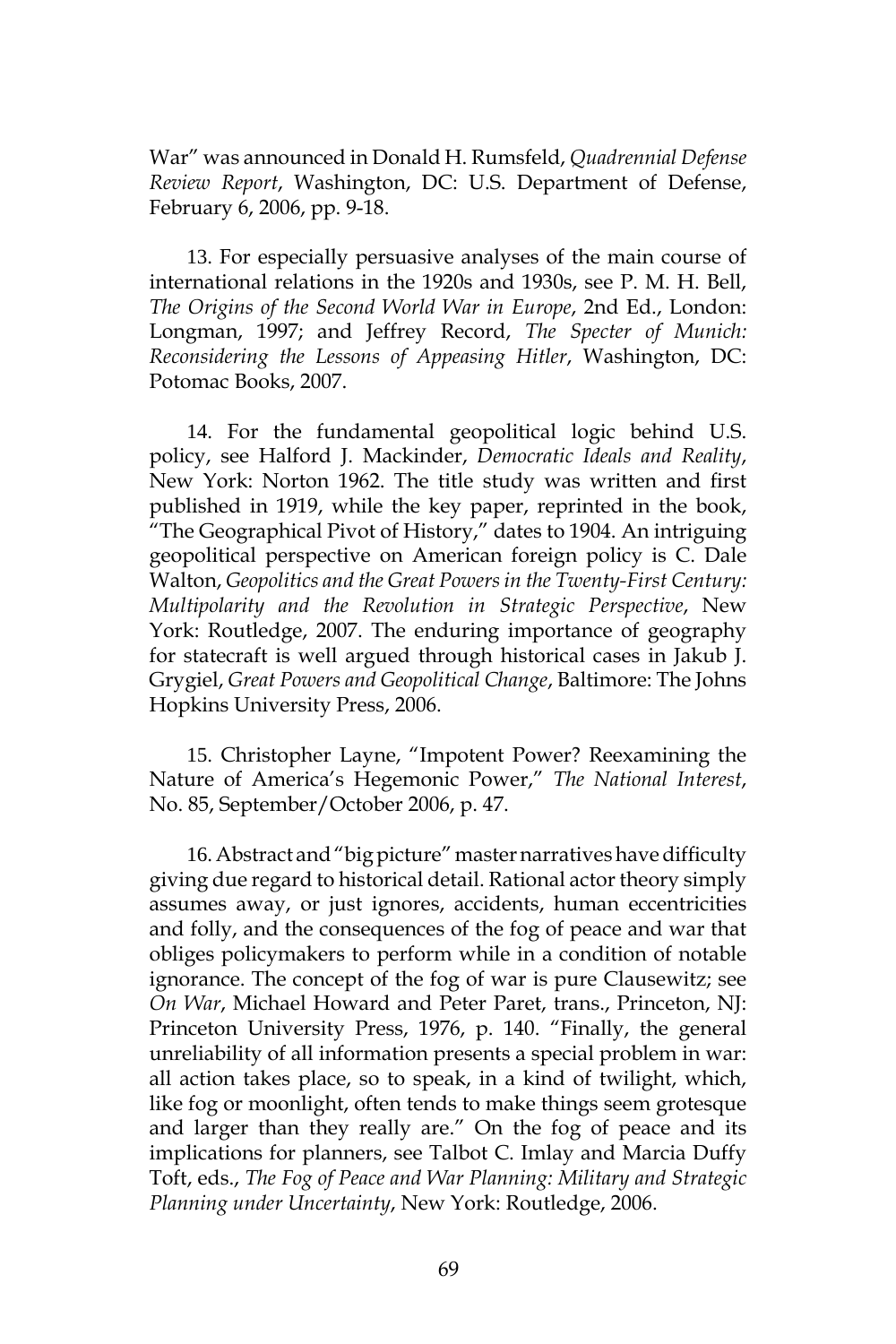War" was announced in Donald H. Rumsfeld, *Quadrennial Defense Review Report*, Washington, DC: U.S. Department of Defense, February 6, 2006, pp. 9-18.

13. For especially persuasive analyses of the main course of international relations in the 1920s and 1930s, see P. M. H. Bell, *The Origins of the Second World War in Europe*, 2nd Ed., London: Longman, 1997; and Jeffrey Record, *The Specter of Munich: Reconsidering the Lessons of Appeasing Hitler*, Washington, DC: Potomac Books, 2007.

14. For the fundamental geopolitical logic behind U.S. policy, see Halford J. Mackinder, *Democratic Ideals and Reality*, New York: Norton 1962. The title study was written and first published in 1919, while the key paper, reprinted in the book, "The Geographical Pivot of History," dates to 1904. An intriguing geopolitical perspective on American foreign policy is C. Dale Walton, *Geopolitics and the Great Powers in the Twenty-First Century: Multipolarity and the Revolution in Strategic Perspective*, New York: Routledge, 2007. The enduring importance of geography for statecraft is well argued through historical cases in Jakub J. Grygiel, *Great Powers and Geopolitical Change*, Baltimore: The Johns Hopkins University Press, 2006.

15. Christopher Layne, "Impotent Power? Reexamining the Nature of America's Hegemonic Power," *The National Interest*, No. 85, September/October 2006, p. 47.

16. Abstract and "big picture" master narratives have difficulty giving due regard to historical detail. Rational actor theory simply assumes away, or just ignores, accidents, human eccentricities and folly, and the consequences of the fog of peace and war that obliges policymakers to perform while in a condition of notable ignorance. The concept of the fog of war is pure Clausewitz; see *On War*, Michael Howard and Peter Paret, trans., Princeton, NJ: Princeton University Press, 1976, p. 140. "Finally, the general unreliability of all information presents a special problem in war: all action takes place, so to speak, in a kind of twilight, which, like fog or moonlight, often tends to make things seem grotesque and larger than they really are." On the fog of peace and its implications for planners, see Talbot C. Imlay and Marcia Duffy Toft, eds., *The Fog of Peace and War Planning: Military and Strategic Planning under Uncertainty*, New York: Routledge, 2006.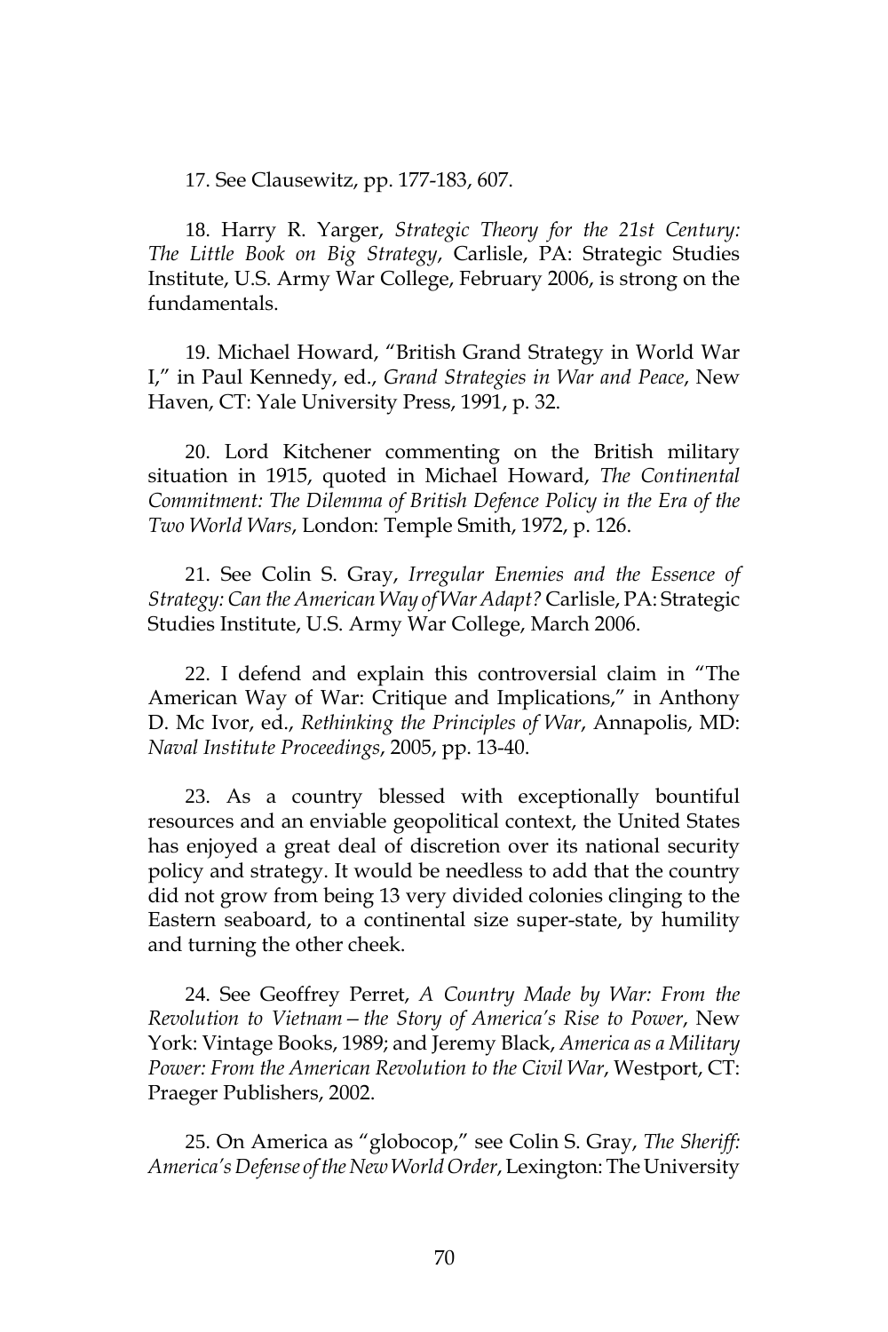17. See Clausewitz, pp. 177-183, 607.

18. Harry R. Yarger, *Strategic Theory for the 21st Century: The Little Book on Big Strategy*, Carlisle, PA: Strategic Studies Institute, U.S. Army War College, February 2006, is strong on the fundamentals.

19. Michael Howard, "British Grand Strategy in World War I," in Paul Kennedy, ed., *Grand Strategies in War and Peace*, New Haven, CT: Yale University Press, 1991, p. 32.

20. Lord Kitchener commenting on the British military situation in 1915, quoted in Michael Howard, *The Continental Commitment: The Dilemma of British Defence Policy in the Era of the Two World Wars*, London: Temple Smith, 1972, p. 126.

21. See Colin S. Gray, *Irregular Enemies and the Essence of Strategy: Can the American Way of War Adapt?* Carlisle, PA: Strategic Studies Institute, U.S. Army War College, March 2006.

22. I defend and explain this controversial claim in "The American Way of War: Critique and Implications," in Anthony D. Mc Ivor, ed., *Rethinking the Principles of War*, Annapolis, MD: *Naval Institute Proceedings*, 2005, pp. 13-40.

23. As a country blessed with exceptionally bountiful resources and an enviable geopolitical context, the United States has enjoyed a great deal of discretion over its national security policy and strategy. It would be needless to add that the country did not grow from being 13 very divided colonies clinging to the Eastern seaboard, to a continental size super-state, by humility and turning the other cheek.

24. See Geoffrey Perret, *A Country Made by War: From the Revolution to Vietnam—the Story of America's Rise to Power*, New York: Vintage Books, 1989; and Jeremy Black, *America as a Military Power: From the American Revolution to the Civil War*, Westport, CT: Praeger Publishers, 2002.

25. On America as "globocop," see Colin S. Gray, *The Sheriff: America's Defense of the New World Order*, Lexington: The University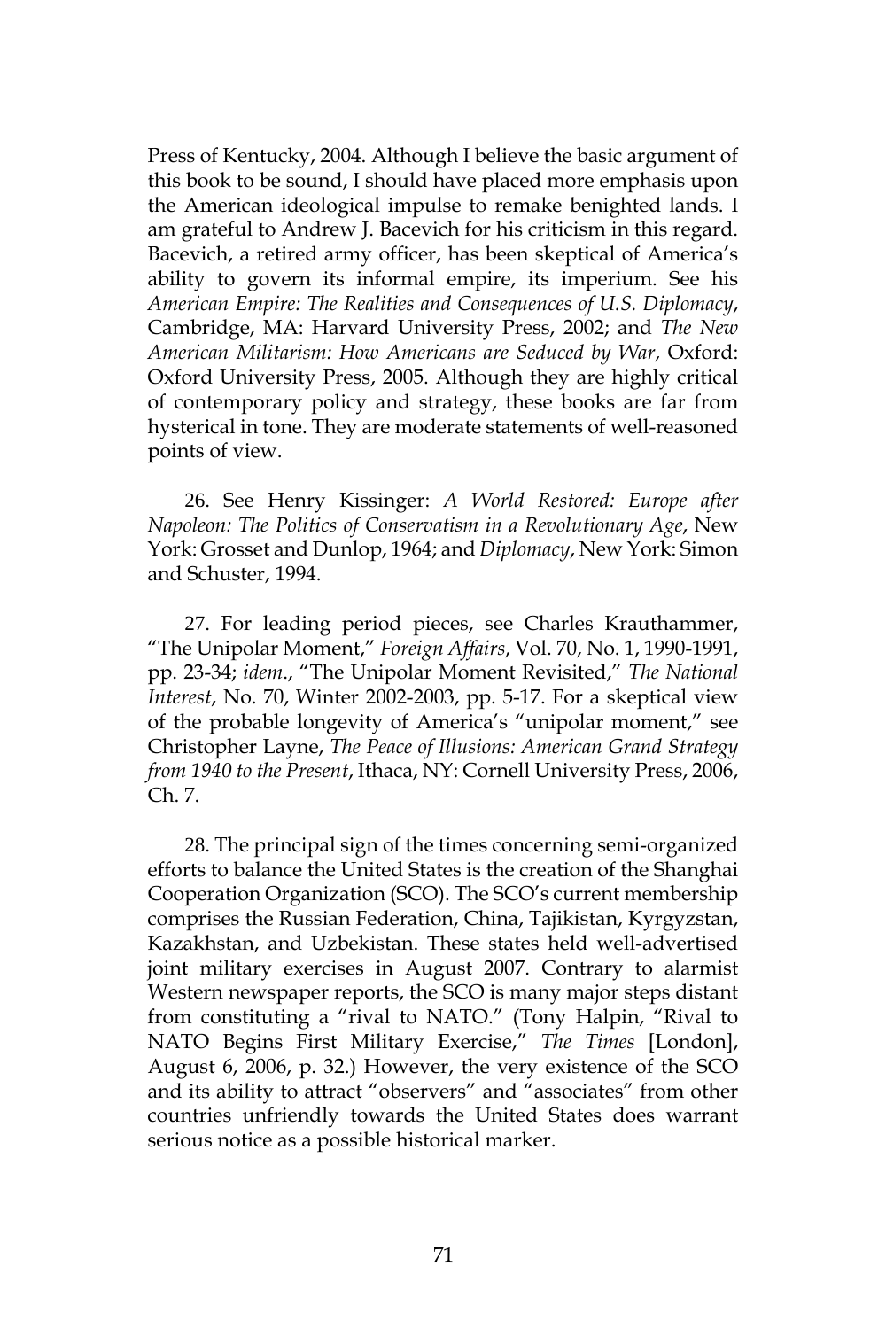Press of Kentucky, 2004. Although I believe the basic argument of this book to be sound, I should have placed more emphasis upon the American ideological impulse to remake benighted lands. I am grateful to Andrew J. Bacevich for his criticism in this regard. Bacevich, a retired army officer, has been skeptical of America's ability to govern its informal empire, its imperium. See his *American Empire: The Realities and Consequences of U.S. Diplomacy*, Cambridge, MA: Harvard University Press, 2002; and *The New American Militarism: How Americans are Seduced by War*, Oxford: Oxford University Press, 2005. Although they are highly critical of contemporary policy and strategy, these books are far from hysterical in tone. They are moderate statements of well-reasoned points of view.

26. See Henry Kissinger: *A World Restored: Europe after Napoleon: The Politics of Conservatism in a Revolutionary Age*, New York: Grosset and Dunlop, 1964; and *Diplomacy*, New York: Simon and Schuster, 1994.

27. For leading period pieces, see Charles Krauthammer, "The Unipolar Moment," *Foreign Affairs*, Vol. 70, No. 1, 1990-1991, pp. 23-34; *idem*., "The Unipolar Moment Revisited," *The National Interest*, No. 70, Winter 2002-2003, pp. 5-17. For a skeptical view of the probable longevity of America's "unipolar moment," see Christopher Layne, *The Peace of Illusions: American Grand Strategy from 1940 to the Present*, Ithaca, NY: Cornell University Press, 2006, Ch. 7.

28. The principal sign of the times concerning semi-organized efforts to balance the United States is the creation of the Shanghai Cooperation Organization (SCO). The SCO's current membership comprises the Russian Federation, China, Tajikistan, Kyrgyzstan, Kazakhstan, and Uzbekistan. These states held well-advertised joint military exercises in August 2007. Contrary to alarmist Western newspaper reports, the SCO is many major steps distant from constituting a "rival to NATO." (Tony Halpin, "Rival to NATO Begins First Military Exercise," *The Times* [London], August 6, 2006, p. 32.) However, the very existence of the SCO and its ability to attract "observers" and "associates" from other countries unfriendly towards the United States does warrant serious notice as a possible historical marker.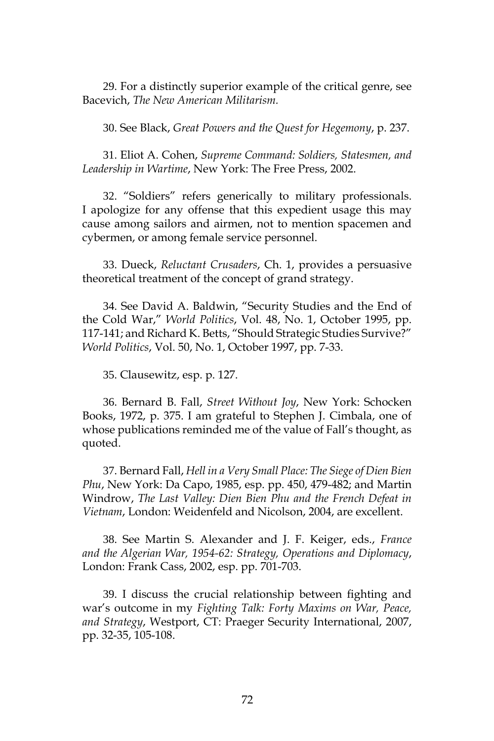29. For a distinctly superior example of the critical genre, see Bacevich, *The New American Militarism*.

30. See Black, *Great Powers and the Quest for Hegemony*, p. 237.

31. Eliot A. Cohen, *Supreme Command: Soldiers, Statesmen, and Leadership in Wartime*, New York: The Free Press, 2002.

32. "Soldiers" refers generically to military professionals. I apologize for any offense that this expedient usage this may cause among sailors and airmen, not to mention spacemen and cybermen, or among female service personnel.

33. Dueck, *Reluctant Crusaders*, Ch. 1, provides a persuasive theoretical treatment of the concept of grand strategy.

34. See David A. Baldwin, "Security Studies and the End of the Cold War," *World Politics*, Vol. 48, No. 1, October 1995, pp. 117-141; and Richard K. Betts, "Should Strategic Studies Survive?" *World Politics*, Vol. 50, No. 1, October 1997, pp. 7-33.

35. Clausewitz, esp. p. 127.

36. Bernard B. Fall, *Street Without Joy*, New York: Schocken Books, 1972, p. 375. I am grateful to Stephen J. Cimbala, one of whose publications reminded me of the value of Fall's thought, as quoted.

37. Bernard Fall, *Hell in a Very Small Place: The Siege of Dien Bien Phu*, New York: Da Capo, 1985, esp. pp. 450, 479-482; and Martin Windrow, *The Last Valley: Dien Bien Phu and the French Defeat in Vietnam*, London: Weidenfeld and Nicolson, 2004, are excellent.

38. See Martin S. Alexander and J. F. Keiger, eds., *France and the Algerian War, 1954-62: Strategy, Operations and Diplomacy*, London: Frank Cass, 2002, esp. pp. 701-703.

39. I discuss the crucial relationship between fighting and war's outcome in my *Fighting Talk: Forty Maxims on War, Peace, and Strategy*, Westport, CT: Praeger Security International, 2007, pp. 32-35, 105-108.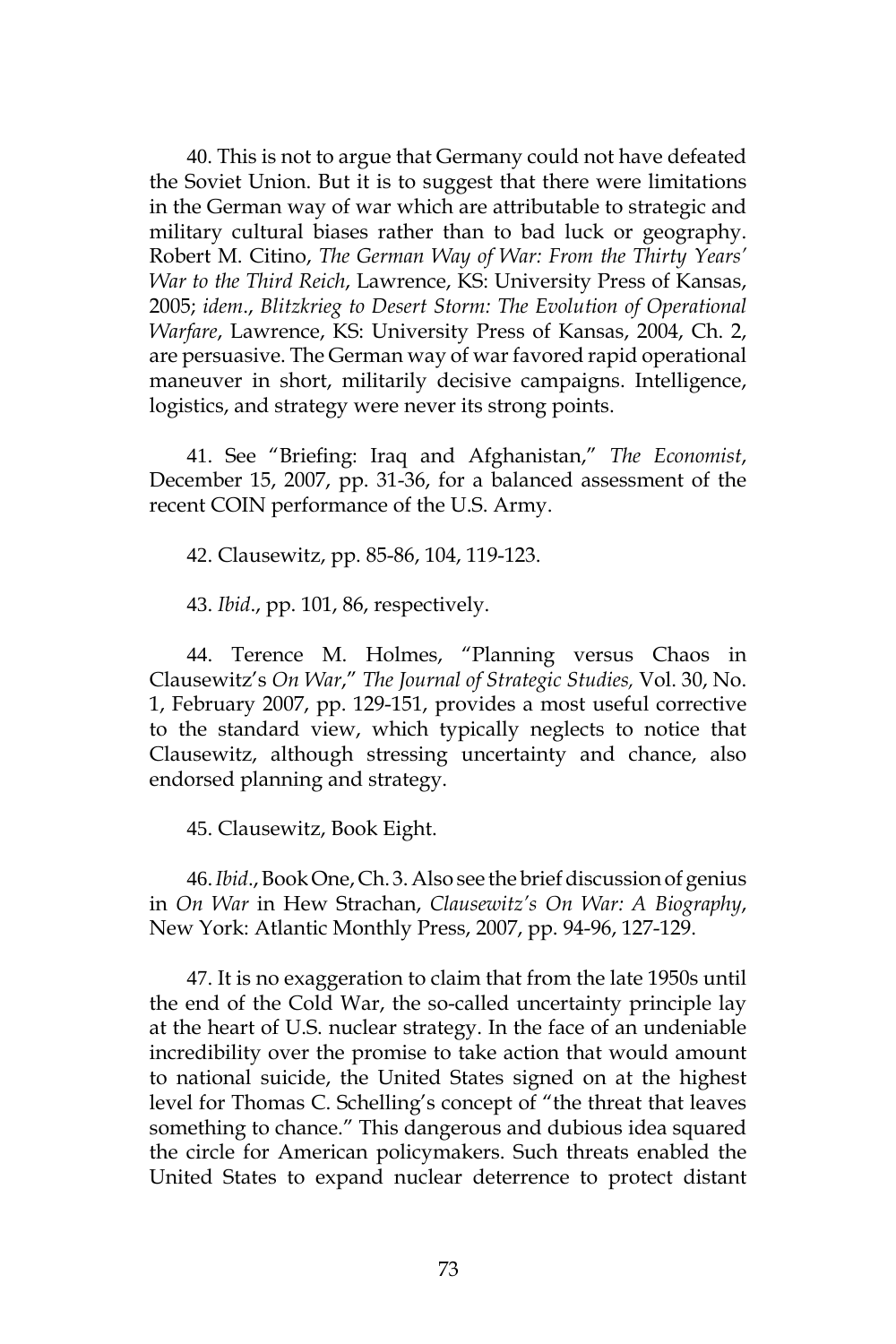40. This is not to argue that Germany could not have defeated the Soviet Union. But it is to suggest that there were limitations in the German way of war which are attributable to strategic and military cultural biases rather than to bad luck or geography. Robert M. Citino, *The German Way of War: From the Thirty Years' War to the Third Reich*, Lawrence, KS: University Press of Kansas, 2005; *idem*., *Blitzkrieg to Desert Storm: The Evolution of Operational Warfare*, Lawrence, KS: University Press of Kansas, 2004, Ch. 2, are persuasive. The German way of war favored rapid operational maneuver in short, militarily decisive campaigns. Intelligence, logistics, and strategy were never its strong points.

41. See "Briefing: Iraq and Afghanistan," *The Economist*, December 15, 2007, pp. 31-36, for a balanced assessment of the recent COIN performance of the U.S. Army.

42. Clausewitz, pp. 85-86, 104, 119-123.

43. *Ibid*., pp. 101, 86, respectively.

44. Terence M. Holmes, "Planning versus Chaos in Clausewitz's *On War*," *The Journal of Strategic Studies,* Vol. 30, No. 1, February 2007, pp. 129-151, provides a most useful corrective to the standard view, which typically neglects to notice that Clausewitz, although stressing uncertainty and chance, also endorsed planning and strategy.

45. Clausewitz, Book Eight.

46. *Ibid*., Book One, Ch. 3. Also see the brief discussion of genius in *On War* in Hew Strachan, *Clausewitz's On War: A Biography*, New York: Atlantic Monthly Press, 2007, pp. 94-96, 127-129.

47. It is no exaggeration to claim that from the late 1950s until the end of the Cold War, the so-called uncertainty principle lay at the heart of U.S. nuclear strategy. In the face of an undeniable incredibility over the promise to take action that would amount to national suicide, the United States signed on at the highest level for Thomas C. Schelling's concept of "the threat that leaves something to chance." This dangerous and dubious idea squared the circle for American policymakers. Such threats enabled the United States to expand nuclear deterrence to protect distant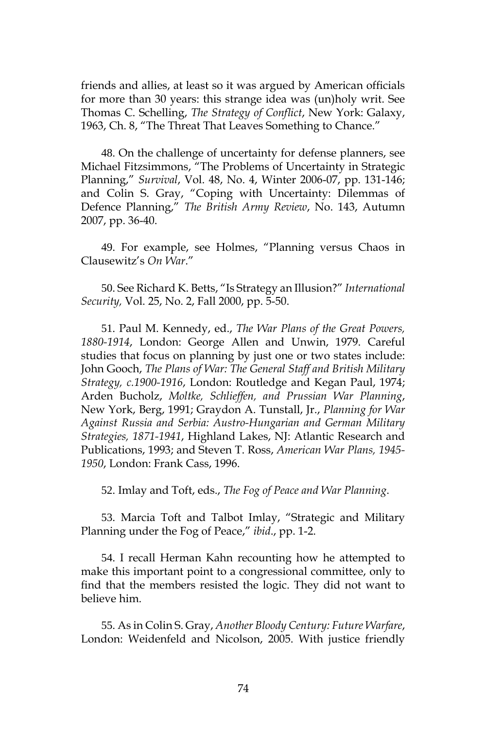friends and allies, at least so it was argued by American officials for more than 30 years: this strange idea was (un)holy writ. See Thomas C. Schelling, *The Strategy of Conflict*, New York: Galaxy, 1963, Ch. 8, "The Threat That Leaves Something to Chance."

48. On the challenge of uncertainty for defense planners, see Michael Fitzsimmons, "The Problems of Uncertainty in Strategic Planning," *Survival*, Vol. 48, No. 4, Winter 2006-07, pp. 131-146; and Colin S. Gray, "Coping with Uncertainty: Dilemmas of Defence Planning," *The British Army Review*, No. 143, Autumn 2007, pp. 36-40.

49. For example, see Holmes, "Planning versus Chaos in Clausewitz's *On War*."

50. See Richard K. Betts, "Is Strategy an Illusion?" *International Security,* Vol. 25, No. 2, Fall 2000, pp. 5-50.

51. Paul M. Kennedy, ed., *The War Plans of the Great Powers, 1880-1914*, London: George Allen and Unwin, 1979. Careful studies that focus on planning by just one or two states include: John Gooch, *The Plans of War: The General Staff and British Military Strategy, c.1900-1916*, London: Routledge and Kegan Paul, 1974; Arden Bucholz, *Moltke, Schlieffen, and Prussian War Planning*, New York, Berg, 1991; Graydon A. Tunstall, Jr., *Planning for War Against Russia and Serbia: Austro-Hungarian and German Military Strategies, 1871-1941*, Highland Lakes, NJ: Atlantic Research and Publications, 1993; and Steven T. Ross, *American War Plans, 1945-1950*, London: Frank Cass, 1996.

52. Imlay and Toft, eds., *The Fog of Peace and War Planning*.

53. Marcia Toft and Talbot Imlay, "Strategic and Military Planning under the Fog of Peace," *ibid*., pp. 1-2.

54. I recall Herman Kahn recounting how he attempted to make this important point to a congressional committee, only to find that the members resisted the logic. They did not want to believe him.

55. As in Colin S. Gray, *Another Bloody Century: Future Warfare*, London: Weidenfeld and Nicolson, 2005. With justice friendly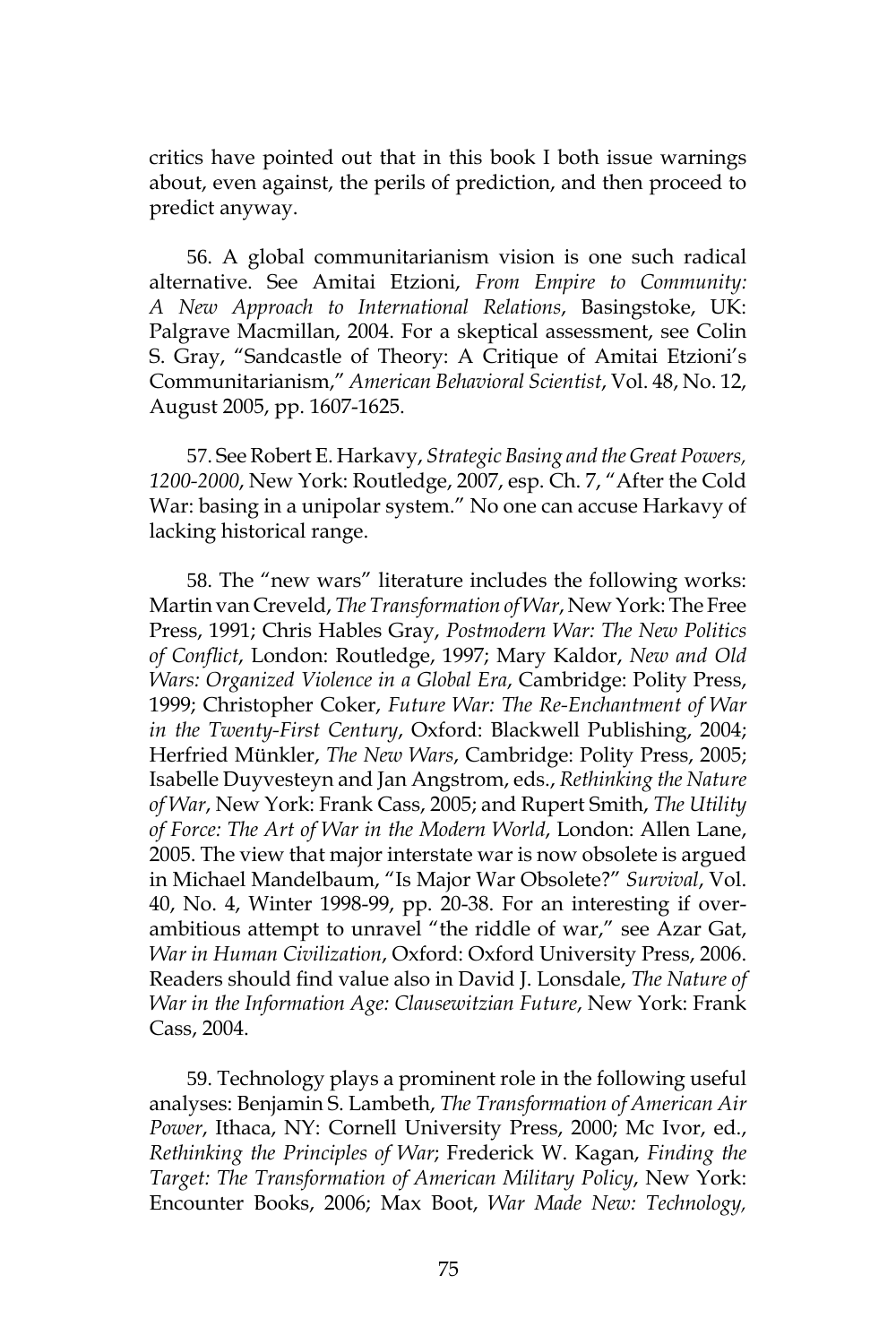critics have pointed out that in this book I both issue warnings about, even against, the perils of prediction, and then proceed to predict anyway.

56. A global communitarianism vision is one such radical alternative. See Amitai Etzioni, *From Empire to Community: A New Approach to International Relations*, Basingstoke, UK: Palgrave Macmillan, 2004. For a skeptical assessment, see Colin S. Gray, "Sandcastle of Theory: A Critique of Amitai Etzioni's Communitarianism," *American Behavioral Scientist*, Vol. 48, No. 12, August 2005, pp. 1607-1625.

57. See Robert E. Harkavy, *Strategic Basing and the Great Powers, 1200-2000*, New York: Routledge, 2007, esp. Ch. 7, "After the Cold War: basing in a unipolar system." No one can accuse Harkavy of lacking historical range.

58. The "new wars" literature includes the following works: Martin van Creveld, *The Transformation of War*, New York: The Free Press, 1991; Chris Hables Gray, *Postmodern War: The New Politics of Conflict*, London: Routledge, 1997; Mary Kaldor, *New and Old Wars: Organized Violence in a Global Era*, Cambridge: Polity Press, 1999; Christopher Coker, *Future War: The Re-Enchantment of War in the Twenty-First Century*, Oxford: Blackwell Publishing, 2004; Herfried Münkler, *The New Wars*, Cambridge: Polity Press, 2005; Isabelle Duyvesteyn and Jan Angstrom, eds., *Rethinking the Nature of War*, New York: Frank Cass, 2005; and Rupert Smith, *The Utility of Force: The Art of War in the Modern World*, London: Allen Lane, 2005. The view that major interstate war is now obsolete is argued in Michael Mandelbaum, "Is Major War Obsolete?" *Survival*, Vol. 40, No. 4, Winter 1998-99, pp. 20-38. For an interesting if over-ambitious attempt to unravel "the riddle of war," see Azar Gat, *War in Human Civilization*, Oxford: Oxford University Press, 2006. Readers should find value also in David J. Lonsdale, *The Nature of War in the Information Age: Clausewitzian Future*, New York: Frank Cass, 2004.

59. Technology plays a prominent role in the following useful analyses: Benjamin S. Lambeth, *The Transformation of American Air Power*, Ithaca, NY: Cornell University Press, 2000; Mc Ivor, ed., *Rethinking the Principles of War*; Frederick W. Kagan, *Finding the Target: The Transformation of American Military Policy*, New York: Encounter Books, 2006; Max Boot, *War Made New: Technology,*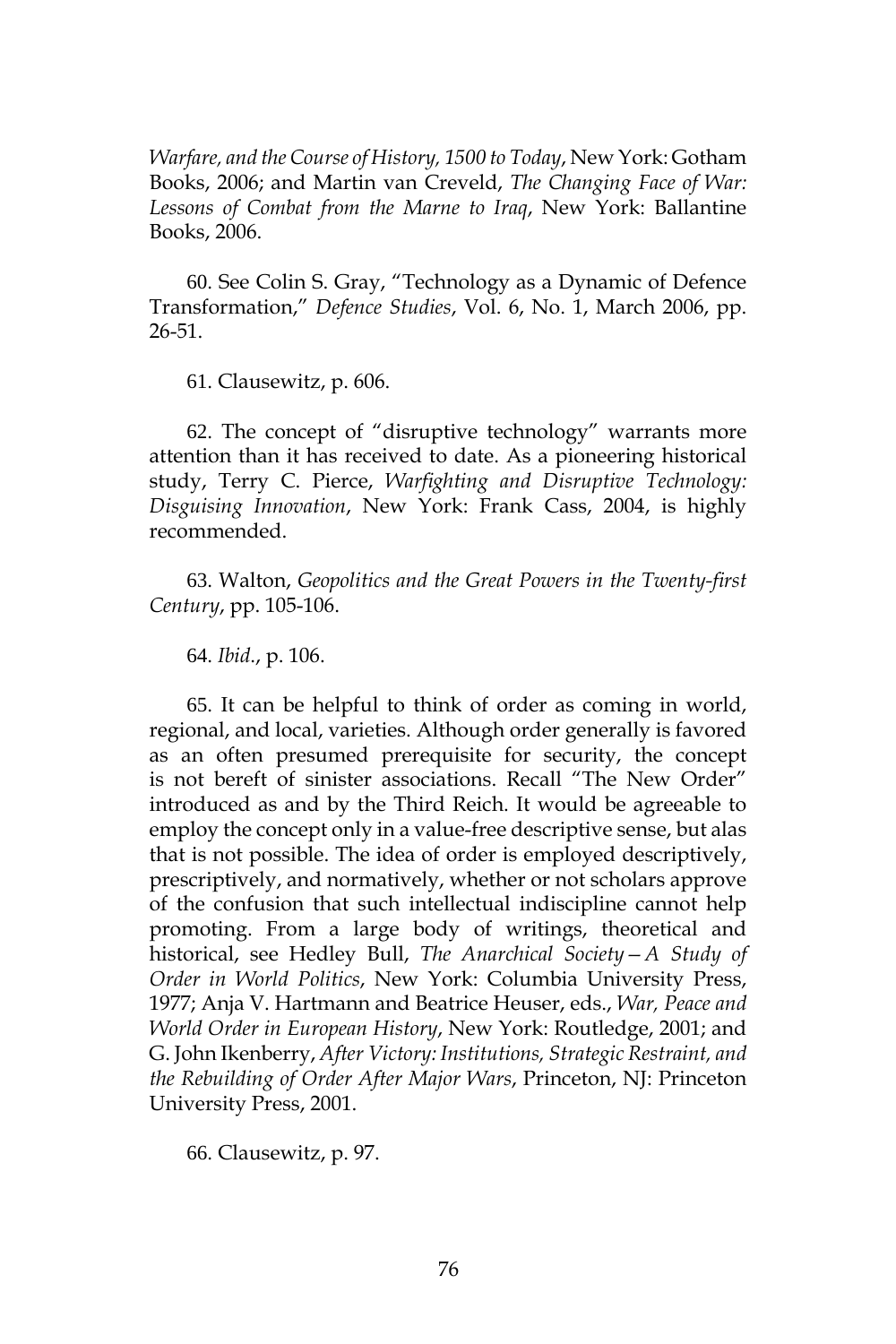*Warfare, and the Course of History, 1500 to Today*, New York: Gotham Books, 2006; and Martin van Creveld, *The Changing Face of War: Lessons of Combat from the Marne to Iraq*, New York: Ballantine Books, 2006.

60. See Colin S. Gray, "Technology as a Dynamic of Defence Transformation," *Defence Studies*, Vol. 6, No. 1, March 2006, pp. 26-51.

61. Clausewitz, p. 606.

62. The concept of "disruptive technology" warrants more attention than it has received to date. As a pioneering historical study, Terry C. Pierce, *Warfighting and Disruptive Technology: Disguising Innovation*, New York: Frank Cass, 2004, is highly recommended.

63. Walton, *Geopolitics and the Great Powers in the Twenty-first Century*, pp. 105-106.

64. *Ibid*., p. 106.

65. It can be helpful to think of order as coming in world, regional, and local, varieties. Although order generally is favored as an often presumed prerequisite for security, the concept is not bereft of sinister associations. Recall "The New Order" introduced as and by the Third Reich. It would be agreeable to employ the concept only in a value-free descriptive sense, but alas that is not possible. The idea of order is employed descriptively, prescriptively, and normatively, whether or not scholars approve of the confusion that such intellectual indiscipline cannot help promoting. From a large body of writings, theoretical and historical, see Hedley Bull, *The Anarchical Society—A Study of Order in World Politics*, New York: Columbia University Press, 1977; Anja V. Hartmann and Beatrice Heuser, eds., *War, Peace and World Order in European History*, New York: Routledge, 2001; and G. John Ikenberry, *After Victory: Institutions, Strategic Restraint, and the Rebuilding of Order After Major Wars*, Princeton, NJ: Princeton University Press, 2001.

66. Clausewitz, p. 97.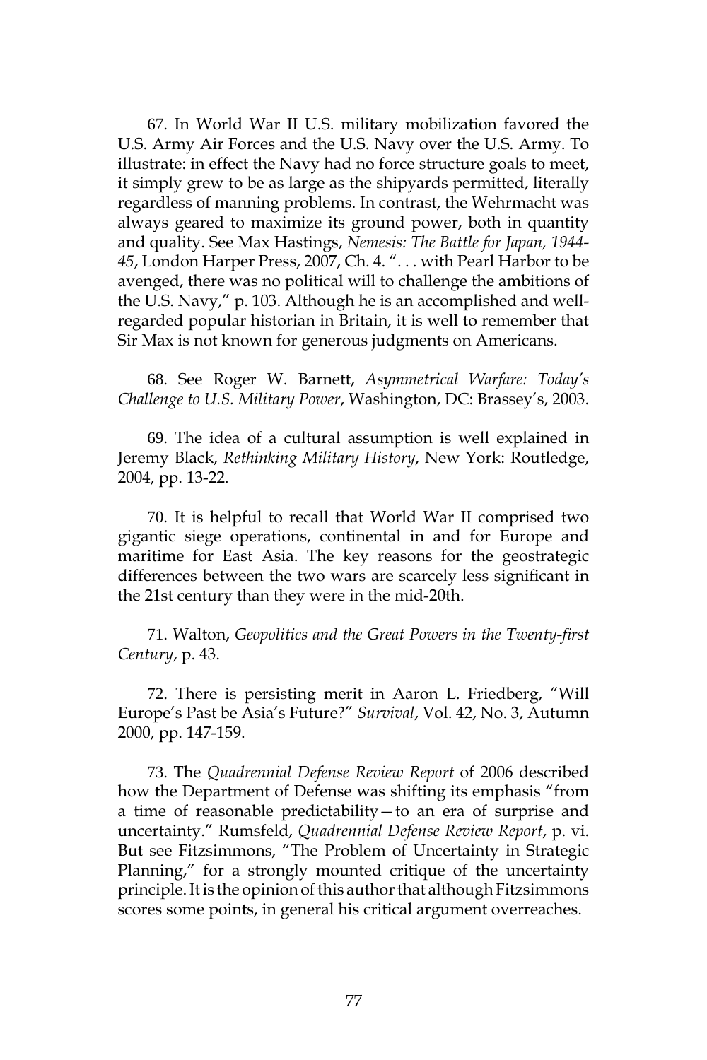67. In World War II U.S. military mobilization favored the U.S. Army Air Forces and the U.S. Navy over the U.S. Army. To illustrate: in effect the Navy had no force structure goals to meet, it simply grew to be as large as the shipyards permitted, literally regardless of manning problems. In contrast, the Wehrmacht was always geared to maximize its ground power, both in quantity and quality. See Max Hastings, *Nemesis: The Battle for Japan, 1944-45*, London Harper Press, 2007, Ch. 4. ". . . with Pearl Harbor to be avenged, there was no political will to challenge the ambitions of the U.S. Navy," p. 103. Although he is an accomplished and well-regarded popular historian in Britain, it is well to remember that Sir Max is not known for generous judgments on Americans.

68. See Roger W. Barnett, *Asymmetrical Warfare: Today's Challenge to U.S. Military Power*, Washington, DC: Brassey's, 2003.

69. The idea of a cultural assumption is well explained in Jeremy Black, *Rethinking Military History*, New York: Routledge, 2004, pp. 13-22.

70. It is helpful to recall that World War II comprised two gigantic siege operations, continental in and for Europe and maritime for East Asia. The key reasons for the geostrategic differences between the two wars are scarcely less significant in the 21st century than they were in the mid-20th.

71. Walton, *Geopolitics and the Great Powers in the Twenty-first Century*, p. 43.

72. There is persisting merit in Aaron L. Friedberg, "Will Europe's Past be Asia's Future?" *Survival*, Vol. 42, No. 3, Autumn 2000, pp. 147-159.

73. The *Quadrennial Defense Review Report* of 2006 described how the Department of Defense was shifting its emphasis "from a time of reasonable predictability—to an era of surprise and uncertainty." Rumsfeld, *Quadrennial Defense Review Report*, p. vi. But see Fitzsimmons, "The Problem of Uncertainty in Strategic Planning," for a strongly mounted critique of the uncertainty principle. It is the opinion of this author that although Fitzsimmons scores some points, in general his critical argument overreaches.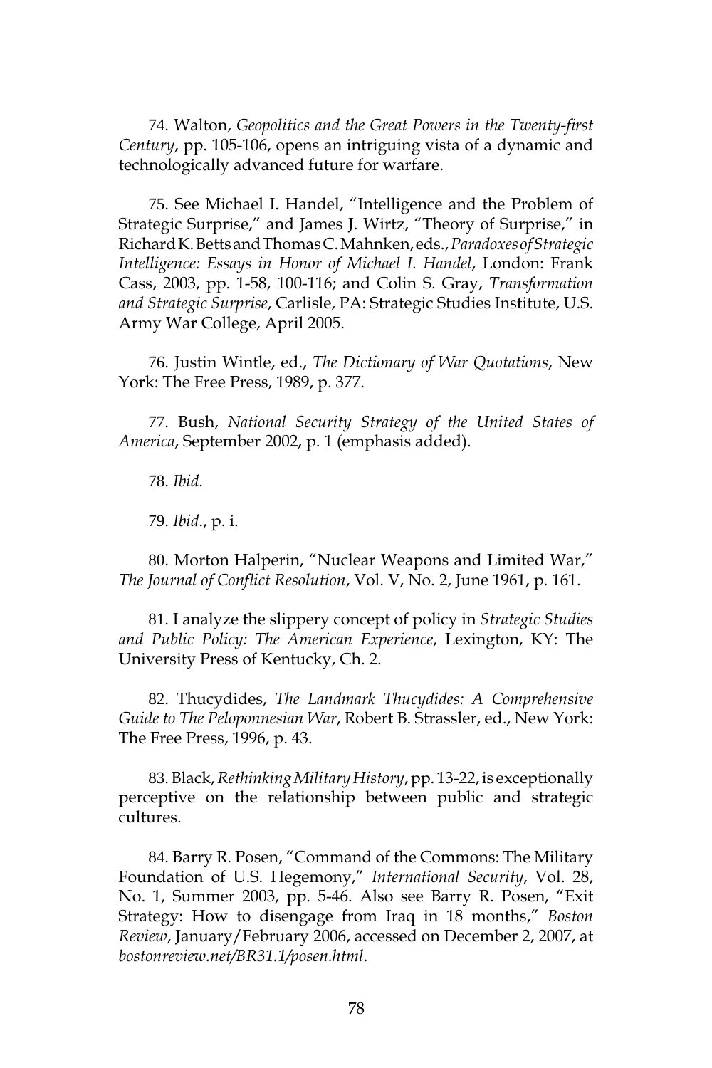74. Walton, *Geopolitics and the Great Powers in the Twenty-first Century*, pp. 105-106, opens an intriguing vista of a dynamic and technologically advanced future for warfare.

75. See Michael I. Handel, "Intelligence and the Problem of Strategic Surprise," and James J. Wirtz, "Theory of Surprise," in Richard K. Betts and Thomas C. Mahnken, eds., *Paradoxes of Strategic Intelligence: Essays in Honor of Michael I. Handel*, London: Frank Cass, 2003, pp. 1-58, 100-116; and Colin S. Gray, *Transformation and Strategic Surprise*, Carlisle, PA: Strategic Studies Institute, U.S. Army War College, April 2005.

76. Justin Wintle, ed., *The Dictionary of War Quotations*, New York: The Free Press, 1989, p. 377.

77. Bush, *National Security Strategy of the United States of America*, September 2002, p. 1 (emphasis added).

78. *Ibid*.

79. *Ibid*., p. i.

80. Morton Halperin, "Nuclear Weapons and Limited War," *The Journal of Conflict Resolution*, Vol. V, No. 2, June 1961, p. 161.

81. I analyze the slippery concept of policy in *Strategic Studies and Public Policy: The American Experience*, Lexington, KY: The University Press of Kentucky, Ch. 2.

82. Thucydides, *The Landmark Thucydides: A Comprehensive Guide to The Peloponnesian War*, Robert B. Strassler, ed., New York: The Free Press, 1996, p. 43.

83. Black, *Rethinking Military History*, pp. 13-22, is exceptionally perceptive on the relationship between public and strategic cultures.

84. Barry R. Posen, "Command of the Commons: The Military Foundation of U.S. Hegemony," *International Security*, Vol. 28, No. 1, Summer 2003, pp. 5-46. Also see Barry R. Posen, "Exit Strategy: How to disengage from Iraq in 18 months," *Boston Review*, January/February 2006, accessed on December 2, 2007, at *bostonreview.net/BR31.1/posen.html*.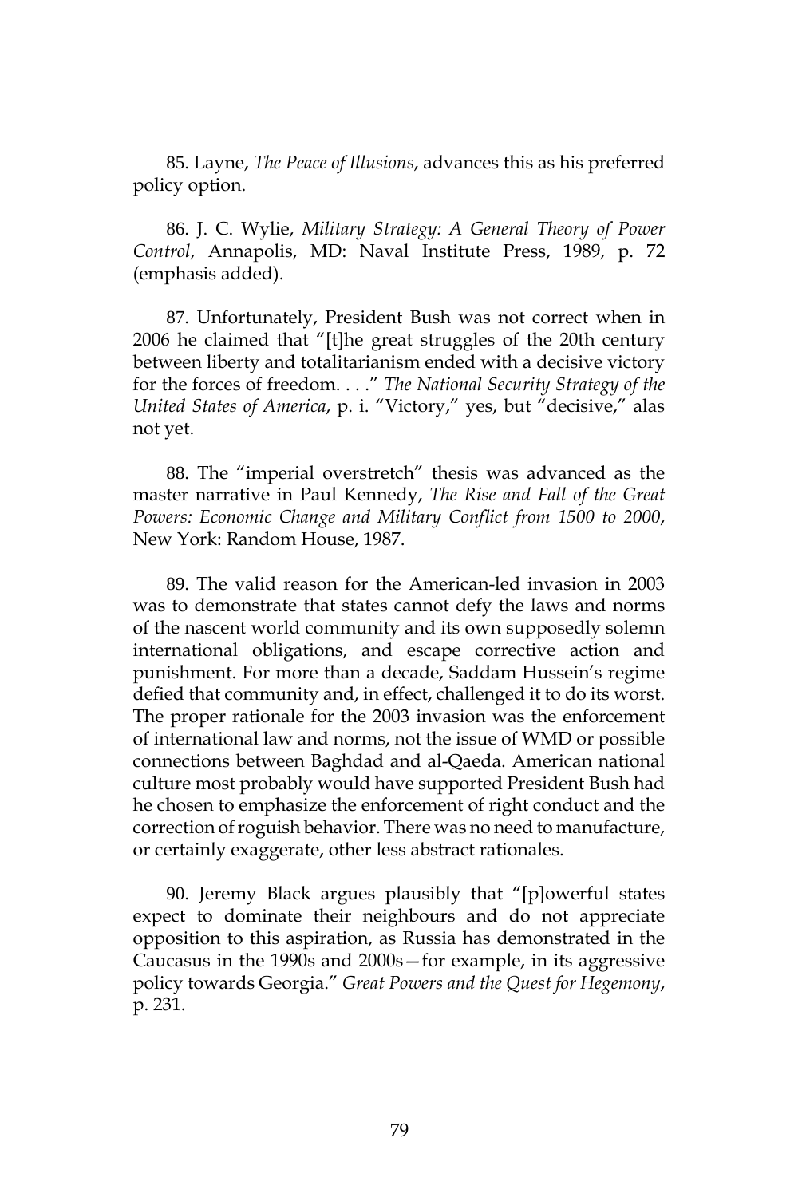85. Layne, *The Peace of Illusions*, advances this as his preferred policy option.

86. J. C. Wylie, *Military Strategy: A General Theory of Power Control*, Annapolis, MD: Naval Institute Press, 1989, p. 72 (emphasis added).

87. Unfortunately, President Bush was not correct when in 2006 he claimed that "[t]he great struggles of the 20th century between liberty and totalitarianism ended with a decisive victory for the forces of freedom. . . ." *The National Security Strategy of the United States of America*, p. i. "Victory," yes, but "decisive," alas not yet.

88. The "imperial overstretch" thesis was advanced as the master narrative in Paul Kennedy, *The Rise and Fall of the Great Powers: Economic Change and Military Conflict from 1500 to 2000*, New York: Random House, 1987.

89. The valid reason for the American-led invasion in 2003 was to demonstrate that states cannot defy the laws and norms of the nascent world community and its own supposedly solemn international obligations, and escape corrective action and punishment. For more than a decade, Saddam Hussein's regime defied that community and, in effect, challenged it to do its worst. The proper rationale for the 2003 invasion was the enforcement of international law and norms, not the issue of WMD or possible connections between Baghdad and al-Qaeda. American national culture most probably would have supported President Bush had he chosen to emphasize the enforcement of right conduct and the correction of roguish behavior. There was no need to manufacture, or certainly exaggerate, other less abstract rationales.

90. Jeremy Black argues plausibly that "[p]owerful states expect to dominate their neighbours and do not appreciate opposition to this aspiration, as Russia has demonstrated in the Caucasus in the 1990s and 2000s—for example, in its aggressive policy towards Georgia." *Great Powers and the Quest for Hegemony*, p. 231.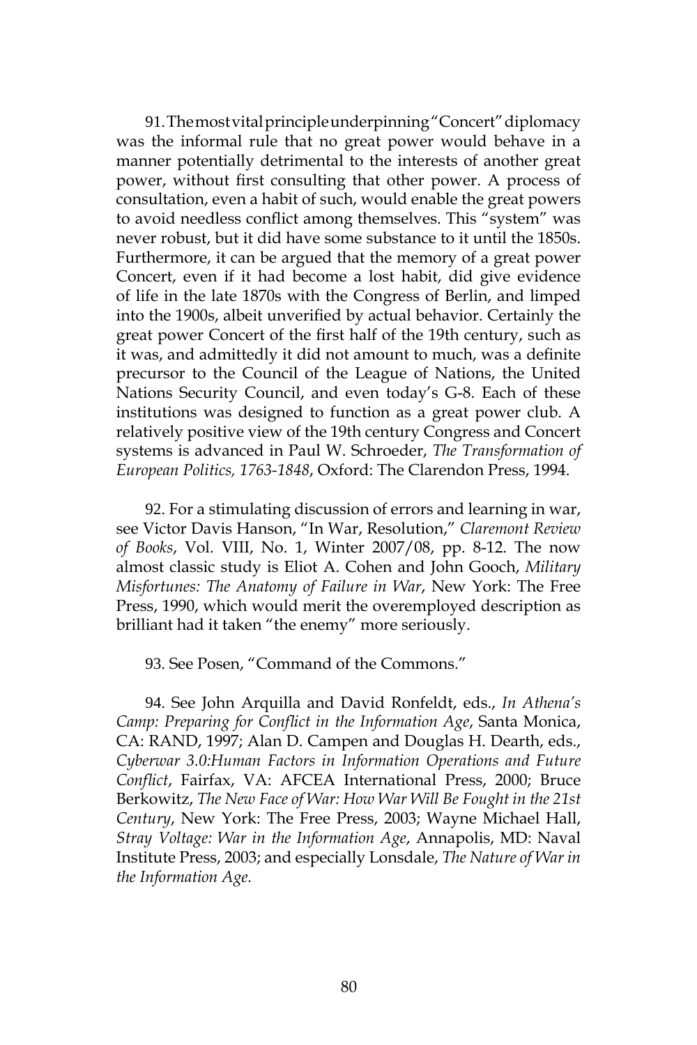91. The most vital principle underpinning "Concert" diplomacy was the informal rule that no great power would behave in a manner potentially detrimental to the interests of another great power, without first consulting that other power. A process of consultation, even a habit of such, would enable the great powers to avoid needless conflict among themselves. This "system" was never robust, but it did have some substance to it until the 1850s. Furthermore, it can be argued that the memory of a great power Concert, even if it had become a lost habit, did give evidence of life in the late 1870s with the Congress of Berlin, and limped into the 1900s, albeit unverified by actual behavior. Certainly the great power Concert of the first half of the 19th century, such as it was, and admittedly it did not amount to much, was a definite precursor to the Council of the League of Nations, the United Nations Security Council, and even today's G-8. Each of these institutions was designed to function as a great power club. A relatively positive view of the 19th century Congress and Concert systems is advanced in Paul W. Schroeder, *The Transformation of European Politics, 1763-1848*, Oxford: The Clarendon Press, 1994.

92. For a stimulating discussion of errors and learning in war, see Victor Davis Hanson, "In War, Resolution," *Claremont Review of Books*, Vol. VIII, No. 1, Winter 2007/08, pp. 8-12. The now almost classic study is Eliot A. Cohen and John Gooch, *Military Misfortunes: The Anatomy of Failure in War*, New York: The Free Press, 1990, which would merit the overemployed description as brilliant had it taken "the enemy" more seriously.

93. See Posen, "Command of the Commons."

94. See John Arquilla and David Ronfeldt, eds., *In Athena's Camp: Preparing for Conflict in the Information Age*, Santa Monica, CA: RAND, 1997; Alan D. Campen and Douglas H. Dearth, eds., *Cyberwar 3.0:Human Factors in Information Operations and Future Conflict*, Fairfax, VA: AFCEA International Press, 2000; Bruce Berkowitz, *The New Face of War: How War Will Be Fought in the 21st Century*, New York: The Free Press, 2003; Wayne Michael Hall, *Stray Voltage: War in the Information Age*, Annapolis, MD: Naval Institute Press, 2003; and especially Lonsdale, *The Nature of War in the Information Age.*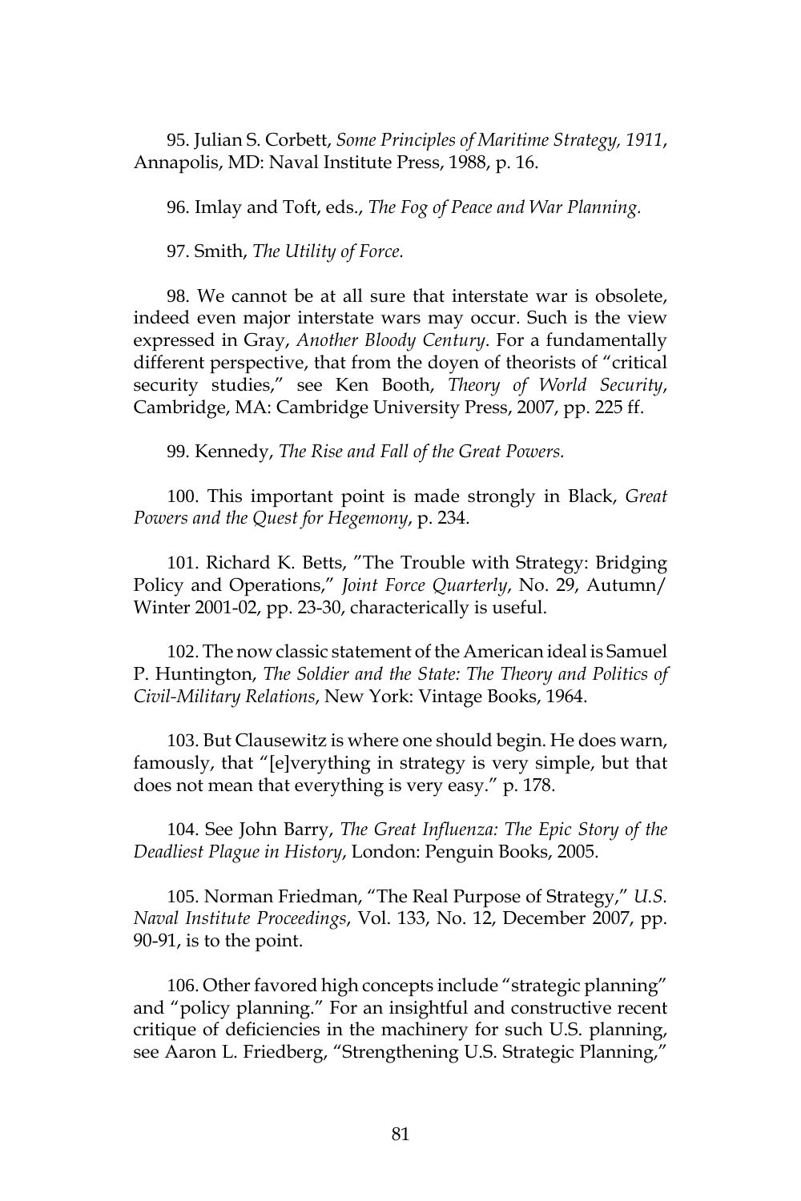95. Julian S. Corbett, *Some Principles of Maritime Strategy, 1911*, Annapolis, MD: Naval Institute Press, 1988, p. 16.

96. Imlay and Toft, eds., *The Fog of Peace and War Planning.*

97. Smith, *The Utility of Force.*

98. We cannot be at all sure that interstate war is obsolete, indeed even major interstate wars may occur. Such is the view expressed in Gray, *Another Bloody Century*. For a fundamentally different perspective, that from the doyen of theorists of "critical security studies," see Ken Booth, *Theory of World Security*, Cambridge, MA: Cambridge University Press, 2007, pp. 225 ff.

99. Kennedy, *The Rise and Fall of the Great Powers.*

100. This important point is made strongly in Black, *Great Powers and the Quest for Hegemony*, p. 234.

101. Richard K. Betts, "The Trouble with Strategy: Bridging Policy and Operations," *Joint Force Quarterly*, No. 29, Autumn/ Winter 2001-02, pp. 23-30, characterically is useful.

102. The now classic statement of the American ideal is Samuel P. Huntington, *The Soldier and the State: The Theory and Politics of Civil-Military Relations*, New York: Vintage Books, 1964.

103. But Clausewitz is where one should begin. He does warn, famously, that "[e]verything in strategy is very simple, but that does not mean that everything is very easy." p. 178.

104. See John Barry, *The Great Influenza: The Epic Story of the Deadliest Plague in History*, London: Penguin Books, 2005.

105. Norman Friedman, "The Real Purpose of Strategy," *U.S. Naval Institute Proceedings*, Vol. 133, No. 12, December 2007, pp. 90-91, is to the point.

106. Other favored high concepts include "strategic planning" and "policy planning." For an insightful and constructive recent critique of deficiencies in the machinery for such U.S. planning, see Aaron L. Friedberg, "Strengthening U.S. Strategic Planning,"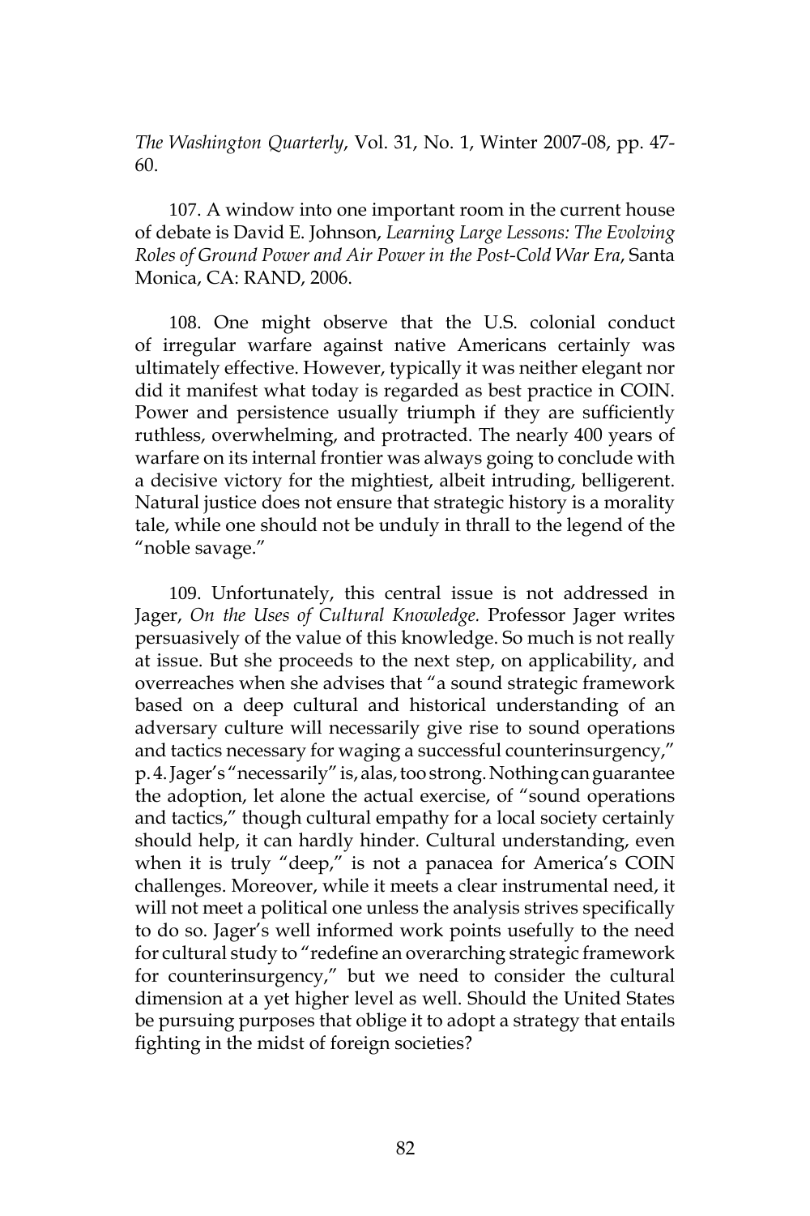*The Washington Quarterly*, Vol. 31, No. 1, Winter 2007-08, pp. 47-60.

107. A window into one important room in the current house of debate is David E. Johnson, *Learning Large Lessons: The Evolving Roles of Ground Power and Air Power in the Post-Cold War Era*, Santa Monica, CA: RAND, 2006.

108. One might observe that the U.S. colonial conduct of irregular warfare against native Americans certainly was ultimately effective. However, typically it was neither elegant nor did it manifest what today is regarded as best practice in COIN. Power and persistence usually triumph if they are sufficiently ruthless, overwhelming, and protracted. The nearly 400 years of warfare on its internal frontier was always going to conclude with a decisive victory for the mightiest, albeit intruding, belligerent. Natural justice does not ensure that strategic history is a morality tale, while one should not be unduly in thrall to the legend of the "noble savage."

109. Unfortunately, this central issue is not addressed in Jager, *On the Uses of Cultural Knowledge.* Professor Jager writes persuasively of the value of this knowledge. So much is not really at issue. But she proceeds to the next step, on applicability, and overreaches when she advises that "a sound strategic framework based on a deep cultural and historical understanding of an adversary culture will necessarily give rise to sound operations and tactics necessary for waging a successful counterinsurgency," p. 4. Jager's "necessarily" is, alas, too strong. Nothing can guarantee the adoption, let alone the actual exercise, of "sound operations and tactics," though cultural empathy for a local society certainly should help, it can hardly hinder. Cultural understanding, even when it is truly "deep," is not a panacea for America's COIN challenges. Moreover, while it meets a clear instrumental need, it will not meet a political one unless the analysis strives specifically to do so. Jager's well informed work points usefully to the need for cultural study to "redefine an overarching strategic framework for counterinsurgency," but we need to consider the cultural dimension at a yet higher level as well. Should the United States be pursuing purposes that oblige it to adopt a strategy that entails fighting in the midst of foreign societies?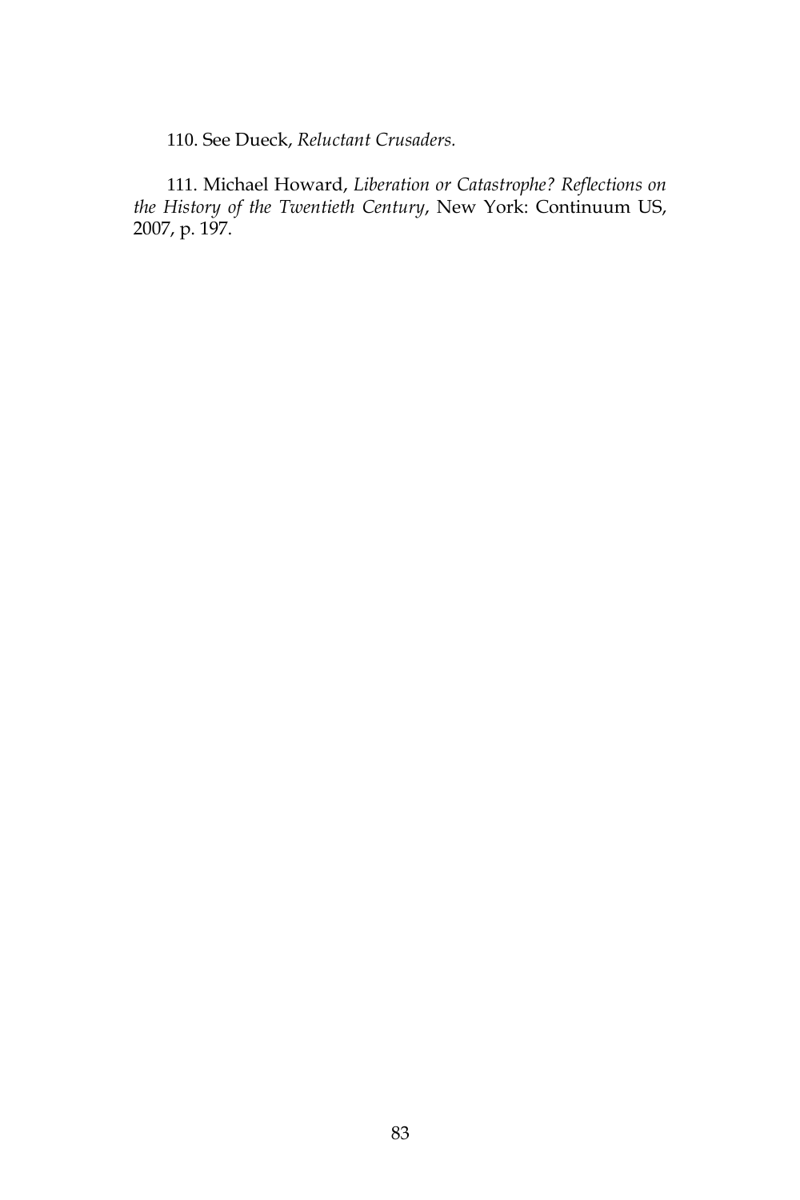110. See Dueck, *Reluctant Crusaders.*

111. Michael Howard, *Liberation or Catastrophe? Reflections on the History of the Twentieth Century*, New York: Continuum US, 2007, p. 197.